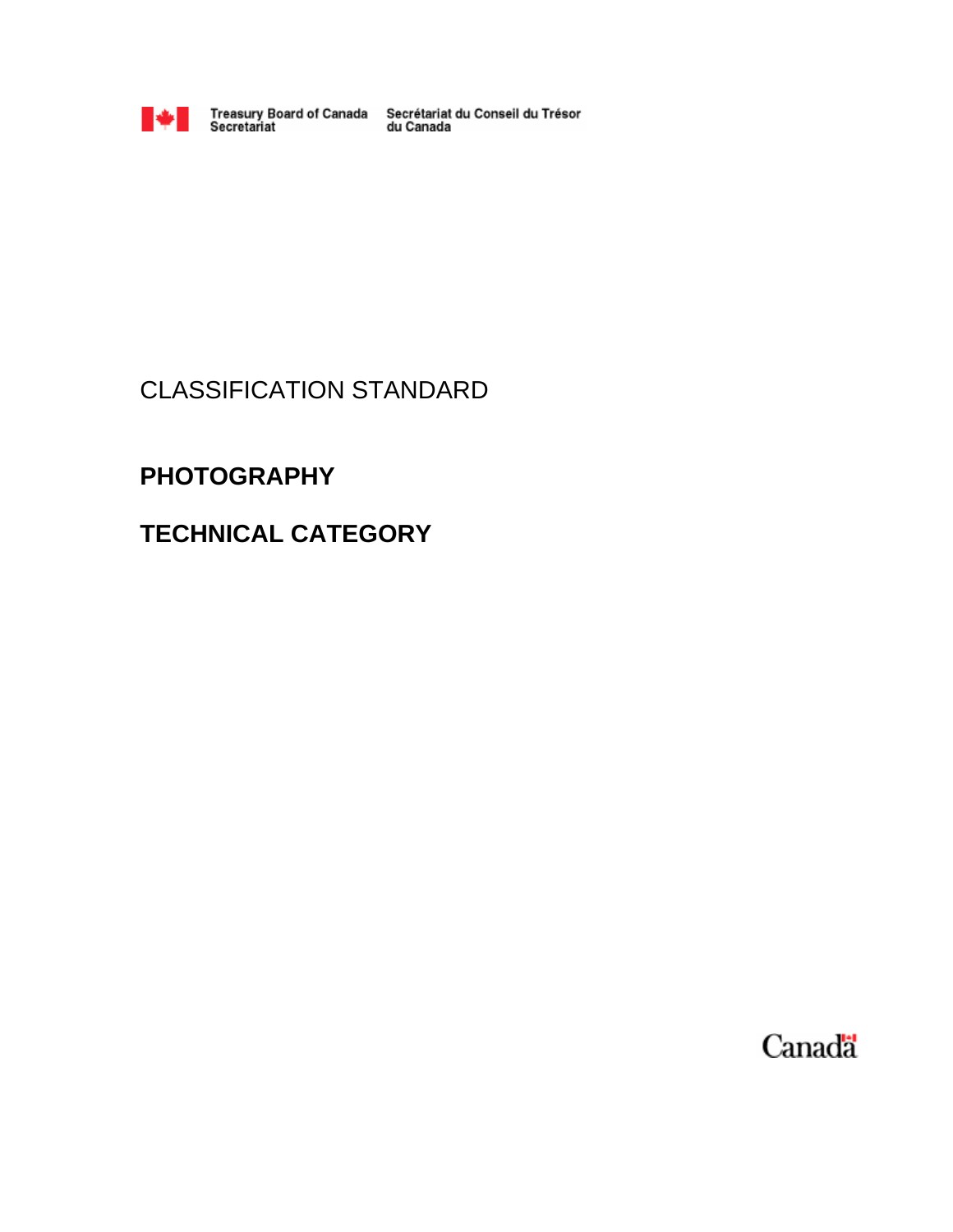Treasury Board of Canada Secretariat — Secrétariat du Conseil du Trésor du Canada

CLASSIFICATION STANDARD

# PHOTOGRAPHY

# TECHNICAL CATEGORY

Canada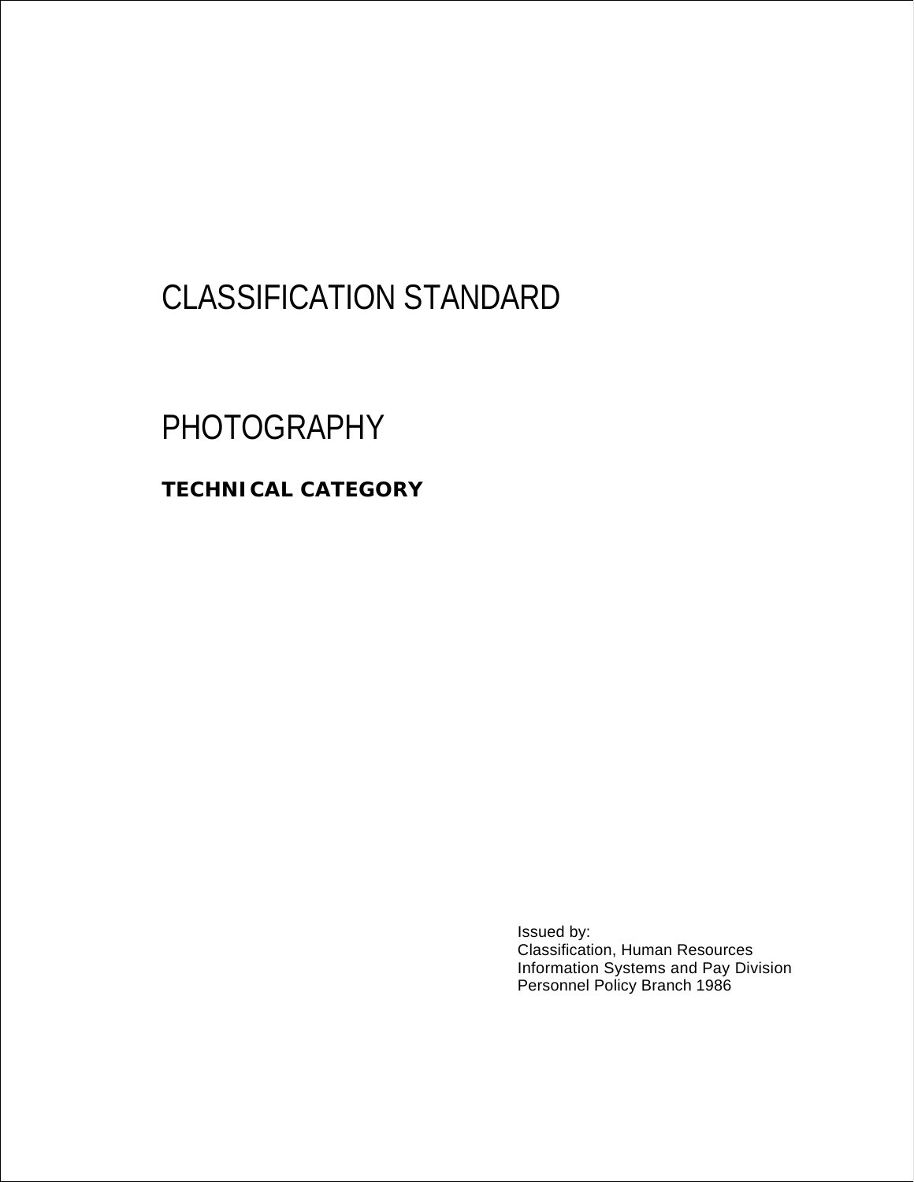# CLASSIFICATION STANDARD

# PHOTOGRAPHY

**TECHNICAL CATEGORY**

Issued by:
Classification, Human Resources
Information Systems and Pay Division
Personnel Policy Branch 1986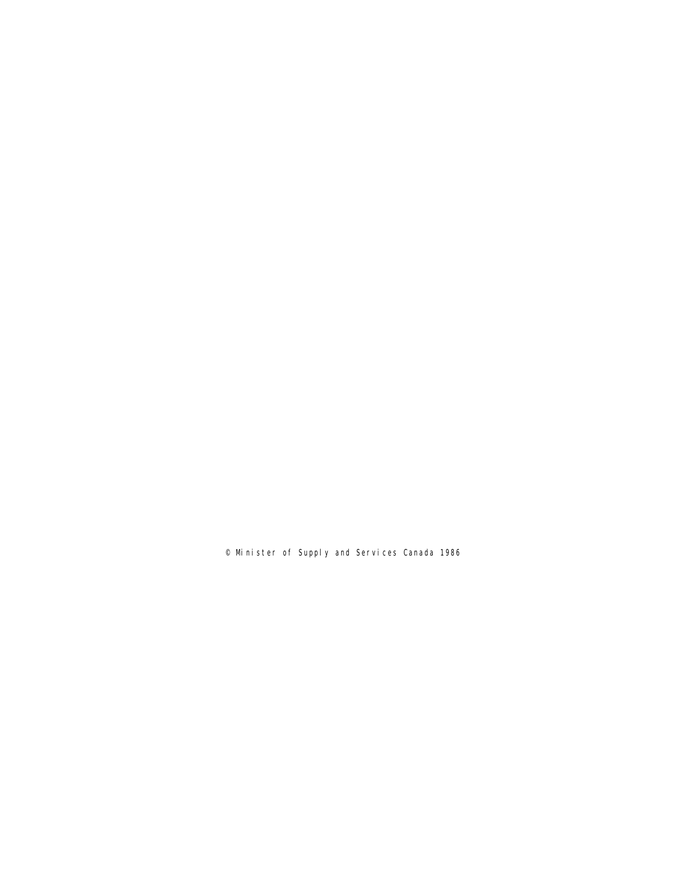© Minister of Supply and Services Canada 1986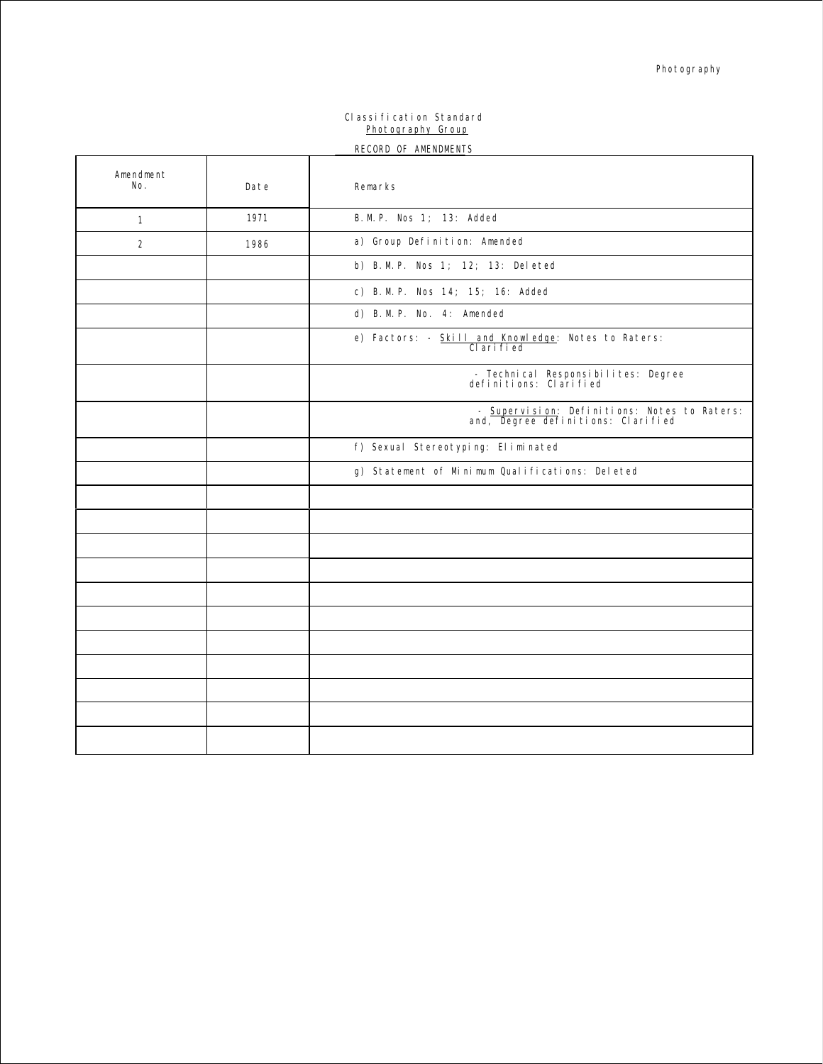Classification Standard
Photography Group

RECORD OF AMENDMENTS

| Amendment No. | Date | Remarks |
|---|---|---|
| 1 | 1971 | B.M.P. Nos 1; 13: Added |
| 2 | 1986 | a) Group Definition: Amended |
| | | b) B.M.P. Nos 1; 12; 13: Deleted |
| | | c) B.M.P. Nos 14; 15; 16: Added |
| | | d) B.M.P. No. 4: Amended |
| | | e) Factors: - Skill and Knowledge: Notes to Raters: Clarified |
| | | - Technical Responsibilites: Degree definitions: Clarified |
| | | - Supervision: Definitions: Notes to Raters: and, Degree definitions: Clarified |
| | | f) Sexual Stereotyping: Eliminated |
| | | g) Statement of Minimum Qualifications: Deleted |
| | | |
| | | |
| | | |
| | | |
| | | |
| | | |
| | | |
| | | |
| | | |
| | | |
| | | |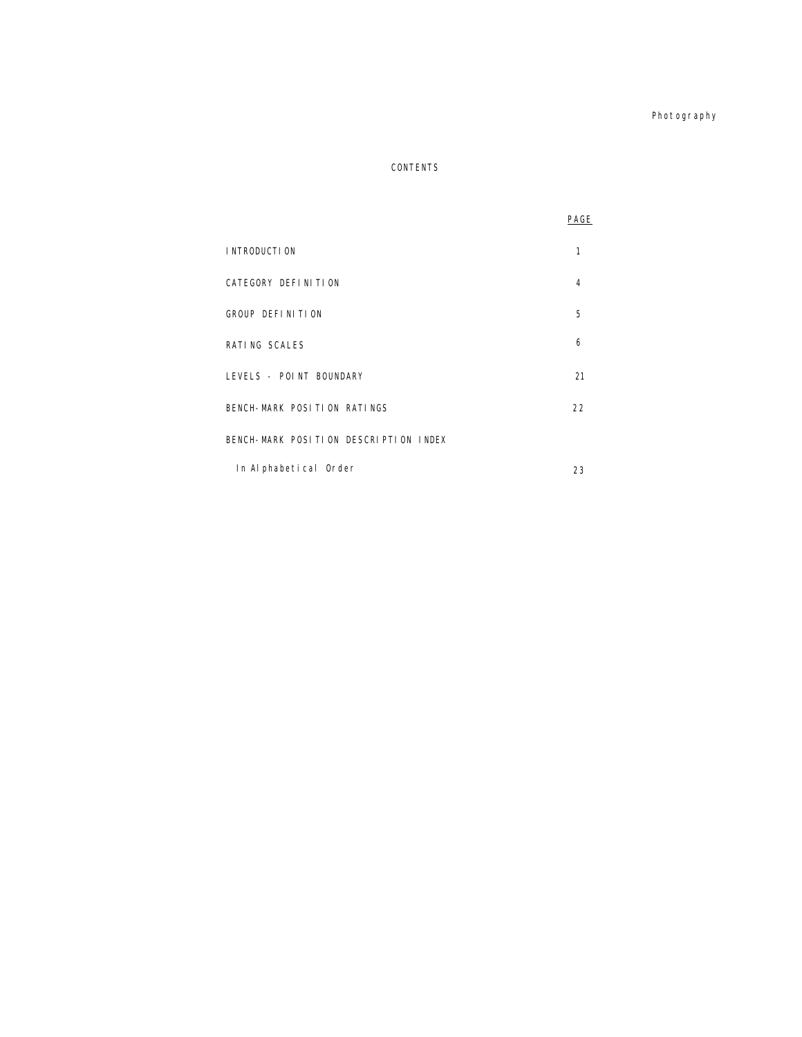# CONTENTS

| | PAGE |
|---|---|
| INTRODUCTION | 1 |
| CATEGORY DEFINITION | 4 |
| GROUP DEFINITION | 5 |
| RATING SCALES | 6 |
| LEVELS - POINT BOUNDARY | 21 |
| BENCH-MARK POSITION RATINGS | 22 |
| BENCH-MARK POSITION DESCRIPTION INDEX | |
| In Alphabetical Order | 23 |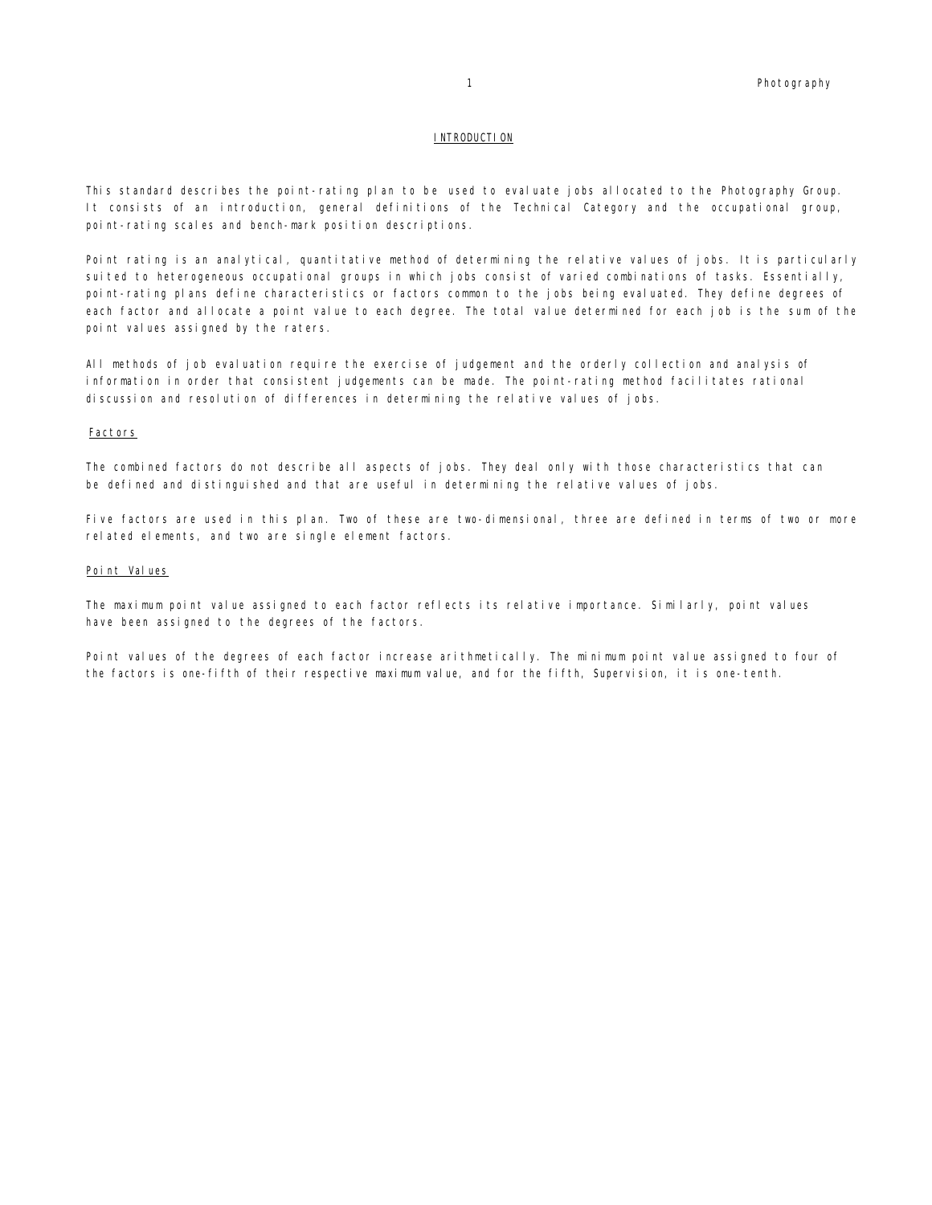## INTRODUCTION

This standard describes the point-rating plan to be used to evaluate jobs allocated to the Photography Group. It consists of an introduction, general definitions of the Technical Category and the occupational group, point-rating scales and bench-mark position descriptions.

Point rating is an analytical, quantitative method of determining the relative values of jobs. It is particularly suited to heterogeneous occupational groups in which jobs consist of varied combinations of tasks. Essentially, point-rating plans define characteristics or factors common to the jobs being evaluated. They define degrees of each factor and allocate a point value to each degree. The total value determined for each job is the sum of the point values assigned by the raters.

All methods of job evaluation require the exercise of judgement and the orderly collection and analysis of information in order that consistent judgements can be made. The point-rating method facilitates rational discussion and resolution of differences in determining the relative values of jobs.

### Factors

The combined factors do not describe all aspects of jobs. They deal only with those characteristics that can be defined and distinguished and that are useful in determining the relative values of jobs.

Five factors are used in this plan. Two of these are two-dimensional, three are defined in terms of two or more related elements, and two are single element factors.

### Point Values

The maximum point value assigned to each factor reflects its relative importance. Similarly, point values have been assigned to the degrees of the factors.

Point values of the degrees of each factor increase arithmetically. The minimum point value assigned to four of the factors is one-fifth of their respective maximum value, and for the fifth, Supervision, it is one-tenth.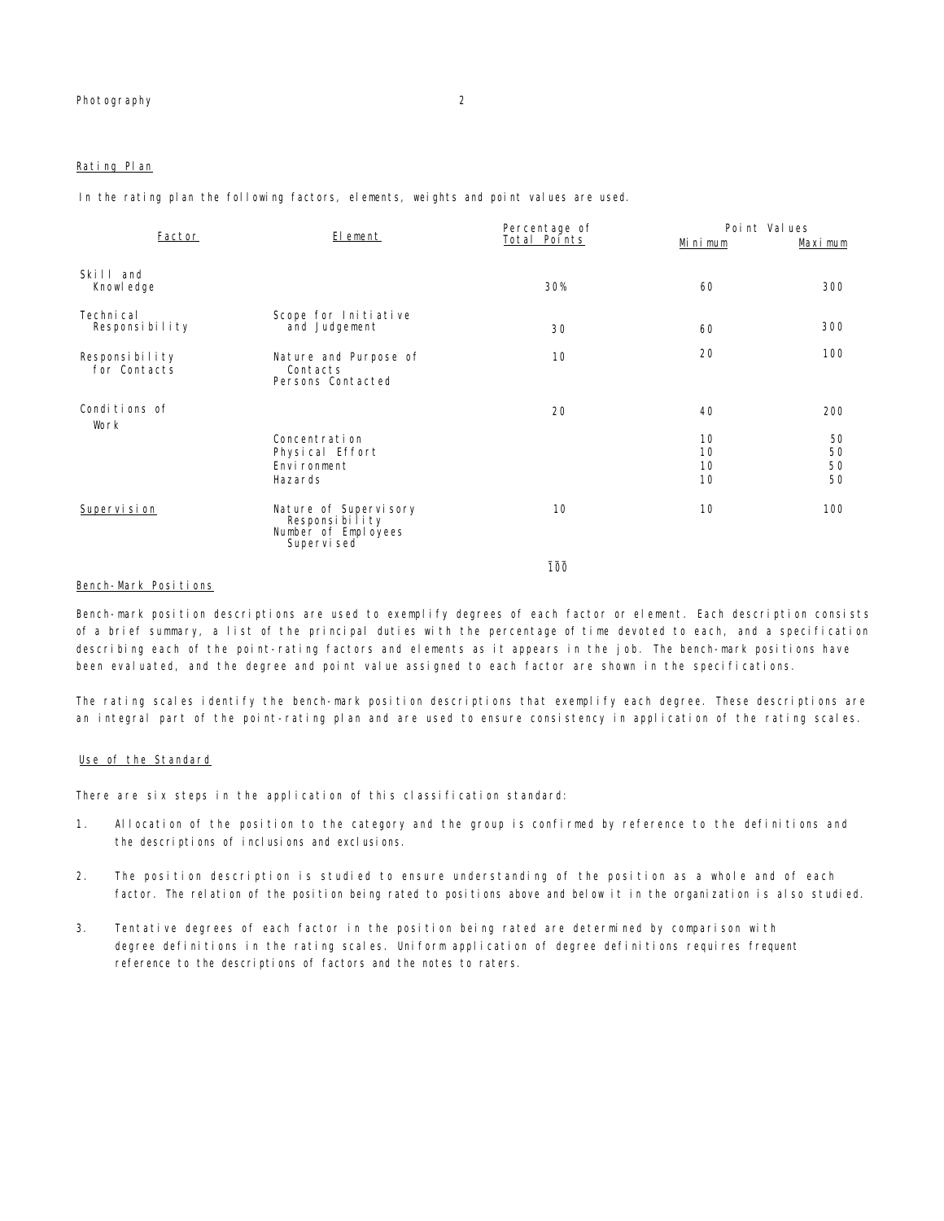## Rating Plan

In the rating plan the following factors, elements, weights and point values are used.

| Factor | Element | Percentage of Total Points | Point Values Minimum | Point Values Maximum |
|---|---|---|---|---|
| Skill and Knowledge | | 30% | 60 | 300 |
| Technical Responsibility | Scope for Initiative and Judgement | 30 | 60 | 300 |
| Responsibility for Contacts | Nature and Purpose of Contacts<br>Persons Contacted | 10 | 20 | 100 |
| Conditions of Work | | 20 | 40 | 200 |
| | Concentration | | 10 | 50 |
| | Physical Effort | | 10 | 50 |
| | Environment | | 10 | 50 |
| | Hazards | | 10 | 50 |
| Supervision | Nature of Supervisory Responsibility<br>Number of Employees Supervised | 10 | 10 | 100 |
| | | 100 | | |

## Bench-Mark Positions

Bench-mark position descriptions are used to exemplify degrees of each factor or element. Each description consists of a brief summary, a list of the principal duties with the percentage of time devoted to each, and a specification describing each of the point-rating factors and elements as it appears in the job. The bench-mark positions have been evaluated, and the degree and point value assigned to each factor are shown in the specifications.

The rating scales identify the bench-mark position descriptions that exemplify each degree. These descriptions are an integral part of the point-rating plan and are used to ensure consistency in application of the rating scales.

## Use of the Standard

There are six steps in the application of this classification standard:

1. Allocation of the position to the category and the group is confirmed by reference to the definitions and the descriptions of inclusions and exclusions.

2. The position description is studied to ensure understanding of the position as a whole and of each factor. The relation of the position being rated to positions above and below it in the organization is also studied.

3. Tentative degrees of each factor in the position being rated are determined by comparison with degree definitions in the rating scales. Uniform application of degree definitions requires frequent reference to the descriptions of factors and the notes to raters.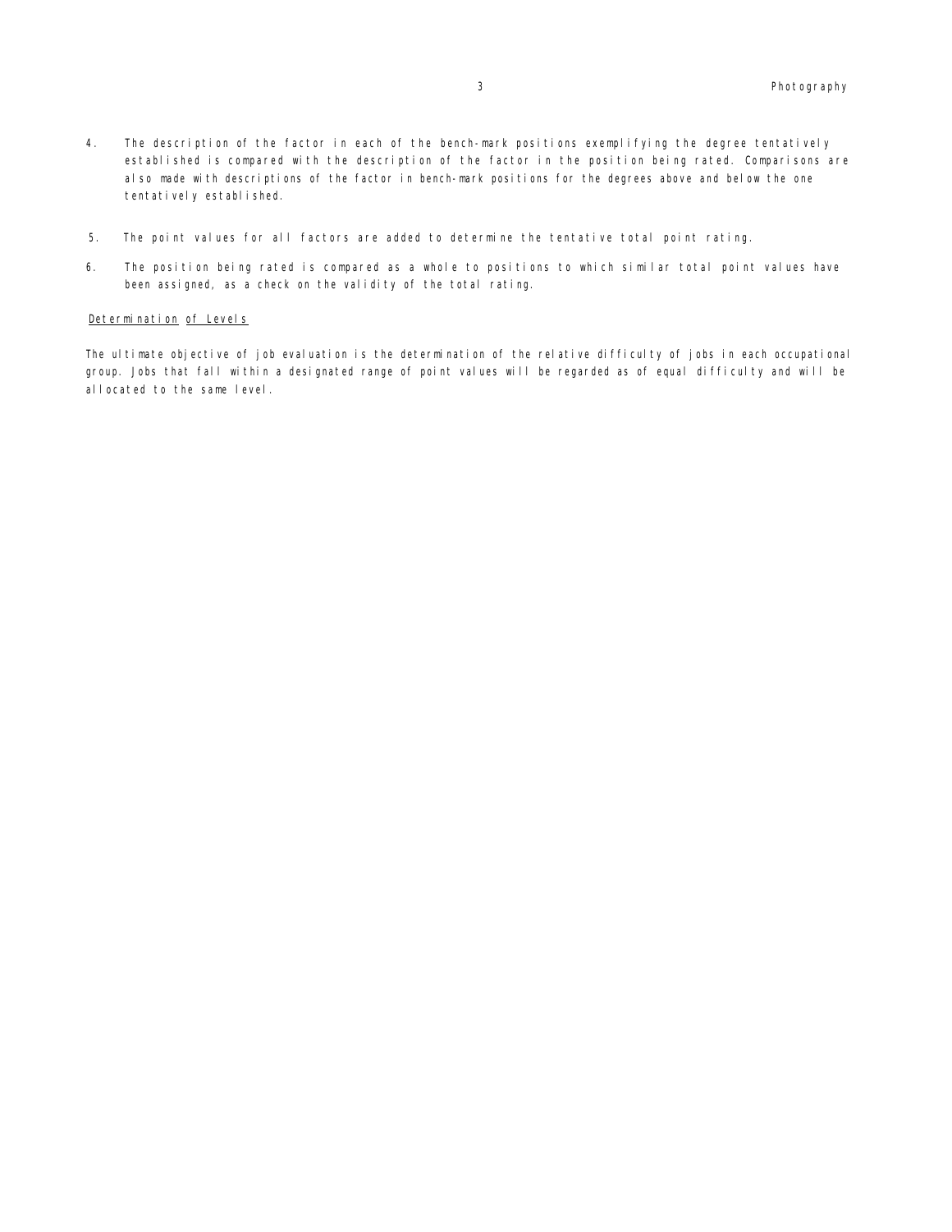4. The description of the factor in each of the bench-mark positions exemplifying the degree tentatively established is compared with the description of the factor in the position being rated. Comparisons are also made with descriptions of the factor in bench-mark positions for the degrees above and below the one tentatively established.

5. The point values for all factors are added to determine the tentative total point rating.

6. The position being rated is compared as a whole to positions to which similar total point values have been assigned, as a check on the validity of the total rating.

Determination of Levels

The ultimate objective of job evaluation is the determination of the relative difficulty of jobs in each occupational group. Jobs that fall within a designated range of point values will be regarded as of equal difficulty and will be allocated to the same level.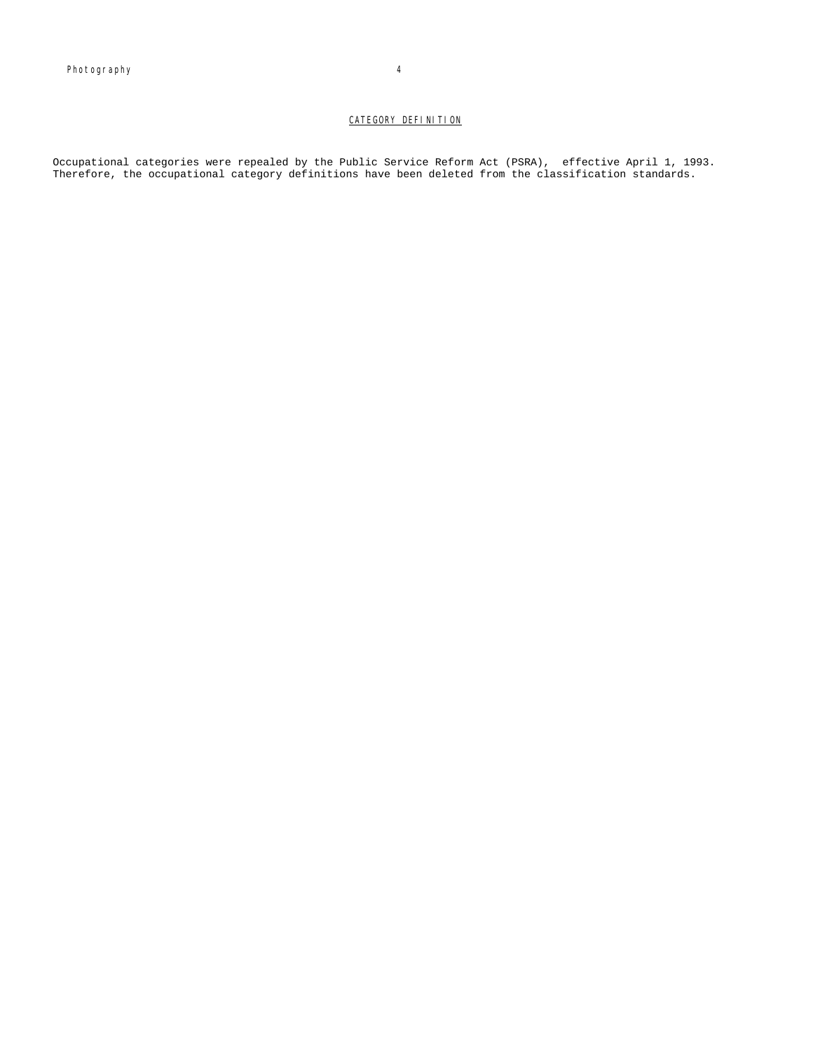## CATEGORY DEFINITION

Occupational categories were repealed by the Public Service Reform Act (PSRA), effective April 1, 1993. Therefore, the occupational category definitions have been deleted from the classification standards.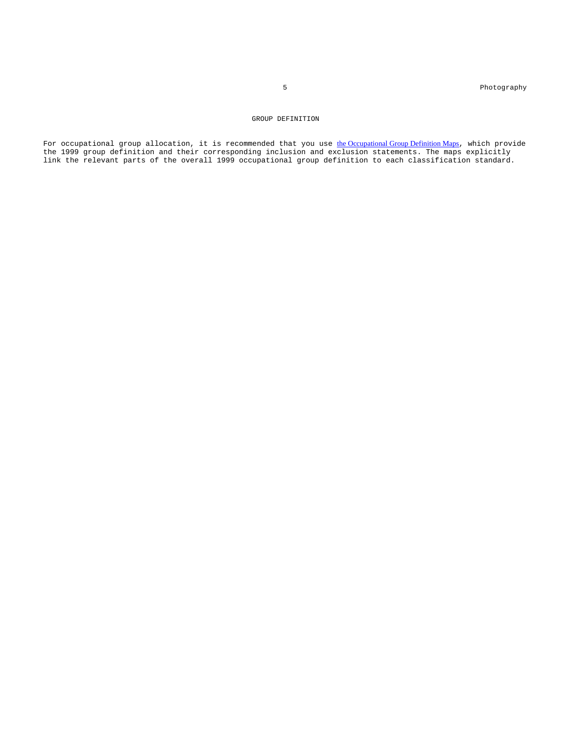## GROUP DEFINITION

For occupational group allocation, it is recommended that you use the Occupational Group Definition Maps, which provide the 1999 group definition and their corresponding inclusion and exclusion statements. The maps explicitly link the relevant parts of the overall 1999 occupational group definition to each classification standard.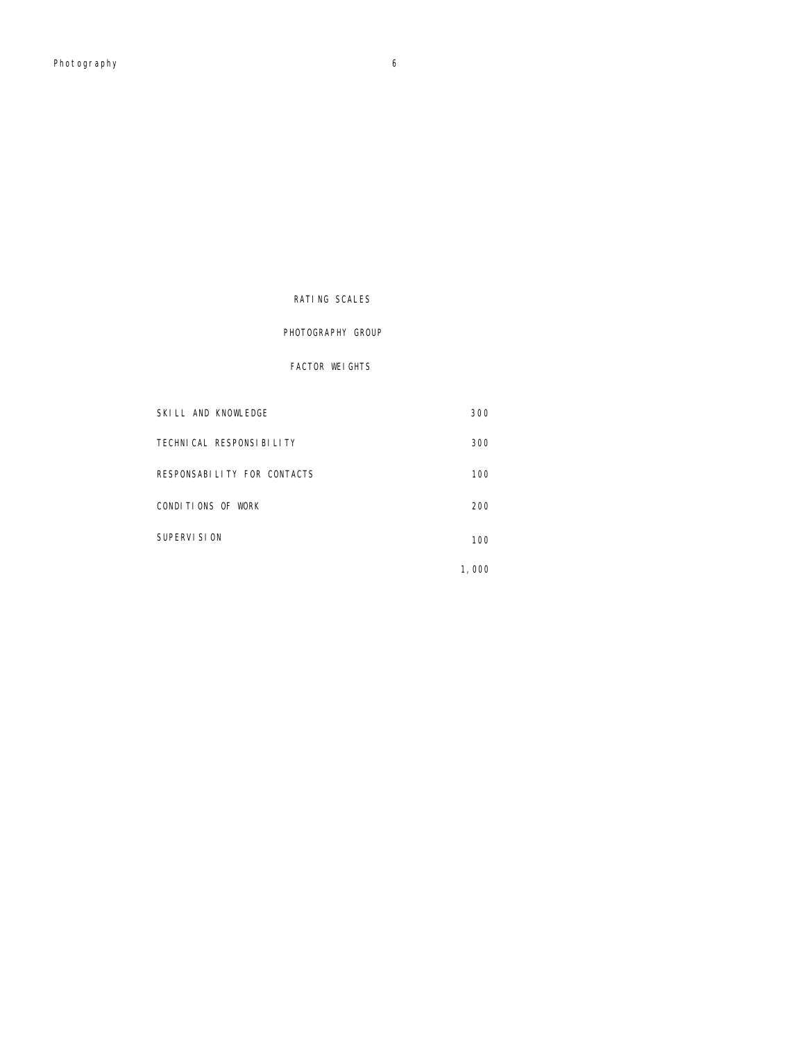# RATING SCALES

## PHOTOGRAPHY GROUP

### FACTOR WEIGHTS

| | |
|---|---|
| SKILL AND KNOWLEDGE | 300 |
| TECHNICAL RESPONSIBILITY | 300 |
| RESPONSABILITY FOR CONTACTS | 100 |
| CONDITIONS OF WORK | 200 |
| SUPERVISION | 100 |
| | 1,000 |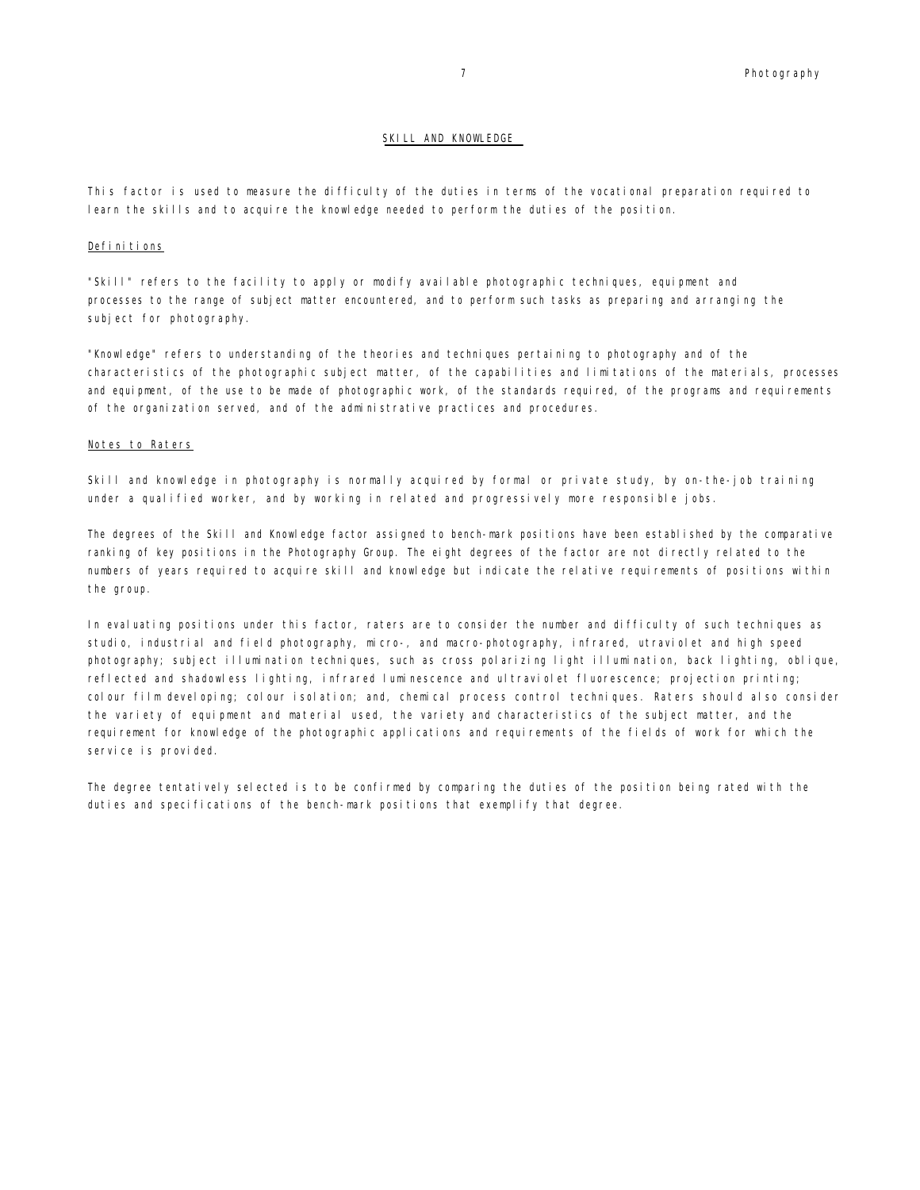## SKILL AND KNOWLEDGE

This factor is used to measure the difficulty of the duties in terms of the vocational preparation required to learn the skills and to acquire the knowledge needed to perform the duties of the position.

### Definitions

"Skill" refers to the facility to apply or modify available photographic techniques, equipment and processes to the range of subject matter encountered, and to perform such tasks as preparing and arranging the subject for photography.

"Knowledge" refers to understanding of the theories and techniques pertaining to photography and of the characteristics of the photographic subject matter, of the capabilities and limitations of the materials, processes and equipment, of the use to be made of photographic work, of the standards required, of the programs and requirements of the organization served, and of the administrative practices and procedures.

### Notes to Raters

Skill and knowledge in photography is normally acquired by formal or private study, by on-the-job training under a qualified worker, and by working in related and progressively more responsible jobs.

The degrees of the Skill and Knowledge factor assigned to bench-mark positions have been established by the comparative ranking of key positions in the Photography Group. The eight degrees of the factor are not directly related to the numbers of years required to acquire skill and knowledge but indicate the relative requirements of positions within the group.

In evaluating positions under this factor, raters are to consider the number and difficulty of such techniques as studio, industrial and field photography, micro-, and macro-photography, infrared, utraviolet and high speed photography; subject illumination techniques, such as cross polarizing light illumination, back lighting, oblique, reflected and shadowless lighting, infrared luminescence and ultraviolet fluorescence; projection printing; colour film developing; colour isolation; and, chemical process control techniques. Raters should also consider the variety of equipment and material used, the variety and characteristics of the subject matter, and the requirement for knowledge of the photographic applications and requirements of the fields of work for which the service is provided.

The degree tentatively selected is to be confirmed by comparing the duties of the position being rated with the duties and specifications of the bench-mark positions that exemplify that degree.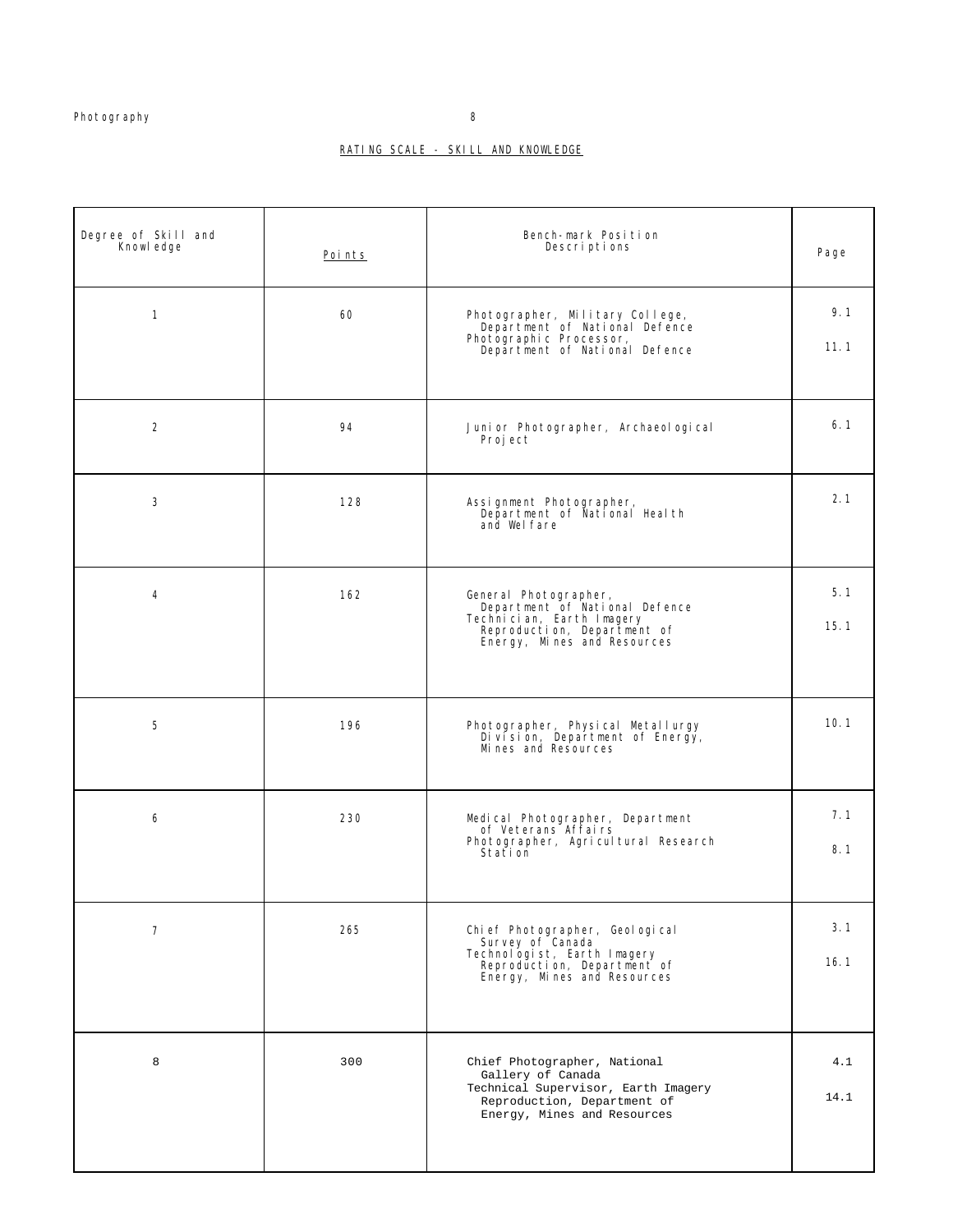## RATING SCALE - SKILL AND KNOWLEDGE

| Degree of Skill and Knowledge | Points | Bench-mark Position Descriptions | Page |
|---|---|---|---|
| 1 | 60 | Photographer, Military College, Department of National Defence<br>Photographic Processor, Department of National Defence | 9.1<br>11.1 |
| 2 | 94 | Junior Photographer, Archaeological Project | 6.1 |
| 3 | 128 | Assignment Photographer, Department of National Health and Welfare | 2.1 |
| 4 | 162 | General Photographer, Department of National Defence<br>Technician, Earth Imagery Reproduction, Department of Energy, Mines and Resources | 5.1<br>15.1 |
| 5 | 196 | Photographer, Physical Metallurgy Division, Department of Energy, Mines and Resources | 10.1 |
| 6 | 230 | Medical Photographer, Department of Veterans Affairs<br>Photographer, Agricultural Research Station | 7.1<br>8.1 |
| 7 | 265 | Chief Photographer, Geological Survey of Canada<br>Technologist, Earth Imagery Reproduction, Department of Energy, Mines and Resources | 3.1<br>16.1 |
| 8 | 300 | Chief Photographer, National Gallery of Canada<br>Technical Supervisor, Earth Imagery Reproduction, Department of Energy, Mines and Resources | 4.1<br>14.1 |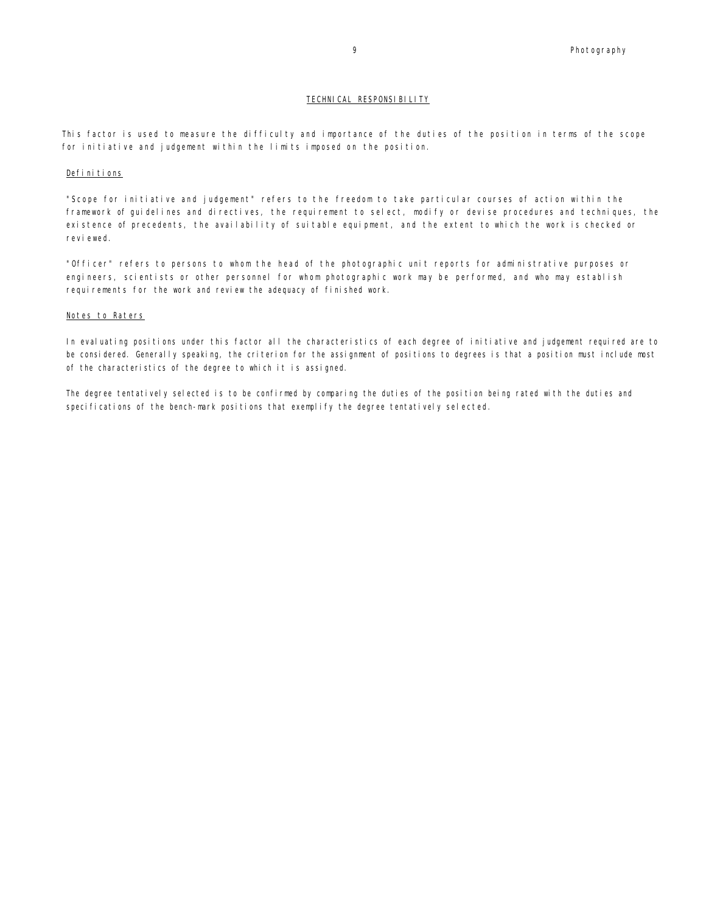## TECHNICAL RESPONSIBILITY

This factor is used to measure the difficulty and importance of the duties of the position in terms of the scope for initiative and judgement within the limits imposed on the position.

### Definitions

"Scope for initiative and judgement" refers to the freedom to take particular courses of action within the framework of guidelines and directives, the requirement to select, modify or devise procedures and techniques, the existence of precedents, the availability of suitable equipment, and the extent to which the work is checked or reviewed.

"Officer" refers to persons to whom the head of the photographic unit reports for administrative purposes or engineers, scientists or other personnel for whom photographic work may be performed, and who may establish requirements for the work and review the adequacy of finished work.

### Notes to Raters

In evaluating positions under this factor all the characteristics of each degree of initiative and judgement required are to be considered. Generally speaking, the criterion for the assignment of positions to degrees is that a position must include most of the characteristics of the degree to which it is assigned.

The degree tentatively selected is to be confirmed by comparing the duties of the position being rated with the duties and specifications of the bench-mark positions that exemplify the degree tentatively selected.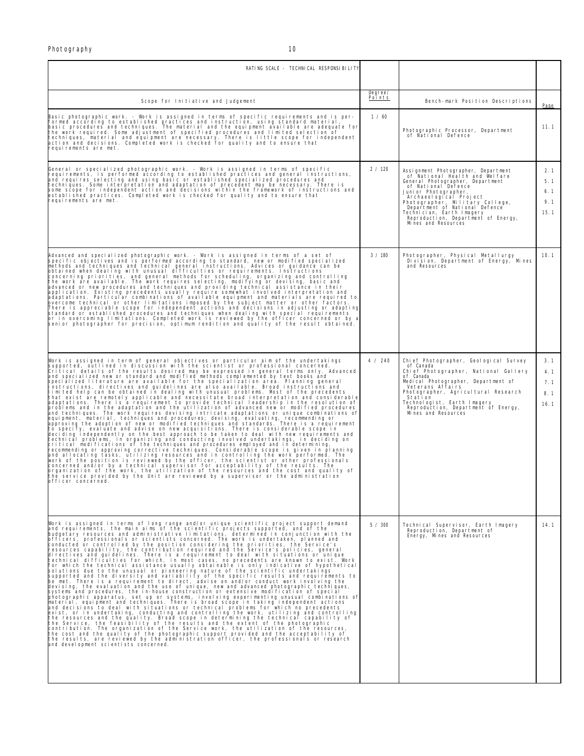| RATING SCALE - TECHNICAL RESPONSIBILITY | | | |
|---|---|---|---|
| Scope for Initiative and Judgement | Degree/ Points | Bench-mark Position Descriptions | Page |
| Basic photographic work. - Work is assigned in terms of specific requirements and is performed according to established practices and instruction, using standard material, basic procedures and techniques. The material and the equipment available are adequate for the work required. Some adjustment of specified procedures and limited selection of techniques, material and equipment are necessary. There is little scope for independent action and decisions. Completed work is checked for quality and to ensure that requirements are met. | 1 / 60 | Photographic Processor, Department of National Defence | 11.1 |
| General or specialized photographic work. - Work is assigned in terms of specific requirements, is performed according to established practices and general instructions, and requires selecting and using basic or established specialized procedures and techniques. Some interpretation and adaptation of precedent may be necessary. There is some scope for independent action and decisions within the framework of instructions and established practices. Completed work is checked for quality and to ensure that requirements are met. | 2 / 120 | Assignment Photographer, Department of National Health and Welfare<br>General Photographer, Department of National Defence<br>Junior Photographer, Archaeological Project<br>Photographer, Military College, Department of National Defence<br>Technician, Earth Imagery Reproduction, Department of Energy, Mines and Resources | 2.1<br>5.1<br>6.1<br>9.1<br>15.1 |
| Advanced and specialized photographic work. - Work is assigned in terms of a set of specific objectives and is performed according to standard, new or modified specialized methods and techniques and technical general instructions. Advices or guidance can be obtained when dealing with unusual difficulties or requirements. Instructions concerning priorities, and general methods for scheduling, organizing and controlling the work are available. The work requires selecting, modifying or devising, basic and advanced or new procedures and techniques and providing technical assistance in their application. Existing precedents usually require somewhat involved interpretation and adaptations. Particular combinations of available equipment and materials are required to overcome technical or other limitations imposed by the subject matter or other factors. There is appreciable scope for independent actions and decisions in adjusting or adapting standard or established procedures and techniques when dealing with special requirements or in overcoming limitations. Completed work is reviewed by the officer concerned or by a senior photographer for precision, optimum rendition and quality of the result obtained. | 3 / 180 | Photographer, Physical Metallurgy Division, Department of Energy, Mines and Resources | 10.1 |
| Work is assigned in term of general objectives or particular aim of the undertakings supported, outlined in discussion with the scientist or professional concerned. Critical details of the results desired may be expressed in general terms only. Advanced and specialized new or standard and modified methods complemented by text books and specialized literature are available for the specialization area. Planning general instructions, directives and guidelines are also available. Broad instructions and limited help can be obtained in dealing with unusual problems. Most of the precedents that exist are remotely applicable and necessitate broad interpretation and considerable adaptations. There is a requirement to provide technical leadership in the resolution of problems and in the adaptation and the utilization of advanced new or modified procedures and techniques. The work requires devising intricate adaptations or unique combinations of equipment, material, techniques and procedures; devising, evaluating, recommending or approving the adoption of new or modified techniques and standards. There is a requirement to specify, evaluate and advise on new acquisitions. There is considerable scope in deciding independently on the best approach to be taken to deal with new requirements and technical problems, in organizing and conducting involved undertakings, in deciding on critical modifications of the techniques and procedures employed and in determining, recommending or approving corrective techniques. Considerable scope is given in planning and allocating tasks, utilizing resources and in controlling the work performed. The work of the position is reviewed by the officer, the scientist or other professionals concerned and/or by a technical supervisor for acceptability of the results. The organization of the work, the utilization of the resources and the cost and quality of the service provided by the Unit are reviewed by a supervisor or the administration officer concerned. | 4 / 240 | Chief Photographer, Geological Survey of Canada<br>Chief Photographer, National Gallery of Canada<br>Medical Photographer, Department of Veterans Affairs<br>Photographer, Agricultural Research Station<br>Technologist, Earth Imagery Reproduction, Department of Energy, Mines and Resources | 3.1<br>4.1<br>7.1<br>8.1<br>16.1 |
| Work is assigned in terms of long range and/or unique scientific project support demand and requirements, the main aims of the scientific projects supported, and of the budgetary resources and administrative limitations, determined in conjunction with the officers, professionals or scientists concerned. The work is undertaken, planned and conducted or controlled by the position considering the priorities, the Service's resources capability, the contribution required and the Service's policies, general directives and guidelines. There is a requirement to deal with situations or unique technical difficulties for which, in most cases, no precedents are known to exist. Work for which the technical assistance usually obtainable is only indicative of hypothetical solutions due to the unusual or pioneering nature of the scientific undertakings supported and the diversity and variability of the specific results and requirements to be met. There is a requirement to direct, advise on and/or conduct work involving the devising, the evaluation and the use of unique, new and advanced photographic techniques, systems and procedures, the in-house construction or extensive modification of special photographic apparatus, set up or systems, involving experimenting unusual combinations of material, equipment and techniques. There is broad scope in taking independent actions and decisions to deal with situations or technical problems for which no precedents exist, or in undertaking, conducting and controlling the work, utilizing and controlling the resources and the quality. Broad scope in determining the technical capability of the Service, the feasibility of the results and the extent of the photographic contribution. The organization of the Service work, the utilization of the resources, the cost and the quality of the photographic support provided and the acceptability of the results, are reviewed by the administration officer, the professionals or research and development scientists concerned. | 5 / 300 | Technical Supervisor, Earth Imagery Reproduction, Department of Energy, Mines and Resources | 14.1 |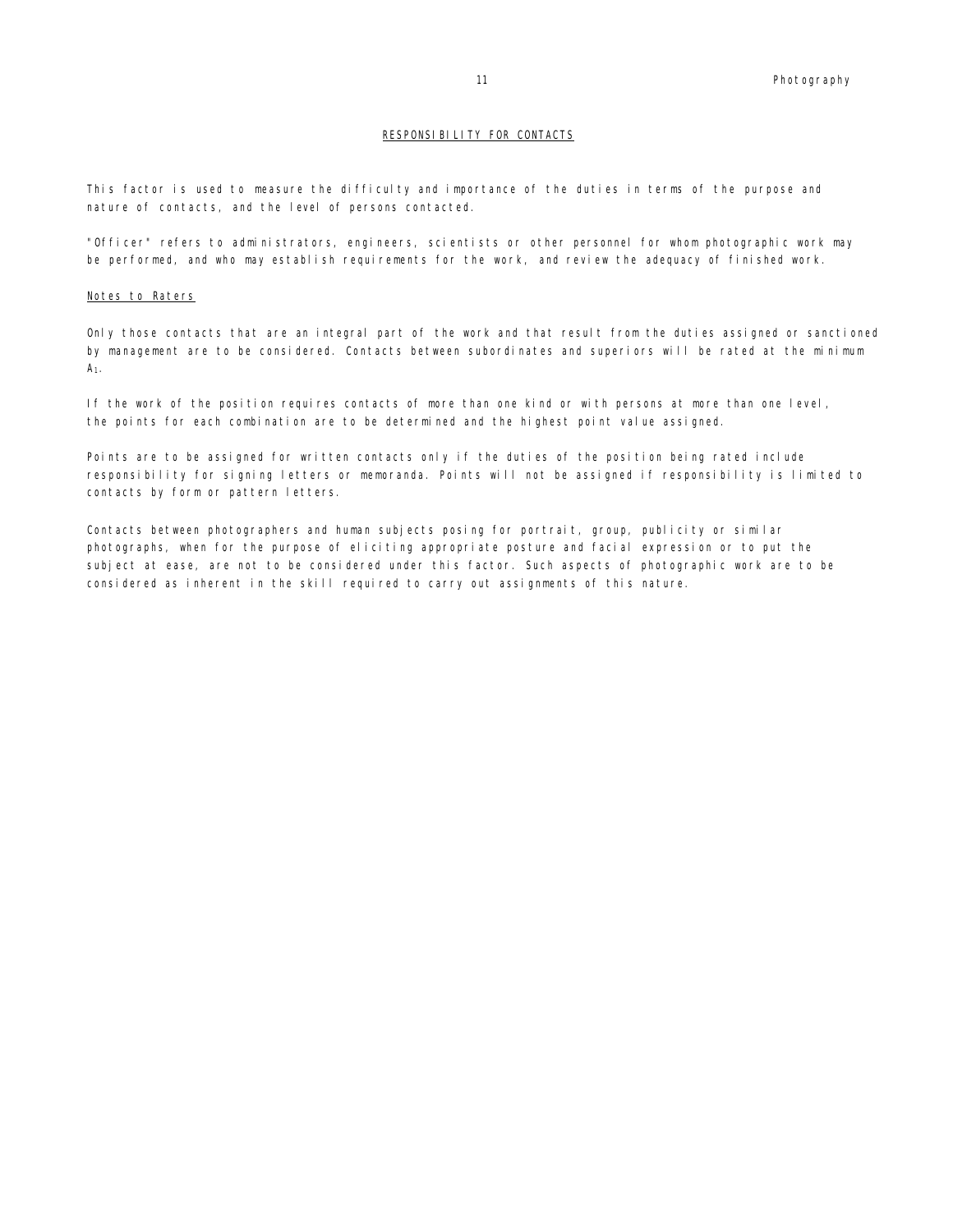## RESPONSIBILITY FOR CONTACTS

This factor is used to measure the difficulty and importance of the duties in terms of the purpose and nature of contacts, and the level of persons contacted.

"Officer" refers to administrators, engineers, scientists or other personnel for whom photographic work may be performed, and who may establish requirements for the work, and review the adequacy of finished work.

### Notes to Raters

Only those contacts that are an integral part of the work and that result from the duties assigned or sanctioned by management are to be considered. Contacts between subordinates and superiors will be rated at the minimum $A_1$.

If the work of the position requires contacts of more than one kind or with persons at more than one level, the points for each combination are to be determined and the highest point value assigned.

Points are to be assigned for written contacts only if the duties of the position being rated include responsibility for signing letters or memoranda. Points will not be assigned if responsibility is limited to contacts by form or pattern letters.

Contacts between photographers and human subjects posing for portrait, group, publicity or similar photographs, when for the purpose of eliciting appropriate posture and facial expression or to put the subject at ease, are not to be considered under this factor. Such aspects of photographic work are to be considered as inherent in the skill required to carry out assignments of this nature.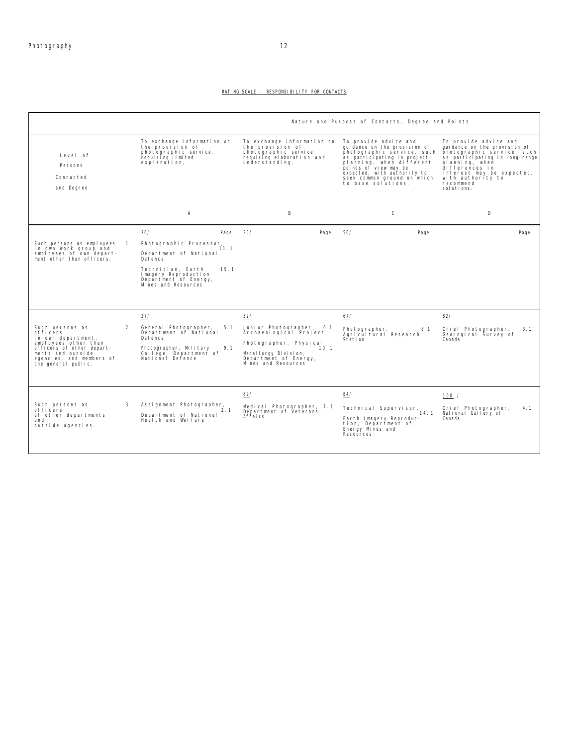RATING SCALE - RESPONSIBILITY FOR CONTACTS

| Level of Persons Contacted and Degree | | Nature and Purpose of Contacts, Degree and Points | | | |
|---|---|---|---|---|---|
| | | To exchange information on the provision of photographic service, requiring limited explanation, | To exchange information on the provision of photographic service, requiring elaboration and understanding. | To provide advice and guidance on the provision of photographic service, such as participating in project planning, when different points of view may be expected, with authority to seek common ground on which to base solutions. | To provide advice and guidance on the provision of photographic service, such as participating in long-range planning, when differences in interest may be expected, with authority to recommend solutions. |
| | | A | B | C | D |
| Such persons as employees in own work group and employees of own department other than officers. | 1 | 20/ Page<br>Photographic Processor, Department of National Defence 11.1<br>Technician, Earth Imagery Reproduction Department of Energy, Mines and Resources 15.1 | 35/ Page | 50/ Page | Page |
| Such persons as officers in own department, employees other than officers of other departments and outside agencies, and members of the general public. | 2 | 37/<br>General Photographer, Department of National Defence 5.1<br>Photographer, Military College, Department of National Defence 9.1 | 52/<br>Junior Photographer, Archaeological Project 6.1<br>Photographer, Physical Metallurgy Division, Department of Energy, Mines and Resources 10.1 | 67/<br>Photographer, Agricultural Research Station 8.1 | 82/<br>Chief Photographer, Geological Survey of Canada 3.1 |
| Such persons as officers of other departments and outside agencies. | 3 | Assignment Photographer, Department of National Health and Welfare 2.1 | 69/<br>Medical Photographer, Department of Veterans Affairs 7.1 | 84/<br>Technical Supervisor, Earth Imagery Reproduction, Department of Energy Mines and Resources 14.1 | 100 /<br>Chief Photographer, National Gallery of Canada 4.1 |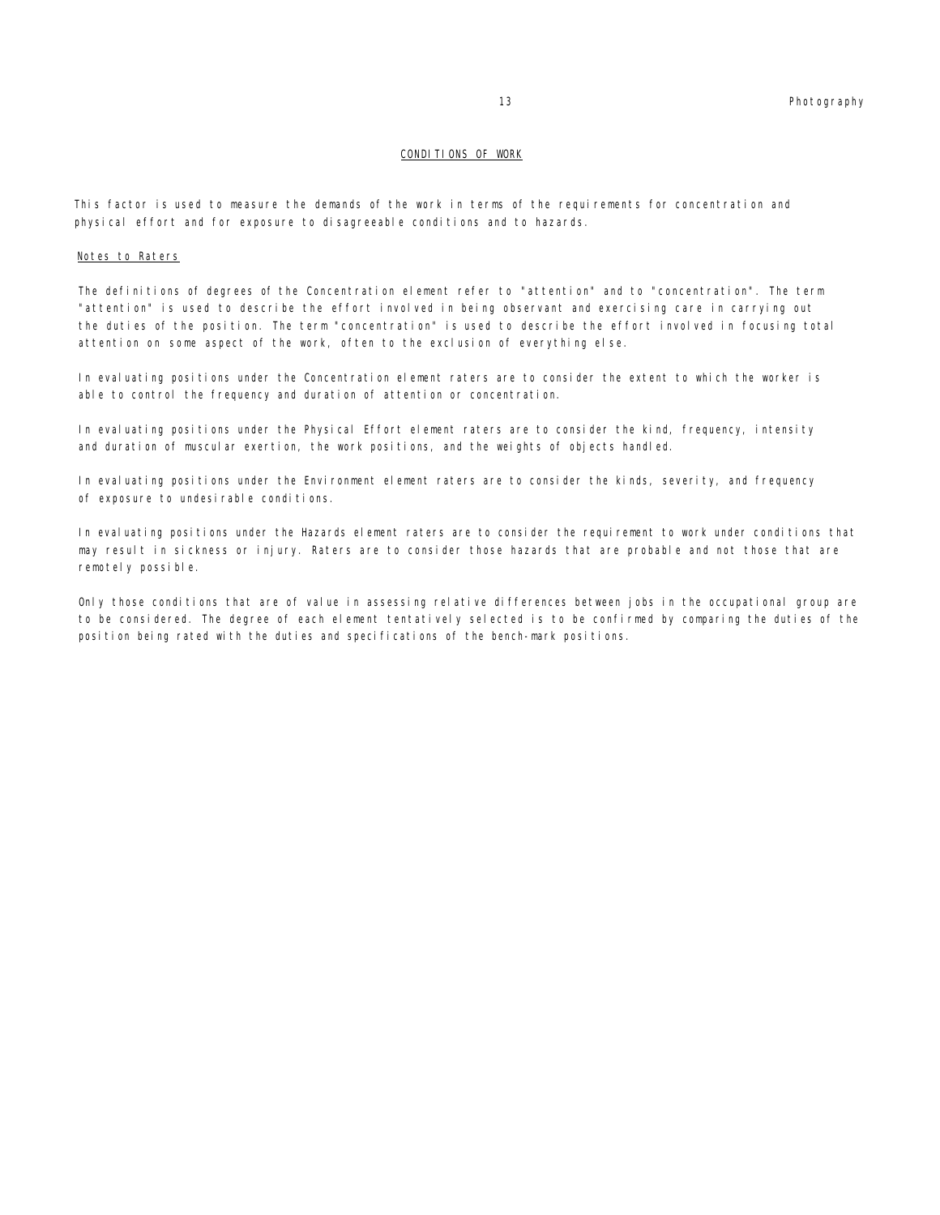## CONDITIONS OF WORK

This factor is used to measure the demands of the work in terms of the requirements for concentration and physical effort and for exposure to disagreeable conditions and to hazards.

### Notes to Raters

The definitions of degrees of the Concentration element refer to "attention" and to "concentration". The term "attention" is used to describe the effort involved in being observant and exercising care in carrying out the duties of the position. The term "concentration" is used to describe the effort involved in focusing total attention on some aspect of the work, often to the exclusion of everything else.

In evaluating positions under the Concentration element raters are to consider the extent to which the worker is able to control the frequency and duration of attention or concentration.

In evaluating positions under the Physical Effort element raters are to consider the kind, frequency, intensity and duration of muscular exertion, the work positions, and the weights of objects handled.

In evaluating positions under the Environment element raters are to consider the kinds, severity, and frequency of exposure to undesirable conditions.

In evaluating positions under the Hazards element raters are to consider the requirement to work under conditions that may result in sickness or injury. Raters are to consider those hazards that are probable and not those that are remotely possible.

Only those conditions that are of value in assessing relative differences between jobs in the occupational group are to be considered. The degree of each element tentatively selected is to be confirmed by comparing the duties of the position being rated with the duties and specifications of the bench-mark positions.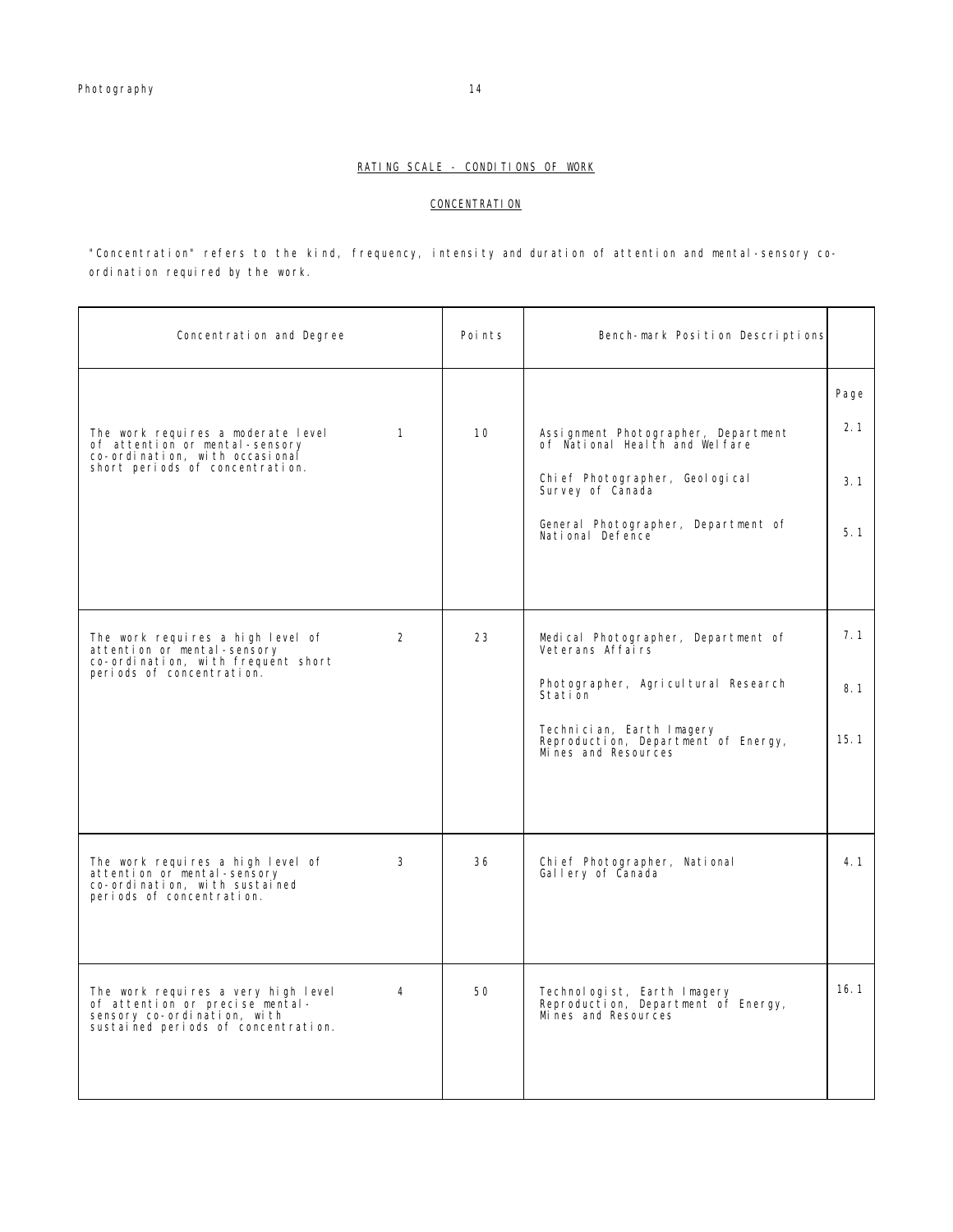## RATING SCALE - CONDITIONS OF WORK

### CONCENTRATION

"Concentration" refers to the kind, frequency, intensity and duration of attention and mental-sensory co-ordination required by the work.

| Concentration and Degree | | Points | Bench-mark Position Descriptions | Page |
|---|---|---|---|---|
| The work requires a moderate level of attention or mental-sensory co-ordination, with occasional short periods of concentration. | 1 | 10 | Assignment Photographer, Department of National Health and Welfare | 2.1 |
| | | | Chief Photographer, Geological Survey of Canada | 3.1 |
| | | | General Photographer, Department of National Defence | 5.1 |
| The work requires a high level of attention or mental-sensory co-ordination, with frequent short periods of concentration. | 2 | 23 | Medical Photographer, Department of Veterans Affairs | 7.1 |
| | | | Photographer, Agricultural Research Station | 8.1 |
| | | | Technician, Earth Imagery Reproduction, Department of Energy, Mines and Resources | 15.1 |
| The work requires a high level of attention or mental-sensory co-ordination, with sustained periods of concentration. | 3 | 36 | Chief Photographer, National Gallery of Canada | 4.1 |
| The work requires a very high level of attention or precise mental-sensory co-ordination, with sustained periods of concentration. | 4 | 50 | Technologist, Earth Imagery Reproduction, Department of Energy, Mines and Resources | 16.1 |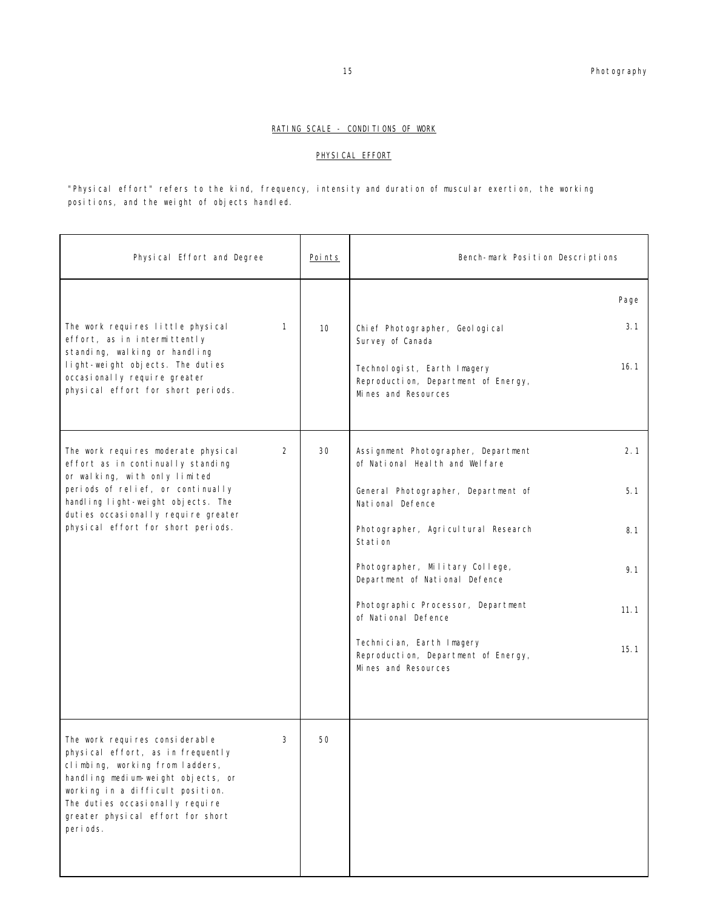## RATING SCALE - CONDITIONS OF WORK

### PHYSICAL EFFORT

"Physical effort" refers to the kind, frequency, intensity and duration of muscular exertion, the working positions, and the weight of objects handled.

| Physical Effort and Degree | | Points | Bench-mark Position Descriptions | Page |
|---|---|---|---|---|
| The work requires little physical effort, as in intermittently standing, walking or handling light-weight objects. The duties occasionally require greater physical effort for short periods. | 1 | 10 | Chief Photographer, Geological Survey of Canada | 3.1 |
| | | | Technologist, Earth Imagery Reproduction, Department of Energy, Mines and Resources | 16.1 |
| The work requires moderate physical effort as in continually standing or walking, with only limited periods of relief, or continually handling light-weight objects. The duties occasionally require greater physical effort for short periods. | 2 | 30 | Assignment Photographer, Department of National Health and Welfare | 2.1 |
| | | | General Photographer, Department of National Defence | 5.1 |
| | | | Photographer, Agricultural Research Station | 8.1 |
| | | | Photographer, Military College, Department of National Defence | 9.1 |
| | | | Photographic Processor, Department of National Defence | 11.1 |
| | | | Technician, Earth Imagery Reproduction, Department of Energy, Mines and Resources | 15.1 |
| The work requires considerable physical effort, as in frequently climbing, working from ladders, handling medium-weight objects, or working in a difficult position. The duties occasionally require greater physical effort for short periods. | 3 | 50 | | |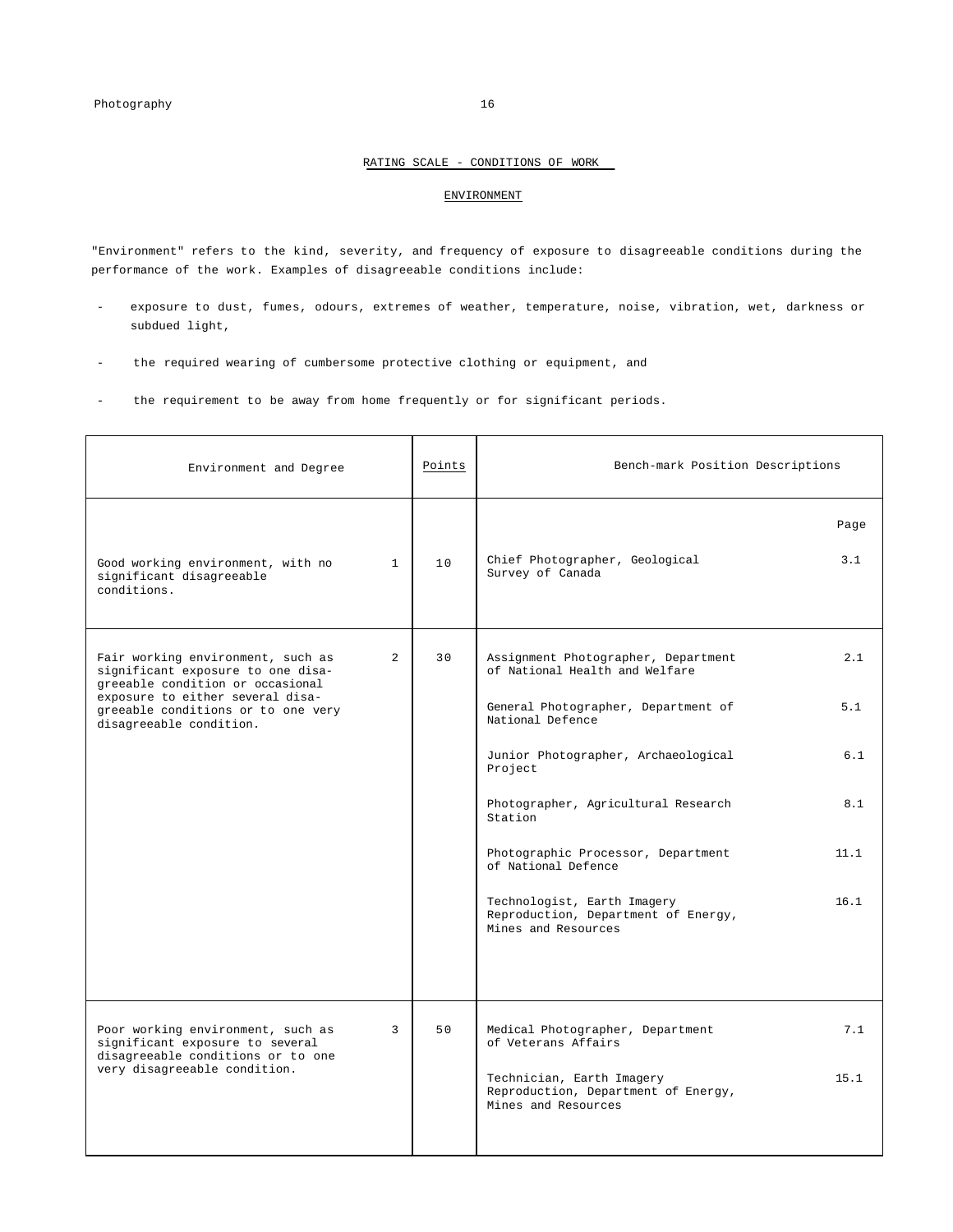## RATING SCALE - CONDITIONS OF WORK

### ENVIRONMENT

"Environment" refers to the kind, severity, and frequency of exposure to disagreeable conditions during the performance of the work. Examples of disagreeable conditions include:

- exposure to dust, fumes, odours, extremes of weather, temperature, noise, vibration, wet, darkness or subdued light,
- the required wearing of cumbersome protective clothing or equipment, and
- the requirement to be away from home frequently or for significant periods.

| Environment and Degree | | Points | Bench-mark Position Descriptions | Page |
|---|---|---|---|---|
| Good working environment, with no significant disagreeable conditions. | 1 | 10 | Chief Photographer, Geological Survey of Canada | 3.1 |
| Fair working environment, such as significant exposure to one disagreeable condition or occasional exposure to either several disagreeable conditions or to one very disagreeable condition. | 2 | 30 | Assignment Photographer, Department of National Health and Welfare | 2.1 |
| | | | General Photographer, Department of National Defence | 5.1 |
| | | | Junior Photographer, Archaeological Project | 6.1 |
| | | | Photographer, Agricultural Research Station | 8.1 |
| | | | Photographic Processor, Department of National Defence | 11.1 |
| | | | Technologist, Earth Imagery Reproduction, Department of Energy, Mines and Resources | 16.1 |
| Poor working environment, such as significant exposure to several disagreeable conditions or to one very disagreeable condition. | 3 | 50 | Medical Photographer, Department of Veterans Affairs | 7.1 |
| | | | Technician, Earth Imagery Reproduction, Department of Energy, Mines and Resources | 15.1 |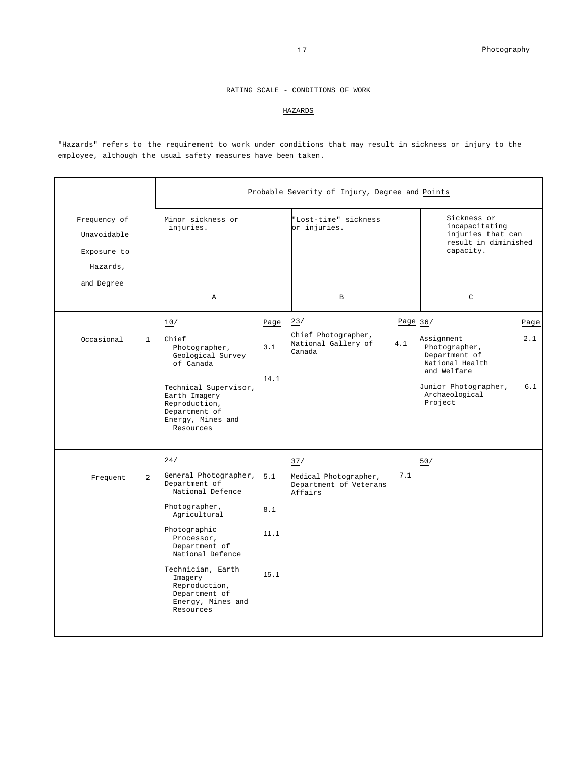## RATING SCALE - CONDITIONS OF WORK

### HAZARDS

"Hazards" refers to the requirement to work under conditions that may result in sickness or injury to the employee, although the usual safety measures have been taken.

| Frequency of Unavoidable Exposure to Hazards, and Degree | | Probable Severity of Injury, Degree and Points | | | | | |
|---|---|---|---|---|---|---|---|
| | | Minor sickness or injuries. A | | "Lost-time" sickness or injuries. B | | Sickness or incapacitating injuries that can result in diminished capacity. C | |
| | | 10/ | Page | 23/ | Page | 36/ | Page |
| Occasional | 1 | Chief Photographer, Geological Survey of Canada | 3.1 | Chief Photographer, National Gallery of Canada | 4.1 | Assignment Photographer, Department of National Health and Welfare | 2.1 |
| | | Technical Supervisor, Earth Imagery Reproduction, Department of Energy, Mines and Resources | 14.1 | | | Junior Photographer, Archaeological Project | 6.1 |
| | | 24/ | | 37/ | | 50/ | |
| Frequent | 2 | General Photographer, Department of National Defence | 5.1 | Medical Photographer, Department of Veterans Affairs | 7.1 | | |
| | | Photographer, Agricultural | 8.1 | | | | |
| | | Photographic Processor, Department of National Defence | 11.1 | | | | |
| | | Technician, Earth Imagery Reproduction, Department of Energy, Mines and Resources | 15.1 | | | | |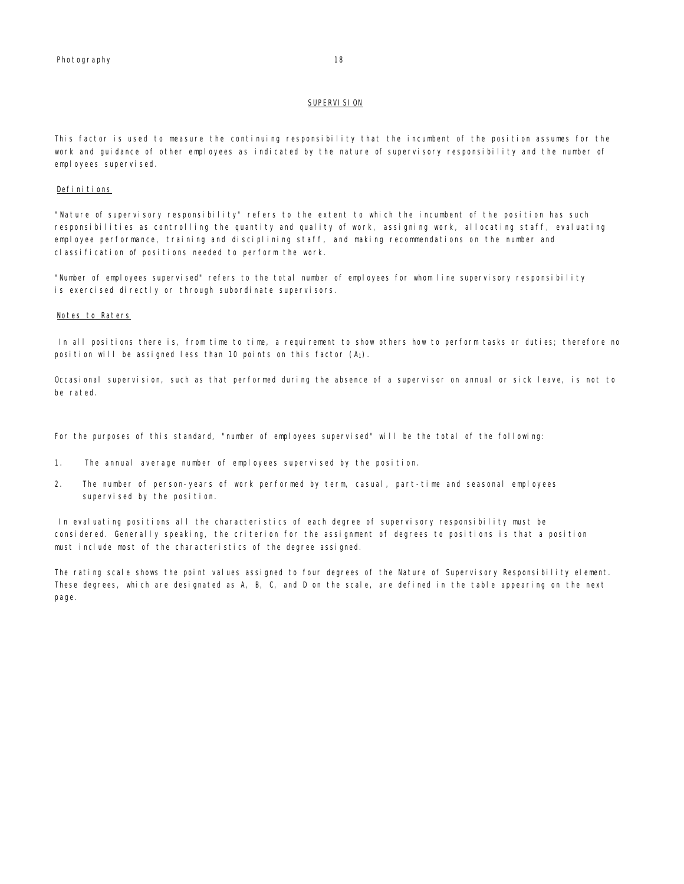## SUPERVISION

This factor is used to measure the continuing responsibility that the incumbent of the position assumes for the work and guidance of other employees as indicated by the nature of supervisory responsibility and the number of employees supervised.

### Definitions

"Nature of supervisory responsibility" refers to the extent to which the incumbent of the position has such responsibilities as controlling the quantity and quality of work, assigning work, allocating staff, evaluating employee performance, training and disciplining staff, and making recommendations on the number and classification of positions needed to perform the work.

"Number of employees supervised" refers to the total number of employees for whom line supervisory responsibility is exercised directly or through subordinate supervisors.

### Notes to Raters

In all positions there is, from time to time, a requirement to show others how to perform tasks or duties; therefore no position will be assigned less than 10 points on this factor ($A_1$).

Occasional supervision, such as that performed during the absence of a supervisor on annual or sick leave, is not to be rated.

For the purposes of this standard, "number of employees supervised" will be the total of the following:

1. The annual average number of employees supervised by the position.
2. The number of person-years of work performed by term, casual, part-time and seasonal employees supervised by the position.

In evaluating positions all the characteristics of each degree of supervisory responsibility must be considered. Generally speaking, the criterion for the assignment of degrees to positions is that a position must include most of the characteristics of the degree assigned.

The rating scale shows the point values assigned to four degrees of the Nature of Supervisory Responsibility element. These degrees, which are designated as A, B, C, and D on the scale, are defined in the table appearing on the next page.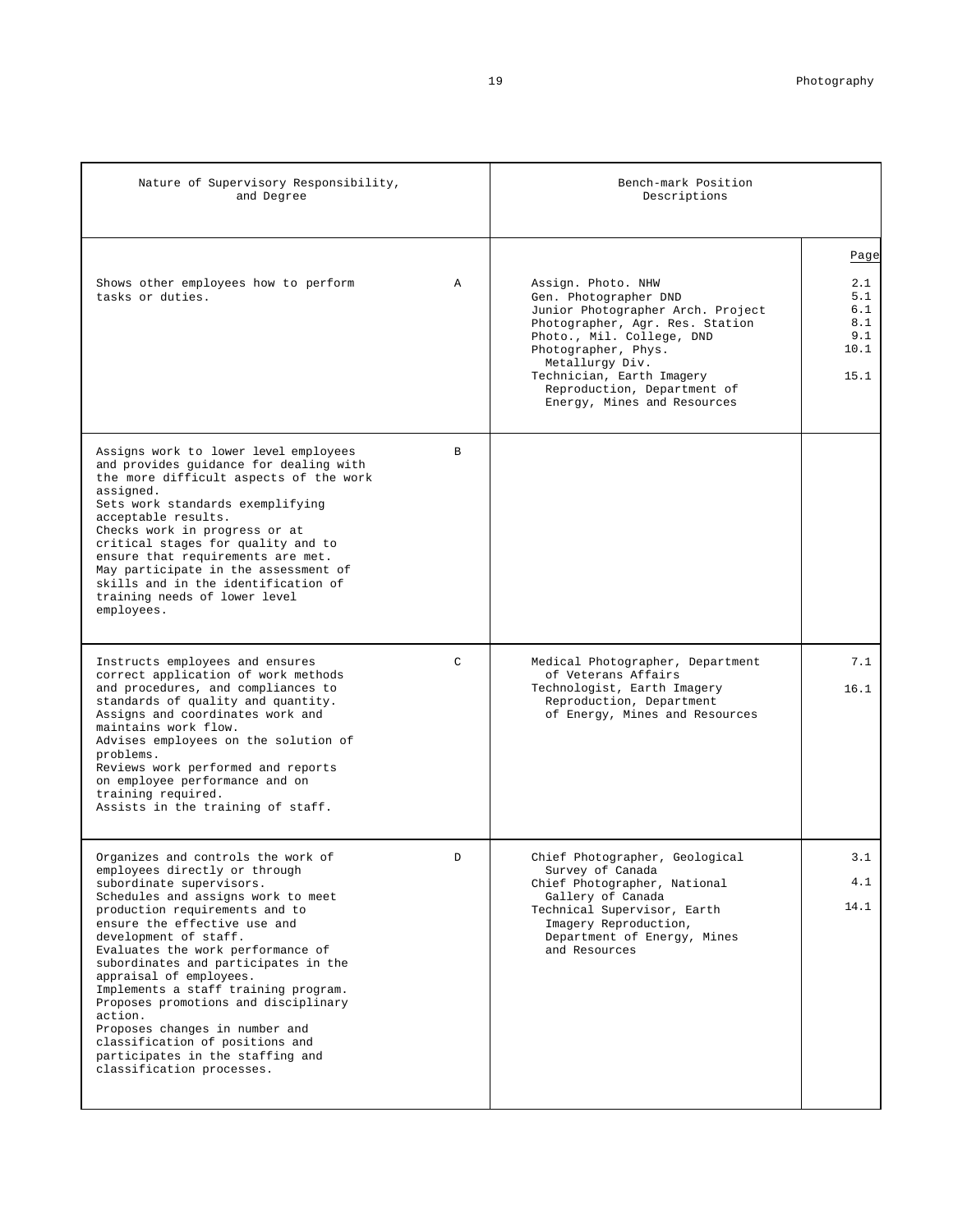| Nature of Supervisory Responsibility, and Degree | | Bench-mark Position Descriptions | Page |
|---|---|---|---|
| Shows other employees how to perform tasks or duties. | A | Assign. Photo. NHW<br>Gen. Photographer DND<br>Junior Photographer Arch. Project<br>Photographer, Agr. Res. Station<br>Photo., Mil. College, DND<br>Photographer, Phys. Metallurgy Div.<br>Technician, Earth Imagery Reproduction, Department of Energy, Mines and Resources | 2.1<br>5.1<br>6.1<br>8.1<br>9.1<br>10.1<br>15.1 |
| Assigns work to lower level employees and provides guidance for dealing with the more difficult aspects of the work assigned.<br>Sets work standards exemplifying acceptable results.<br>Checks work in progress or at critical stages for quality and to ensure that requirements are met.<br>May participate in the assessment of skills and in the identification of training needs of lower level employees. | B | | |
| Instructs employees and ensures correct application of work methods and procedures, and compliances to standards of quality and quantity.<br>Assigns and coordinates work and maintains work flow.<br>Advises employees on the solution of problems.<br>Reviews work performed and reports on employee performance and on training required.<br>Assists in the training of staff. | C | Medical Photographer, Department of Veterans Affairs<br>Technologist, Earth Imagery Reproduction, Department of Energy, Mines and Resources | 7.1<br>16.1 |
| Organizes and controls the work of employees directly or through subordinate supervisors.<br>Schedules and assigns work to meet production requirements and to ensure the effective use and development of staff.<br>Evaluates the work performance of subordinates and participates in the appraisal of employees.<br>Implements a staff training program.<br>Proposes promotions and disciplinary action.<br>Proposes changes in number and classification of positions and participates in the staffing and classification processes. | D | Chief Photographer, Geological Survey of Canada<br>Chief Photographer, National Gallery of Canada<br>Technical Supervisor, Earth Imagery Reproduction, Department of Energy, Mines and Resources | 3.1<br>4.1<br>14.1 |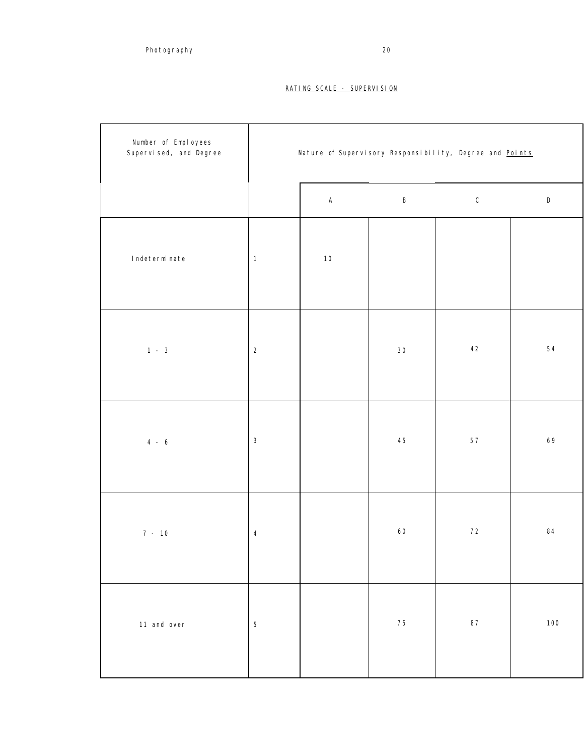## RATING SCALE - SUPERVISION

| Number of Employees Supervised, and Degree | | Nature of Supervisory Responsibility, Degree and Points | | | |
|---|---|---|---|---|---|
| | | A | B | C | D |
| Indeterminate | 1 | 10 | | | |
| 1 - 3 | 2 | | 30 | 42 | 54 |
| 4 - 6 | 3 | | 45 | 57 | 69 |
| 7 - 10 | 4 | | 60 | 72 | 84 |
| 11 and over | 5 | | 75 | 87 | 100 |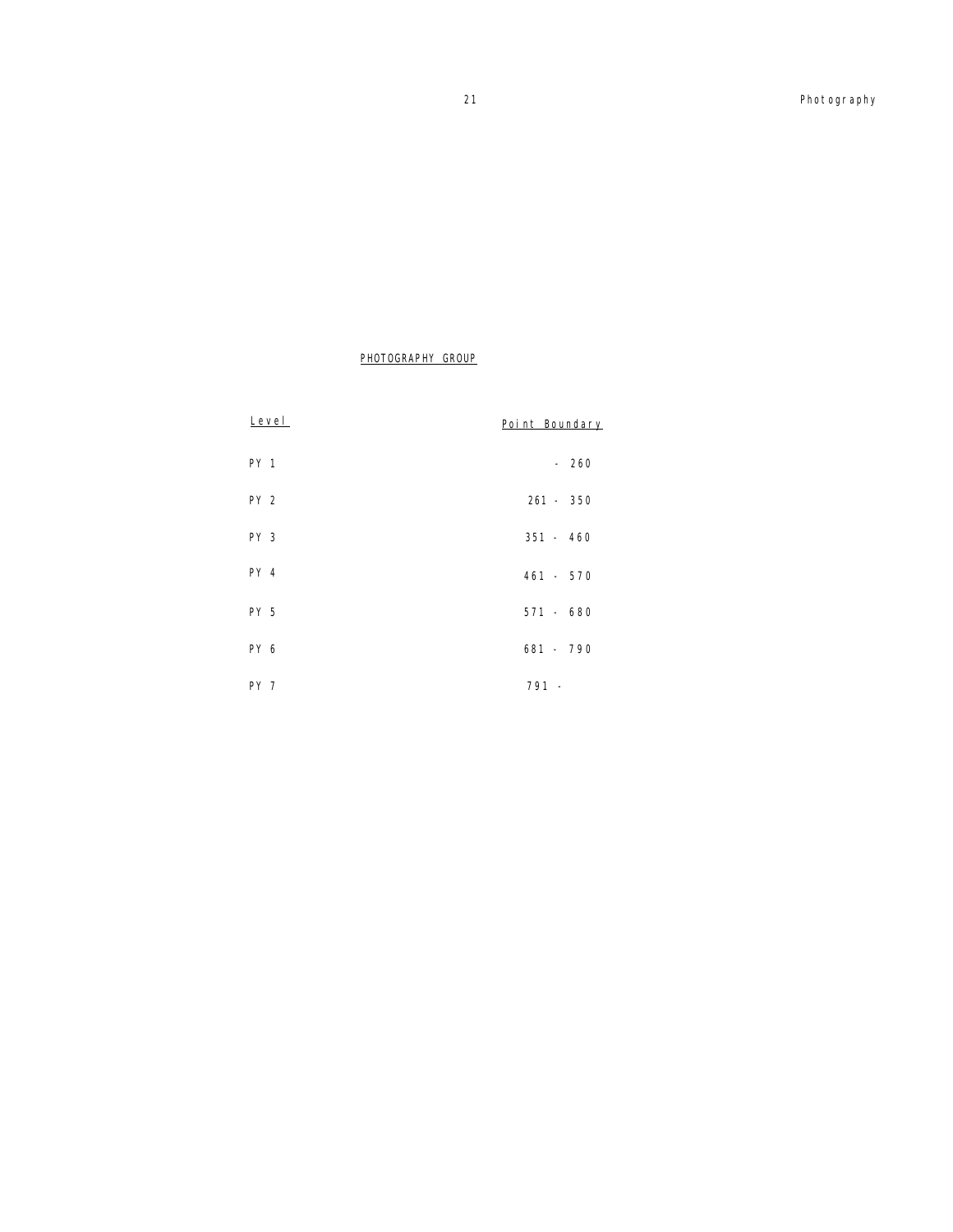## PHOTOGRAPHY GROUP

| Level | Point Boundary |
|---|---|
| PY 1 | - 260 |
| PY 2 | 261 - 350 |
| PY 3 | 351 - 460 |
| PY 4 | 461 - 570 |
| PY 5 | 571 - 680 |
| PY 6 | 681 - 790 |
| PY 7 | 791 - |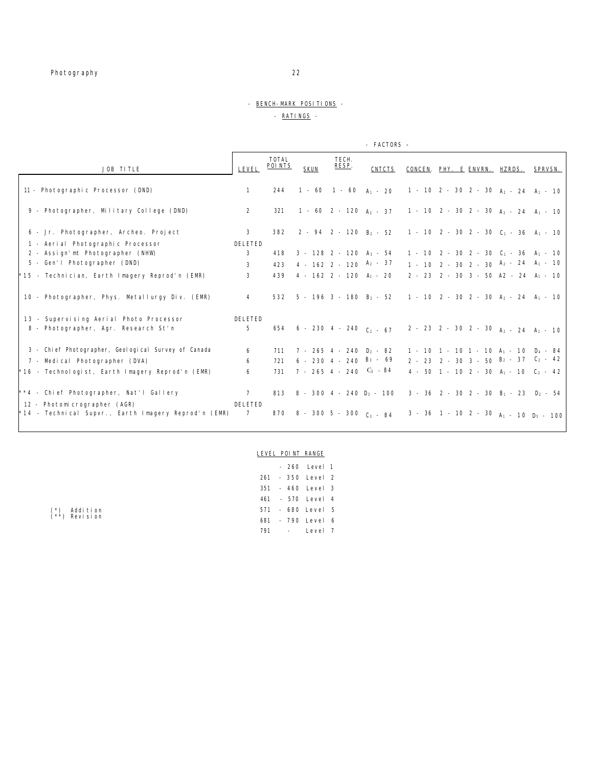Photography

- BENCH-MARK POSITIONS -

- RATINGS -

| JOB TITLE | LEVEL | TOTAL POINTS | SKUN | TECH. RESP. | CNTCTS | CONCEN. | PHY. E | ENVRN. | HZRDS. | SPRVSN. |
|---|---|---|---|---|---|---|---|---|---|---|
| | | | - FACTORS - | | | | | | | |
| 11 - Photographic Processor (DND) | 1 | 244 | 1 - 60 | 1 - 60 | $A_1$ - 20 | 1 - 10 | 2 - 30 | 2 - 30 | $A_2$ - 24 | $A_1$ - 10 |
| 9 - Photographer, Military College (DND) | 2 | 321 | 1 - 60 | 2 - 120 | $A_2$ - 37 | 1 - 10 | 2 - 30 | 2 - 30 | $A_2$ - 24 | $A_1$ - 10 |
| 6 - Jr. Photographer, Archeo. Project | 3 | 382 | 2 - 94 | 2 - 120 | $B_2$ - 52 | 1 - 10 | 2 - 30 | 2 - 30 | $C_1$ - 36 | $A_1$ - 10 |
| 1 - Aerial Photographic Processor | DELETED | | | | | | | | | |
| 2 - Assign'mt Photographer (NHW) | 3 | 418 | 3 - 128 | 2 - 120 | $A_3$ - 54 | 1 - 10 | 2 - 30 | 2 - 30 | $C_1$ - 36 | $A_1$ - 10 |
| 5 - Gen'l Photographer (DND) | 3 | 423 | 4 - 162 | 2 - 120 | $A_2$ - 37 | 1 - 10 | 2 - 30 | 2 - 30 | $A_2$ - 24 | $A_1$ - 10 |
| *15 - Technician, Earth Imagery Reprod'n (EMR) | 3 | 439 | 4 - 162 | 2 - 120 | $A_1$ - 20 | 2 - 23 | 2 - 30 | 3 - 50 | A2 - 24 | $A_1$ - 10 |
| 10 - Photographer, Phys. Metallurgy Div. (EMR) | 4 | 532 | 5 - 196 | 3 - 180 | $B_2$ - 52 | 1 - 10 | 2 - 30 | 2 - 30 | $A_2$ - 24 | $A_1$ - 10 |
| 13 - Supervising Aerial Photo Processor | DELETED | | | | | | | | | |
| 8 - Photographer, Agr. Research St'n | 5 | 654 | 6 - 230 | 4 - 240 | $C_2$ - 67 | 2 - 23 | 2 - 30 | 2 - 30 | $A_2$ - 24 | $A_1$ - 10 |
| 3 - Chief Photographer, Geological Survey of Canada | 6 | 711 | 7 - 265 | 4 - 240 | $D_2$ - 82 | 1 - 10 | 1 - 10 | 1 - 10 | $A_1$ - 10 | $D_4$ - 84 |
| 7 - Medical Photographer (DVA) | 6 | 721 | 6 - 230 | 4 - 240 | $B_3$ - 69 | 2 - 23 | 2 - 30 | 3 - 50 | $B_2$ - 37 | $C_2$ - 42 |
| *16 - Technologist, Earth Imagery Reprod'n (EMR) | 6 | 731 | 7 - 265 | 4 - 240 | $C_3$ - 84 | 4 - 50 | 1 - 10 | 2 - 30 | $A_1$ - 10 | $C_2$ - 42 |
| **4 - Chief Photographer, Nat'l Gallery | 7 | 813 | 8 - 300 | 4 - 240 | $D_3$ - 100 | 3 - 36 | 2 - 30 | 2 - 30 | $B_1$ - 23 | $D_2$ - 54 |
| 12 - Photomicrographer (AGR) | DELETED | | | | | | | | | |
| *14 - Technical Supvr., Earth Imagery Reprod'n (EMR) | 7 | 870 | 8 - 300 | 5 - 300 | $C_3$ - 84 | 3 - 36 | 1 - 10 | 2 - 30 | $A_1$ - 10 | $D_5$ - 100 |

LEVEL POINT RANGE

| | |
|---|---|
| - 260 | Level 1 |
| 261 - 350 | Level 2 |
| 351 - 460 | Level 3 |
| 461 - 570 | Level 4 |
| 571 - 680 | Level 5 |
| 681 - 790 | Level 6 |
| 791 - | Level 7 |

(*) Addition
(**) Revision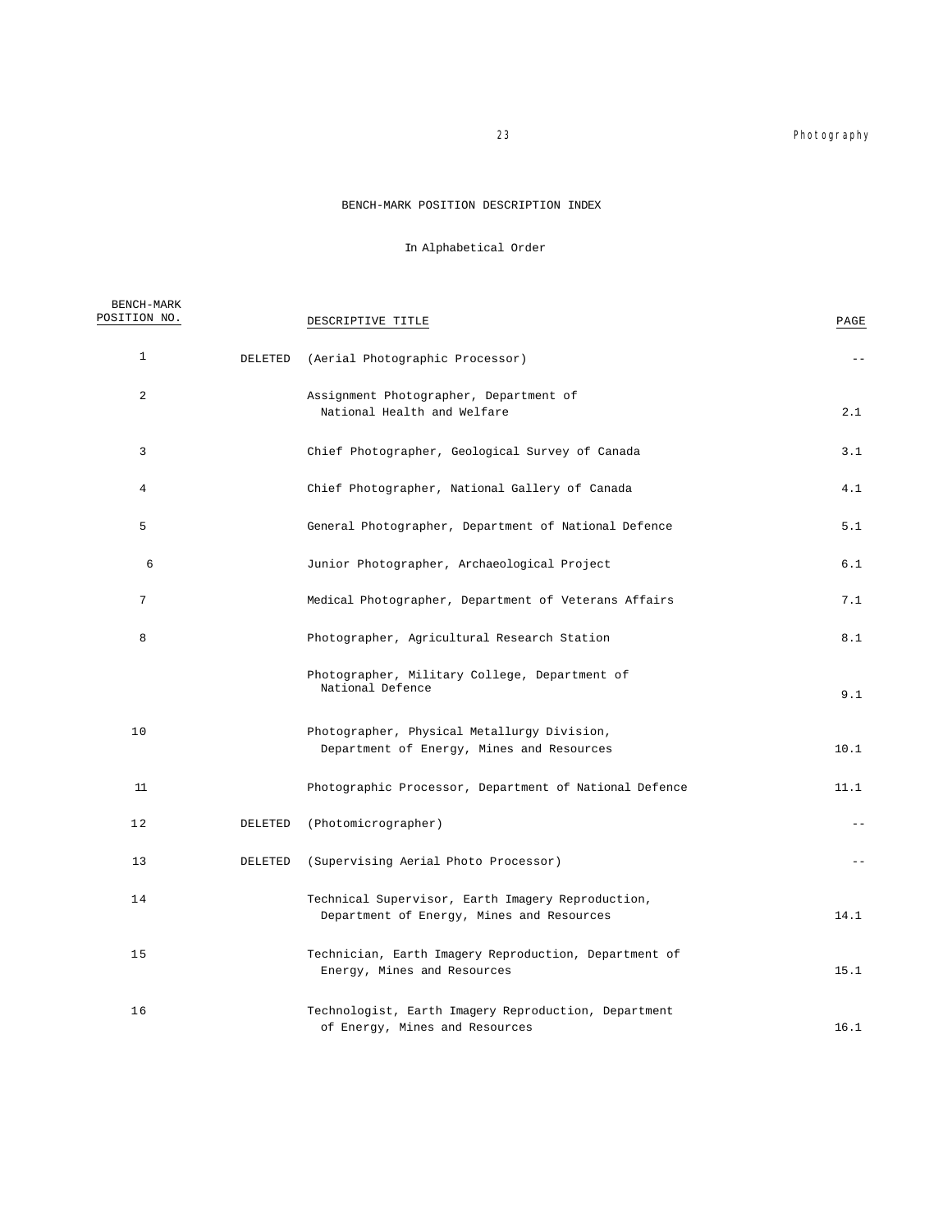# BENCH-MARK POSITION DESCRIPTION INDEX

In Alphabetical Order

| BENCH-MARK POSITION NO. | | DESCRIPTIVE TITLE | PAGE |
|---|---|---|---|
| 1 | DELETED | (Aerial Photographic Processor) | -- |
| 2 | | Assignment Photographer, Department of National Health and Welfare | 2.1 |
| 3 | | Chief Photographer, Geological Survey of Canada | 3.1 |
| 4 | | Chief Photographer, National Gallery of Canada | 4.1 |
| 5 | | General Photographer, Department of National Defence | 5.1 |
| 6 | | Junior Photographer, Archaeological Project | 6.1 |
| 7 | | Medical Photographer, Department of Veterans Affairs | 7.1 |
| 8 | | Photographer, Agricultural Research Station | 8.1 |
| | | Photographer, Military College, Department of National Defence | 9.1 |
| 10 | | Photographer, Physical Metallurgy Division, Department of Energy, Mines and Resources | 10.1 |
| 11 | | Photographic Processor, Department of National Defence | 11.1 |
| 12 | DELETED | (Photomicrographer) | -- |
| 13 | DELETED | (Supervising Aerial Photo Processor) | -- |
| 14 | | Technical Supervisor, Earth Imagery Reproduction, Department of Energy, Mines and Resources | 14.1 |
| 15 | | Technician, Earth Imagery Reproduction, Department of Energy, Mines and Resources | 15.1 |
| 16 | | Technologist, Earth Imagery Reproduction, Department of Energy, Mines and Resources | 16.1 |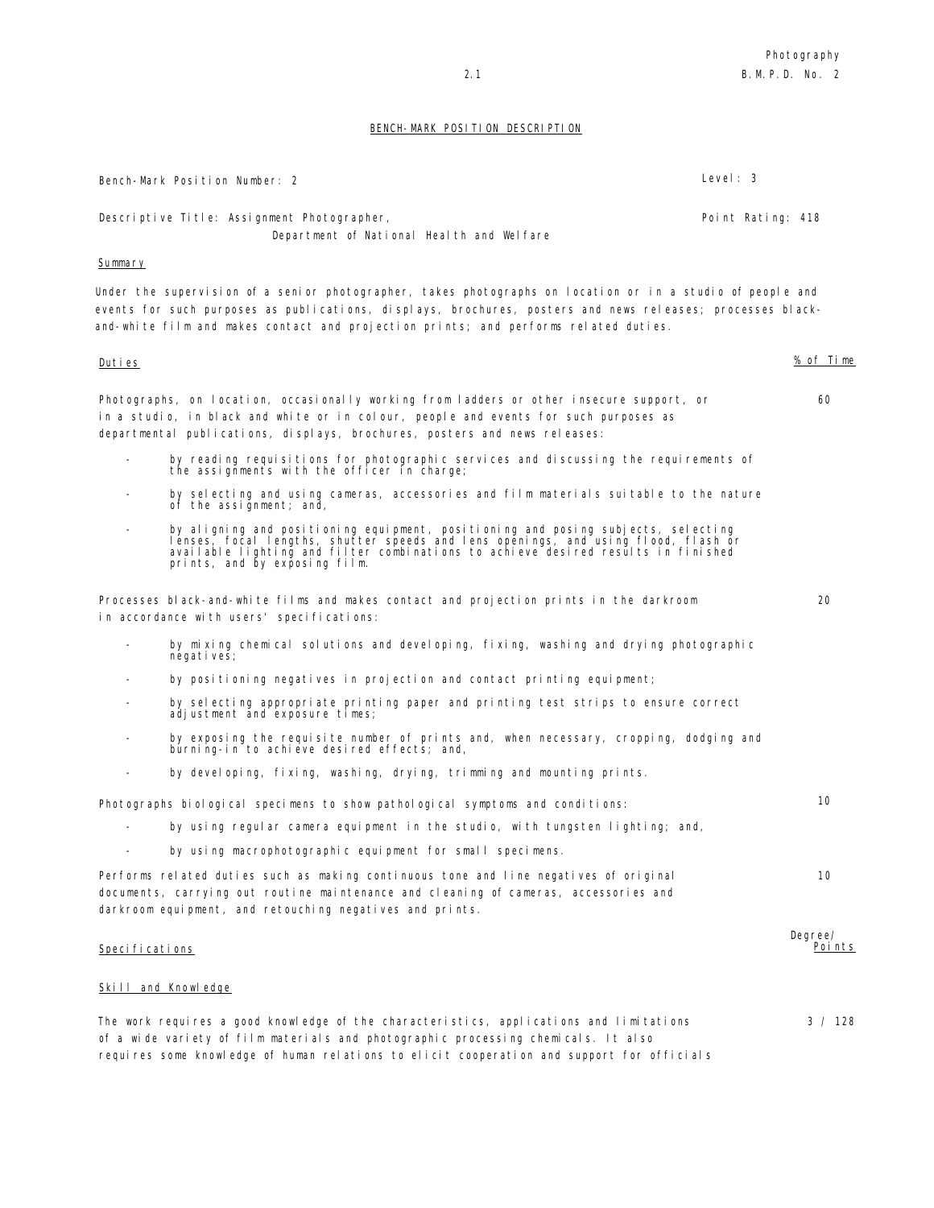## BENCH-MARK POSITION DESCRIPTION

Bench-Mark Position Number: 2 — Level: 3

Descriptive Title: Assignment Photographer, Department of National Health and Welfare — Point Rating: 418

### Summary

Under the supervision of a senior photographer, takes photographs on location or in a studio of people and events for such purposes as publications, displays, brochures, posters and news releases; processes black-and-white film and makes contact and projection prints; and performs related duties.

### Duties

| Duties | % of Time |
|---|---|
| Photographs, on location, occasionally working from ladders or other insecure support, or in a studio, in black and white or in colour, people and events for such purposes as departmental publications, displays, brochures, posters and news releases:<br>- by reading requisitions for photographic services and discussing the requirements of the assignments with the officer in charge;<br>- by selecting and using cameras, accessories and film materials suitable to the nature of the assignment; and,<br>- by aligning and positioning equipment, positioning and posing subjects, selecting lenses, focal lengths, shutter speeds and lens openings, and using flood, flash or available lighting and filter combinations to achieve desired results in finished prints, and by exposing film. | 60 |
| Processes black-and-white films and makes contact and projection prints in the darkroom in accordance with users' specifications:<br>- by mixing chemical solutions and developing, fixing, washing and drying photographic negatives;<br>- by positioning negatives in projection and contact printing equipment;<br>- by selecting appropriate printing paper and printing test strips to ensure correct adjustment and exposure times;<br>- by exposing the requisite number of prints and, when necessary, cropping, dodging and burning-in to achieve desired effects; and,<br>- by developing, fixing, washing, drying, trimming and mounting prints. | 20 |
| Photographs biological specimens to show pathological symptoms and conditions:<br>- by using regular camera equipment in the studio, with tungsten lighting; and,<br>- by using macrophotographic equipment for small specimens. | 10 |
| Performs related duties such as making continuous tone and line negatives of original documents, carrying out routine maintenance and cleaning of cameras, accessories and darkroom equipment, and retouching negatives and prints. | 10 |

### Specifications

| Specifications | Degree/ Points |
|---|---|
| **Skill and Knowledge** | |
| The work requires a good knowledge of the characteristics, applications and limitations of a wide variety of film materials and photographic processing chemicals. It also requires some knowledge of human relations to elicit cooperation and support for officials | 3 / 128 |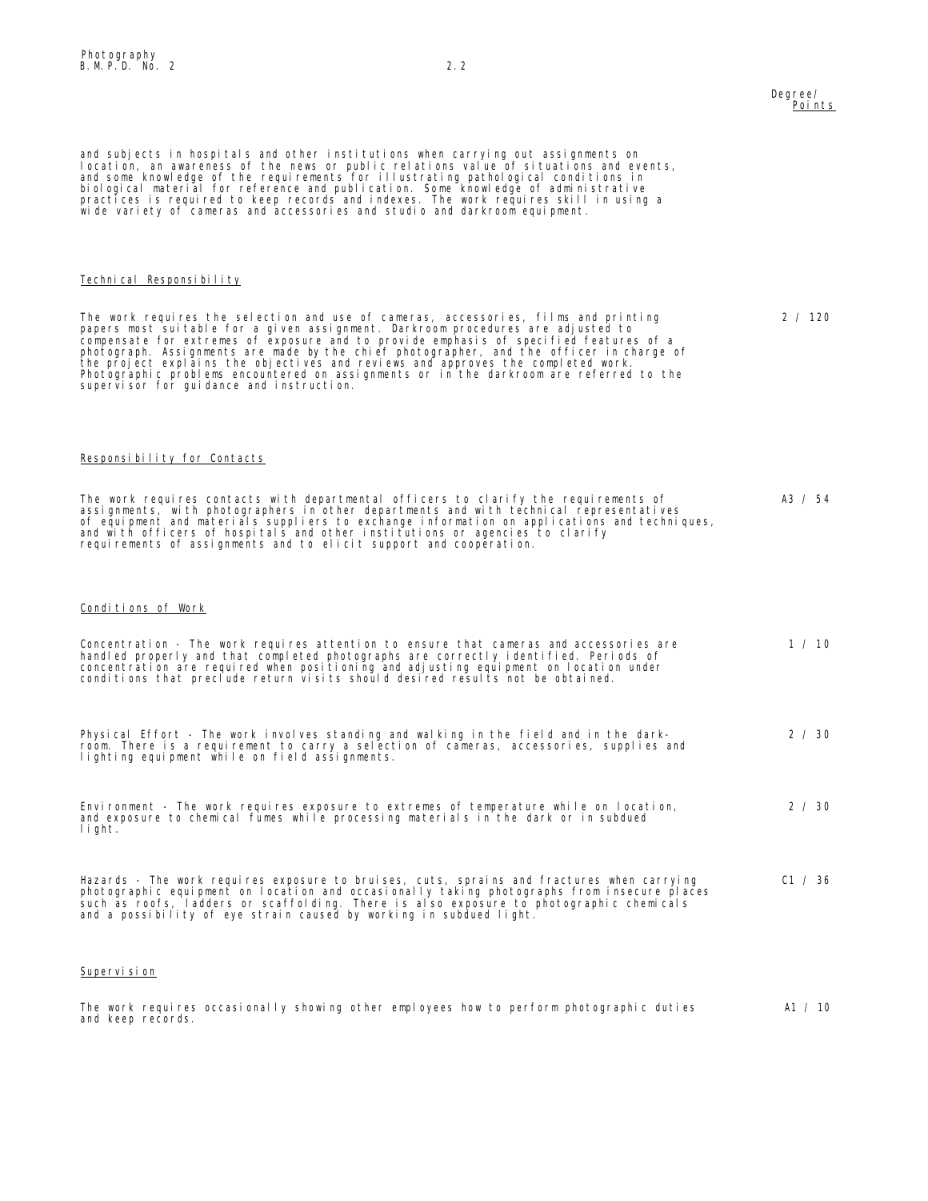Degree/ Points

and subjects in hospitals and other institutions when carrying out assignments on location, an awareness of the news or public relations value of situations and events, and some knowledge of the requirements for illustrating pathological conditions in biological material for reference and publication. Some knowledge of administrative practices is required to keep records and indexes. The work requires skill in using a wide variety of cameras and accessories and studio and darkroom equipment.

Technical Responsibility

The work requires the selection and use of cameras, accessories, films and printing papers most suitable for a given assignment. Darkroom procedures are adjusted to compensate for extremes of exposure and to provide emphasis of specified features of a photograph. Assignments are made by the chief photographer, and the officer in charge of the project explains the objectives and reviews and approves the completed work. Photographic problems encountered on assignments or in the darkroom are referred to the supervisor for guidance and instruction. — 2 / 120

Responsibility for Contacts

The work requires contacts with departmental officers to clarify the requirements of assignments, with photographers in other departments and with technical representatives of equipment and materials suppliers to exchange information on applications and techniques, and with officers of hospitals and other institutions or agencies to clarify requirements of assignments and to elicit support and cooperation. — A3 / 54

Conditions of Work

Concentration - The work requires attention to ensure that cameras and accessories are handled properly and that completed photographs are correctly identified. Periods of concentration are required when positioning and adjusting equipment on location under conditions that preclude return visits should desired results not be obtained. — 1 / 10

Physical Effort - The work involves standing and walking in the field and in the darkroom. There is a requirement to carry a selection of cameras, accessories, supplies and lighting equipment while on field assignments. — 2 / 30

Environment - The work requires exposure to extremes of temperature while on location, and exposure to chemical fumes while processing materials in the dark or in subdued light. — 2 / 30

Hazards - The work requires exposure to bruises, cuts, sprains and fractures when carrying photographic equipment on location and occasionally taking photographs from insecure places such as roofs, ladders or scaffolding. There is also exposure to photographic chemicals and a possibility of eye strain caused by working in subdued light. — C1 / 36

Supervision

The work requires occasionally showing other employees how to perform photographic duties and keep records. — A1 / 10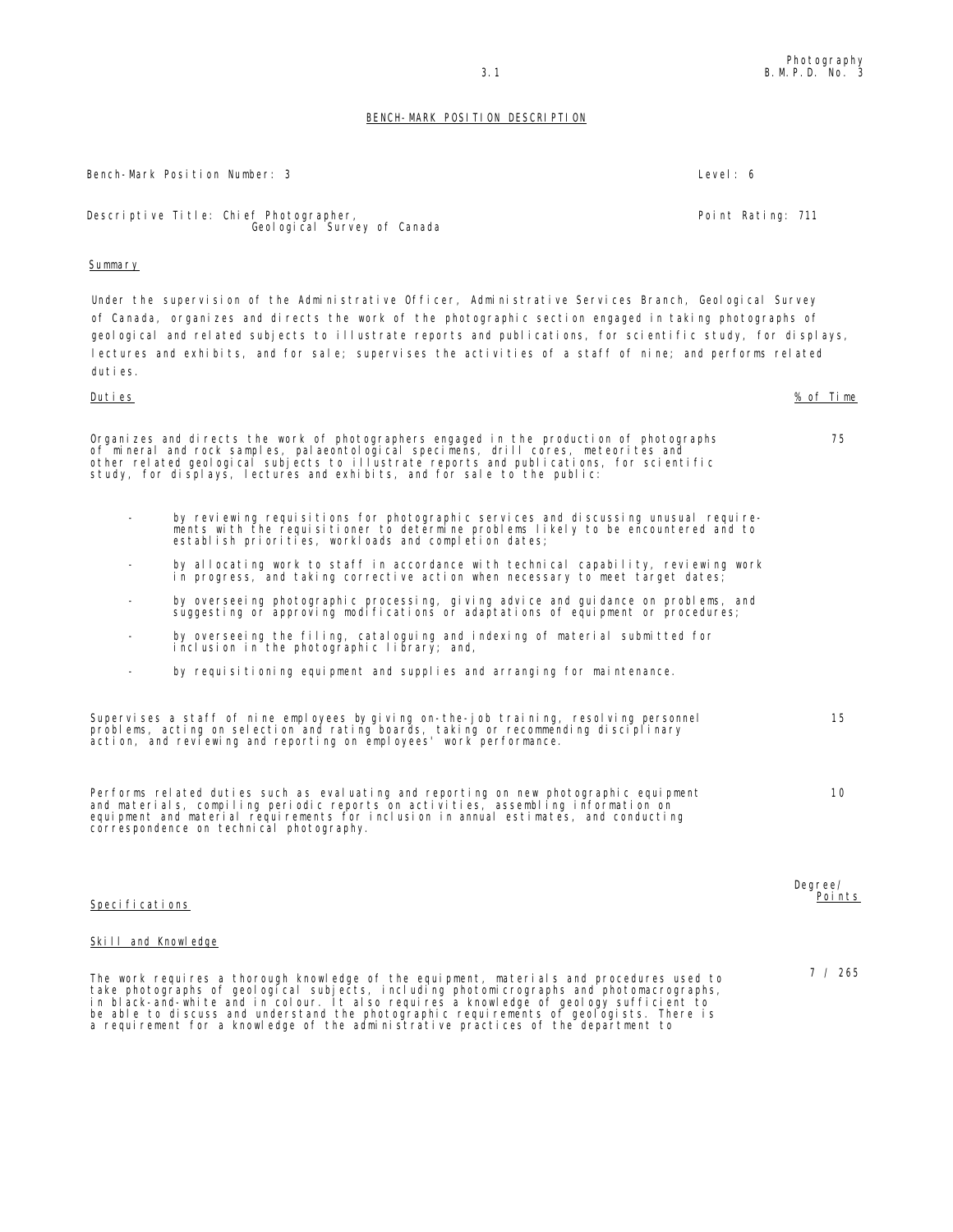## BENCH-MARK POSITION DESCRIPTION

Bench-Mark Position Number: 3 Level: 6

Descriptive Title: Chief Photographer, Geological Survey of Canada Point Rating: 711

### Summary

Under the supervision of the Administrative Officer, Administrative Services Branch, Geological Survey of Canada, organizes and directs the work of the photographic section engaged in taking photographs of geological and related subjects to illustrate reports and publications, for scientific study, for displays, lectures and exhibits, and for sale; supervises the activities of a staff of nine; and performs related duties.

| Duties | % of Time |
|---|---|
| Organizes and directs the work of photographers engaged in the production of photographs of mineral and rock samples, palaeontological specimens, drill cores, meteorites and other related geological subjects to illustrate reports and publications, for scientific study, for displays, lectures and exhibits, and for sale to the public: | 75 |

- by reviewing requisitions for photographic services and discussing unusual requirements with the requisitioner to determine problems likely to be encountered and to establish priorities, workloads and completion dates;
- by allocating work to staff in accordance with technical capability, reviewing work in progress, and taking corrective action when necessary to meet target dates;
- by overseeing photographic processing, giving advice and guidance on problems, and suggesting or approving modifications or adaptations of equipment or procedures;
- by overseeing the filing, cataloguing and indexing of material submitted for inclusion in the photographic library; and,
- by requisitioning equipment and supplies and arranging for maintenance.

| | |
|---|---|
| Supervises a staff of nine employees by giving on-the-job training, resolving personnel problems, acting on selection and rating boards, taking or recommending disciplinary action, and reviewing and reporting on employees' work performance. | 15 |
| Performs related duties such as evaluating and reporting on new photographic equipment and materials, compiling periodic reports on activities, assembling information on equipment and material requirements for inclusion in annual estimates, and conducting correspondence on technical photography. | 10 |

| Specifications | Degree/ Points |
|---|---|

### Skill and Knowledge

| | |
|---|---|
| The work requires a thorough knowledge of the equipment, materials and procedures used to take photographs of geological subjects, including photomicrographs and photomacrographs, in black-and-white and in colour. It also requires a knowledge of geology sufficient to be able to discuss and understand the photographic requirements of geologists. There is a requirement for a knowledge of the administrative practices of the department to | 7 / 265 |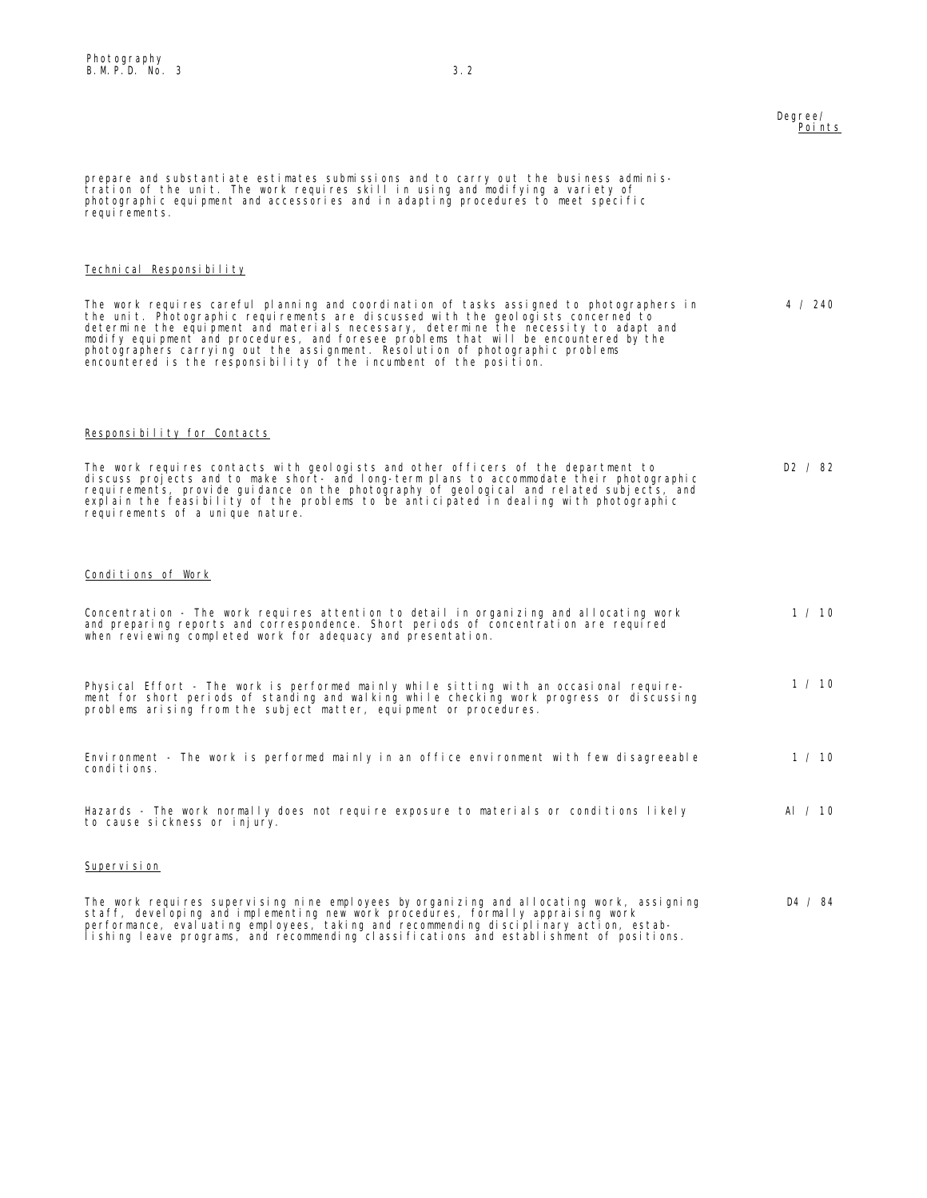Degree/ Points

prepare and substantiate estimates submissions and to carry out the business administration of the unit. The work requires skill in using and modifying a variety of photographic equipment and accessories and in adapting procedures to meet specific requirements.

Technical Responsibility

The work requires careful planning and coordination of tasks assigned to photographers in the unit. Photographic requirements are discussed with the geologists concerned to determine the equipment and materials necessary, determine the necessity to adapt and modify equipment and procedures, and foresee problems that will be encountered by the photographers carrying out the assignment. Resolution of photographic problems encountered is the responsibility of the incumbent of the position. — 4 / 240

Responsibility for Contacts

The work requires contacts with geologists and other officers of the department to discuss projects and to make short- and long-term plans to accommodate their photographic requirements, provide guidance on the photography of geological and related subjects, and explain the feasibility of the problems to be anticipated in dealing with photographic requirements of a unique nature. — D2 / 82

Conditions of Work

Concentration - The work requires attention to detail in organizing and allocating work and preparing reports and correspondence. Short periods of concentration are required when reviewing completed work for adequacy and presentation. — 1 / 10

Physical Effort - The work is performed mainly while sitting with an occasional requirement for short periods of standing and walking while checking work progress or discussing problems arising from the subject matter, equipment or procedures. — 1 / 10

Environment - The work is performed mainly in an office environment with few disagreeable conditions. — 1 / 10

Hazards - The work normally does not require exposure to materials or conditions likely to cause sickness or injury. — AI / 10

Supervision

The work requires supervising nine employees by organizing and allocating work, assigning staff, developing and implementing new work procedures, formally appraising work performance, evaluating employees, taking and recommending disciplinary action, establishing leave programs, and recommending classifications and establishment of positions. — D4 / 84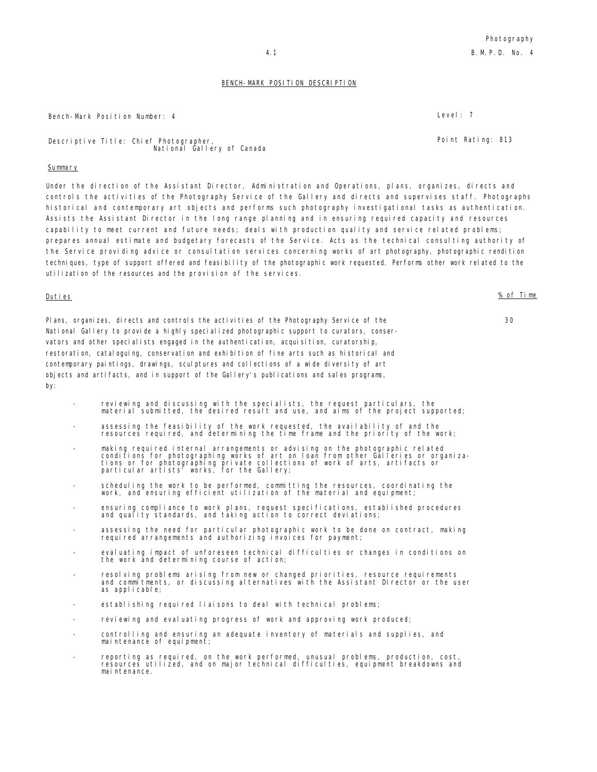## BENCH-MARK POSITION DESCRIPTION

Bench-Mark Position Number: 4 — Level: 7

Descriptive Title: Chief Photographer, National Gallery of Canada — Point Rating: 813

### Summary

Under the direction of the Assistant Director, Administration and Operations, plans, organizes, directs and controls the activities of the Photography Service of the Gallery and directs and supervises staff. Photographs historical and contemporary art objects and performs such photography investigational tasks as authentication. Assists the Assistant Director in the long range planning and in ensuring required capacity and resources capability to meet current and future needs; deals with production quality and service related problems; prepares annual estimate and budgetary forecasts of the Service. Acts as the technical consulting authority of the Service providing advice or consultation services concerning works of art photography, photographic rendition techniques, type of support offered and feasibility of the photographic work requested. Performs other work related to the utilization of the resources and the provision of the services.

### Duties — % of Time

Plans, organizes, directs and controls the activities of the Photography Service of the National Gallery to provide a highly specialized photographic support to curators, conservators and other specialists engaged in the authentication, acquisition, curatorship, restoration, cataloguing, conservation and exhibition of fine arts such as historical and contemporary paintings, drawings, sculptures and collections of a wide diversity of art objects and artifacts, and in support of the Gallery's publications and sales programs, by: — 30

- reviewing and discussing with the specialists, the request particulars, the material submitted, the desired result and use, and aims of the project supported;
- assessing the feasibility of the work requested, the availability of and the resources required, and determining the time frame and the priority of the work;
- making required internal arrangements or advising on the photographic related conditions for photographing works of art on loan from other Galleries or organizations or for photographing private collections of work of arts, artifacts or particular artists' works, for the Gallery;
- scheduling the work to be performed, committing the resources, coordinating the work, and ensuring efficient utilization of the material and equipment;
- ensuring compliance to work plans, request specifications, established procedures and quality standards, and taking action to correct deviations;
- assessing the need for particular photographic work to be done on contract, making required arrangements and authorizing invoices for payment;
- evaluating impact of unforeseen technical difficulties or changes in conditions on the work and determining course of action;
- resolving problems arising from new or changed priorities, resource requirements and commitments, or discussing alternatives with the Assistant Director or the user as applicable;
- establishing required liaisons to deal with technical problems;
- reviewing and evaluating progress of work and approving work produced;
- controlling and ensuring an adequate inventory of materials and supplies, and maintenance of equipment;
- reporting as required, on the work performed, unusual problems, production, cost, resources utilized, and on major technical difficulties, equipment breakdowns and maintenance.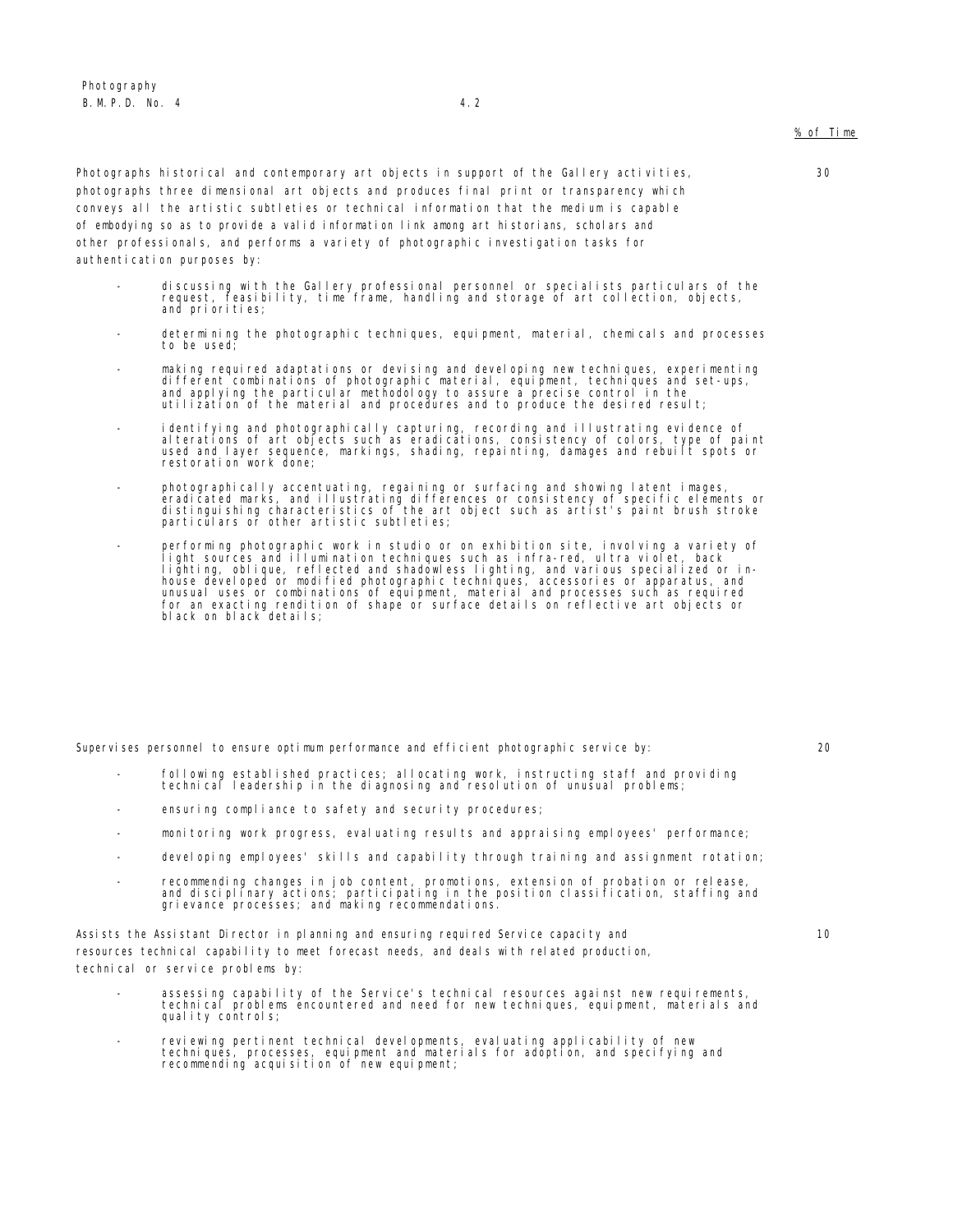% of Time

Photographs historical and contemporary art objects in support of the Gallery activities, photographs three dimensional art objects and produces final print or transparency which conveys all the artistic subtleties or technical information that the medium is capable of embodying so as to provide a valid information link among art historians, scholars and other professionals, and performs a variety of photographic investigation tasks for authentication purposes by: — 30

- discussing with the Gallery professional personnel or specialists particulars of the request, feasibility, time frame, handling and storage of art collection, objects, and priorities;
- determining the photographic techniques, equipment, material, chemicals and processes to be used;
- making required adaptations or devising and developing new techniques, experimenting different combinations of photographic material, equipment, techniques and set-ups, and applying the particular methodology to assure a precise control in the utilization of the material and procedures and to produce the desired result;
- identifying and photographically capturing, recording and illustrating evidence of alterations of art objects such as eradications, consistency of colors, type of paint used and layer sequence, markings, shading, repainting, damages and rebuilt spots or restoration work done;
- photographically accentuating, regaining or surfacing and showing latent images, eradicated marks, and illustrating differences or consistency of specific elements or distinguishing characteristics of the art object such as artist's paint brush stroke particulars or other artistic subtleties;
- performing photographic work in studio or on exhibition site, involving a variety of light sources and illumination techniques such as infra-red, ultra violet, back lighting, oblique, reflected and shadowless lighting, and various specialized or in-house developed or modified photographic techniques, accessories or apparatus, and unusual uses or combinations of equipment, material and processes such as required for an exacting rendition of shape or surface details on reflective art objects or black on black details;

Supervises personnel to ensure optimum performance and efficient photographic service by: — 20

- following established practices; allocating work, instructing staff and providing technical leadership in the diagnosing and resolution of unusual problems;
- ensuring compliance to safety and security procedures;
- monitoring work progress, evaluating results and appraising employees' performance;
- developing employees' skills and capability through training and assignment rotation;
- recommending changes in job content, promotions, extension of probation or release, and disciplinary actions; participating in the position classification, staffing and grievance processes; and making recommendations.

Assists the Assistant Director in planning and ensuring required Service capacity and resources technical capability to meet forecast needs, and deals with related production, technical or service problems by: — 10

- assessing capability of the Service's technical resources against new requirements, technical problems encountered and need for new techniques, equipment, materials and quality controls;
- reviewing pertinent technical developments, evaluating applicability of new techniques, processes, equipment and materials for adoption, and specifying and recommending acquisition of new equipment;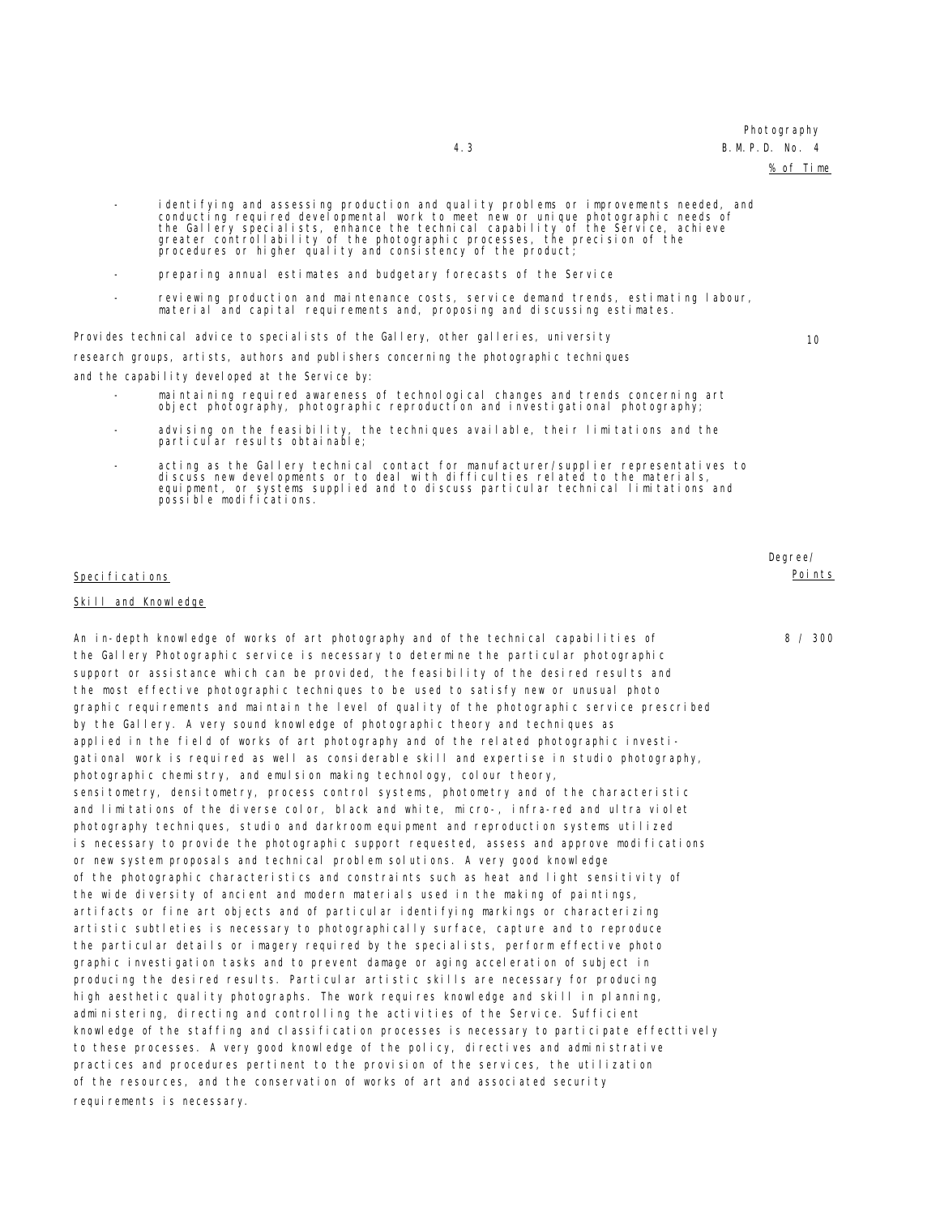% of Time

- identifying and assessing production and quality problems or improvements needed, and conducting required developmental work to meet new or unique photographic needs of the Gallery specialists, enhance the technical capability of the Service, achieve greater controllability of the photographic processes, the precision of the procedures or higher quality and consistency of the product;
- preparing annual estimates and budgetary forecasts of the Service
- reviewing production and maintenance costs, service demand trends, estimating labour, material and capital requirements and, proposing and discussing estimates.

Provides technical advice to specialists of the Gallery, other galleries, university research groups, artists, authors and publishers concerning the photographic techniques and the capability developed at the Service by: 10

- maintaining required awareness of technological changes and trends concerning art object photography, photographic reproduction and investigational photography;
- advising on the feasibility, the techniques available, their limitations and the particular results obtainable;
- acting as the Gallery technical contact for manufacturer/supplier representatives to discuss new developments or to deal with difficulties related to the materials, equipment, or systems supplied and to discuss particular technical limitations and possible modifications.

Degree/ Points

Specifications

Skill and Knowledge

An in-depth knowledge of works of art photography and of the technical capabilities of the Gallery Photographic service is necessary to determine the particular photographic support or assistance which can be provided, the feasibility of the desired results and the most effective photographic techniques to be used to satisfy new or unusual photo graphic requirements and maintain the level of quality of the photographic service prescribed by the Gallery. A very sound knowledge of photographic theory and techniques as applied in the field of works of art photography and of the related photographic investigational work is required as well as considerable skill and expertise in studio photography, photographic chemistry, and emulsion making technology, colour theory, sensitometry, densitometry, process control systems, photometry and of the characteristic and limitations of the diverse color, black and white, micro-, infra-red and ultra violet photography techniques, studio and darkroom equipment and reproduction systems utilized is necessary to provide the photographic support requested, assess and approve modifications or new system proposals and technical problem solutions. A very good knowledge of the photographic characteristics and constraints such as heat and light sensitivity of the wide diversity of ancient and modern materials used in the making of paintings, artifacts or fine art objects and of particular identifying markings or characterizing artistic subtleties is necessary to photographically surface, capture and to reproduce the particular details or imagery required by the specialists, perform effective photo graphic investigation tasks and to prevent damage or aging acceleration of subject in producing the desired results. Particular artistic skills are necessary for producing high aesthetic quality photographs. The work requires knowledge and skill in planning, administering, directing and controlling the activities of the Service. Sufficient knowledge of the staffing and classification processes is necessary to participate effecttively to these processes. A very good knowledge of the policy, directives and administrative practices and procedures pertinent to the provision of the services, the utilization of the resources, and the conservation of works of art and associated security requirements is necessary. 8 / 300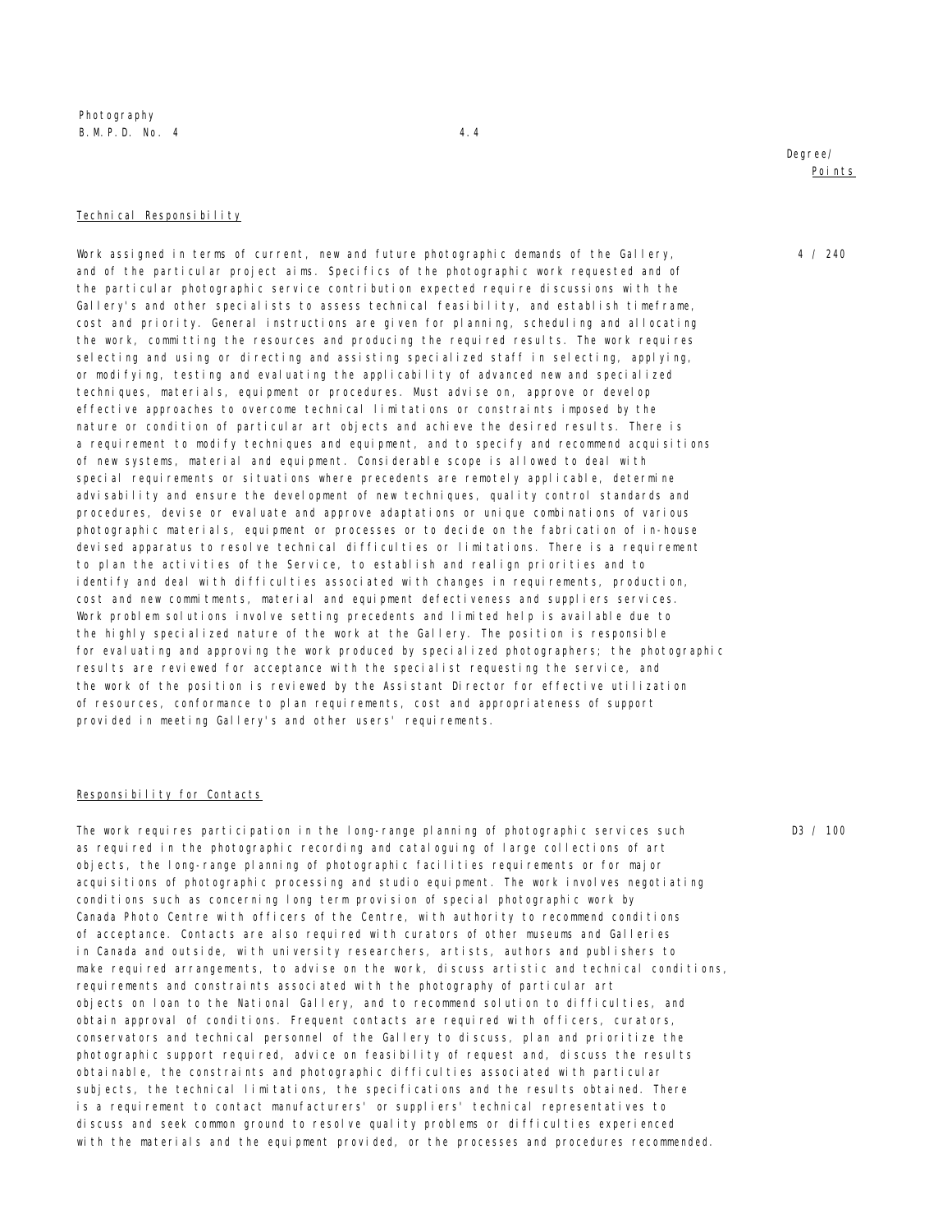Degree/ Points

### Technical Responsibility

**4 / 240**

Work assigned in terms of current, new and future photographic demands of the Gallery, and of the particular project aims. Specifics of the photographic work requested and of the particular photographic service contribution expected require discussions with the Gallery's and other specialists to assess technical feasibility, and establish timeframe, cost and priority. General instructions are given for planning, scheduling and allocating the work, committing the resources and producing the required results. The work requires selecting and using or directing and assisting specialized staff in selecting, applying, or modifying, testing and evaluating the applicability of advanced new and specialized techniques, materials, equipment or procedures. Must advise on, approve or develop effective approaches to overcome technical limitations or constraints imposed by the nature or condition of particular art objects and achieve the desired results. There is a requirement to modify techniques and equipment, and to specify and recommend acquisitions of new systems, material and equipment. Considerable scope is allowed to deal with special requirements or situations where precedents are remotely applicable, determine advisability and ensure the development of new techniques, quality control standards and procedures, devise or evaluate and approve adaptations or unique combinations of various photographic materials, equipment or processes or to decide on the fabrication of in-house devised apparatus to resolve technical difficulties or limitations. There is a requirement to plan the activities of the Service, to establish and realign priorities and to identify and deal with difficulties associated with changes in requirements, production, cost and new commitments, material and equipment defectiveness and suppliers services. Work problem solutions involve setting precedents and limited help is available due to the highly specialized nature of the work at the Gallery. The position is responsible for evaluating and approving the work produced by specialized photographers; the photographic results are reviewed for acceptance with the specialist requesting the service, and the work of the position is reviewed by the Assistant Director for effective utilization of resources, conformance to plan requirements, cost and appropriateness of support provided in meeting Gallery's and other users' requirements.

### Responsibility for Contacts

**D3 / 100**

The work requires participation in the long-range planning of photographic services such as required in the photographic recording and cataloguing of large collections of art objects, the long-range planning of photographic facilities requirements or for major acquisitions of photographic processing and studio equipment. The work involves negotiating conditions such as concerning long term provision of special photographic work by Canada Photo Centre with officers of the Centre, with authority to recommend conditions of acceptance. Contacts are also required with curators of other museums and Galleries in Canada and outside, with university researchers, artists, authors and publishers to make required arrangements, to advise on the work, discuss artistic and technical conditions, requirements and constraints associated with the photography of particular art objects on loan to the National Gallery, and to recommend solution to difficulties, and obtain approval of conditions. Frequent contacts are required with officers, curators, conservators and technical personnel of the Gallery to discuss, plan and prioritize the photographic support required, advice on feasibility of request and, discuss the results obtainable, the constraints and photographic difficulties associated with particular subjects, the technical limitations, the specifications and the results obtained. There is a requirement to contact manufacturers' or suppliers' technical representatives to discuss and seek common ground to resolve quality problems or difficulties experienced with the materials and the equipment provided, or the processes and procedures recommended.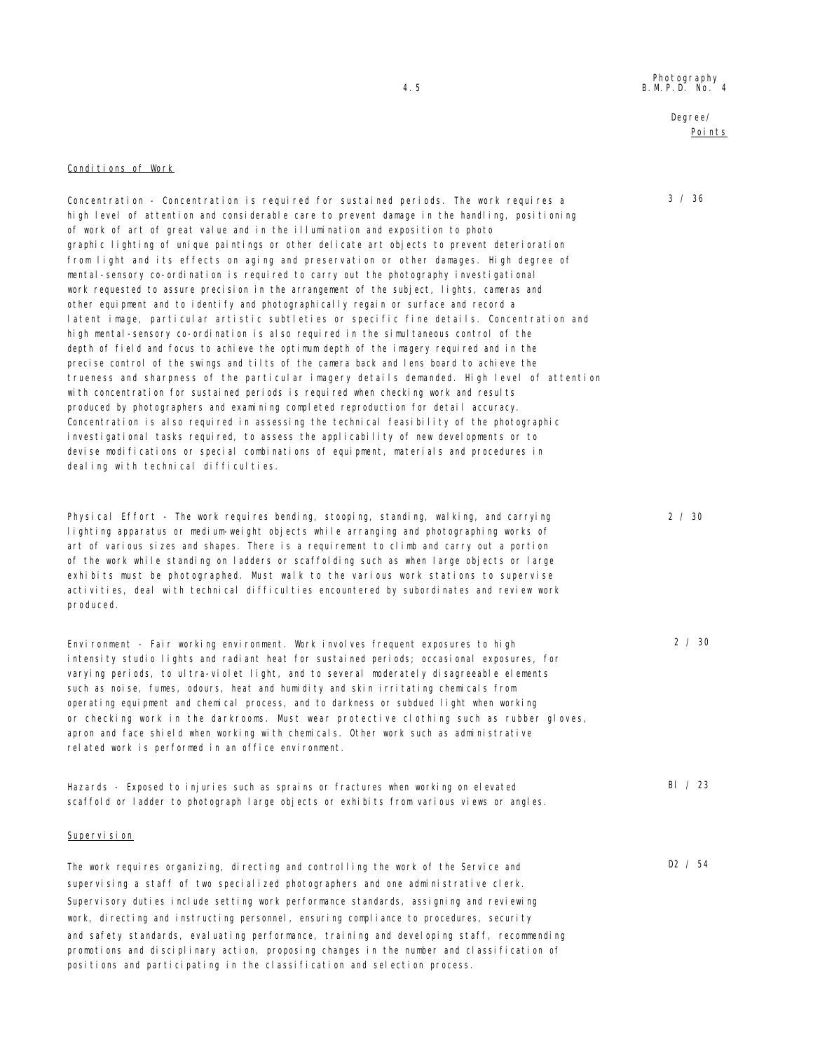Degree/ Points

Conditions of Work

Concentration - Concentration is required for sustained periods. The work requires a high level of attention and considerable care to prevent damage in the handling, positioning of work of art of great value and in the illumination and exposition to photo graphic lighting of unique paintings or other delicate art objects to prevent deterioration from light and its effects on aging and preservation or other damages. High degree of mental-sensory co-ordination is required to carry out the photography investigational work requested to assure precision in the arrangement of the subject, lights, cameras and other equipment and to identify and photographically regain or surface and record a latent image, particular artistic subtleties or specific fine details. Concentration and high mental-sensory co-ordination is also required in the simultaneous control of the depth of field and focus to achieve the optimum depth of the imagery required and in the precise control of the swings and tilts of the camera back and lens board to achieve the trueness and sharpness of the particular imagery details demanded. High level of attention with concentration for sustained periods is required when checking work and results produced by photographers and examining completed reproduction for detail accuracy. Concentration is also required in assessing the technical feasibility of the photographic investigational tasks required, to assess the applicability of new developments or to devise modifications or special combinations of equipment, materials and procedures in dealing with technical difficulties. — 3 / 36

Physical Effort - The work requires bending, stooping, standing, walking, and carrying lighting apparatus or medium-weight objects while arranging and photographing works of art of various sizes and shapes. There is a requirement to climb and carry out a portion of the work while standing on ladders or scaffolding such as when large objects or large exhibits must be photographed. Must walk to the various work stations to supervise activities, deal with technical difficulties encountered by subordinates and review work produced. — 2 / 30

Environment - Fair working environment. Work involves frequent exposures to high intensity studio lights and radiant heat for sustained periods; occasional exposures, for varying periods, to ultra-violet light, and to several moderately disagreeable elements such as noise, fumes, odours, heat and humidity and skin irritating chemicals from operating equipment and chemical process, and to darkness or subdued light when working or checking work in the darkrooms. Must wear protective clothing such as rubber gloves, apron and face shield when working with chemicals. Other work such as administrative related work is performed in an office environment. — 2 / 30

Hazards - Exposed to injuries such as sprains or fractures when working on elevated scaffold or ladder to photograph large objects or exhibits from various views or angles. — BI / 23

Supervision

The work requires organizing, directing and controlling the work of the Service and supervising a staff of two specialized photographers and one administrative clerk. Supervisory duties include setting work performance standards, assigning and reviewing work, directing and instructing personnel, ensuring compliance to procedures, security and safety standards, evaluating performance, training and developing staff, recommending promotions and disciplinary action, proposing changes in the number and classification of positions and participating in the classification and selection process. — D2 / 54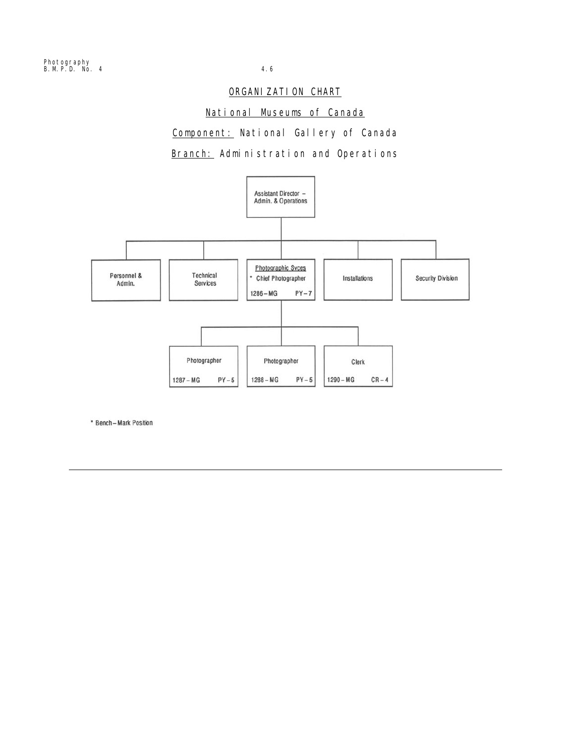# ORGANIZATION CHART

## National Museums of Canada

**Component:** National Gallery of Canada

**Branch:** Administration and Operations

- Assistant Director – Admin. & Operations
  - Personnel & Admin.
  - Technical Services
  - Photographic Svces — * Chief Photographer — 1286 – MG — PY – 7
    - Photographer — 1287 – MG — PY – 5
    - Photographer — 1288 – MG — PY – 5
    - Clerk — 1290 – MG — CR – 4
  - Installations
  - Security Division

\* Bench – Mark Position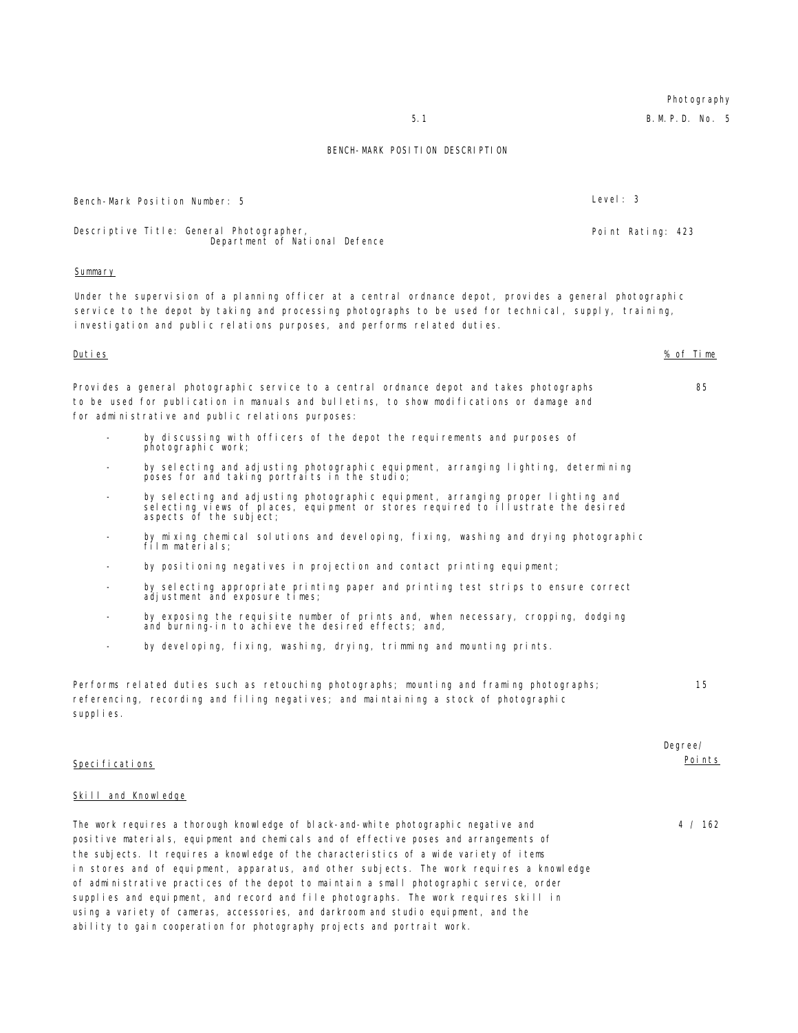# BENCH-MARK POSITION DESCRIPTION

Bench-Mark Position Number: 5

Level: 3

Descriptive Title: General Photographer, Department of National Defence

Point Rating: 423

## Summary

Under the supervision of a planning officer at a central ordnance depot, provides a general photographic service to the depot by taking and processing photographs to be used for technical, supply, training, investigation and public relations purposes, and performs related duties.

| Duties | % of Time |
|---|---|
| Provides a general photographic service to a central ordnance depot and takes photographs to be used for publication in manuals and bulletins, to show modifications or damage and for administrative and public relations purposes: | 85 |

- by discussing with officers of the depot the requirements and purposes of photographic work;
- by selecting and adjusting photographic equipment, arranging lighting, determining poses for and taking portraits in the studio;
- by selecting and adjusting photographic equipment, arranging proper lighting and selecting views of places, equipment or stores required to illustrate the desired aspects of the subject;
- by mixing chemical solutions and developing, fixing, washing and drying photographic film materials;
- by positioning negatives in projection and contact printing equipment;
- by selecting appropriate printing paper and printing test strips to ensure correct adjustment and exposure times;
- by exposing the requisite number of prints and, when necessary, cropping, dodging and burning-in to achieve the desired effects; and,
- by developing, fixing, washing, drying, trimming and mounting prints.

| | |
|---|---|
| Performs related duties such as retouching photographs; mounting and framing photographs; referencing, recording and filing negatives; and maintaining a stock of photographic supplies. | 15 |

| Specifications | Degree/ Points |
|---|---|

### Skill and Knowledge

| | |
|---|---|
| The work requires a thorough knowledge of black-and-white photographic negative and positive materials, equipment and chemicals and of effective poses and arrangements of the subjects. It requires a knowledge of the characteristics of a wide variety of items in stores and of equipment, apparatus, and other subjects. The work requires a knowledge of administrative practices of the depot to maintain a small photographic service, order supplies and equipment, and record and file photographs. The work requires skill in using a variety of cameras, accessories, and darkroom and studio equipment, and the ability to gain cooperation for photography projects and portrait work. | 4 / 162 |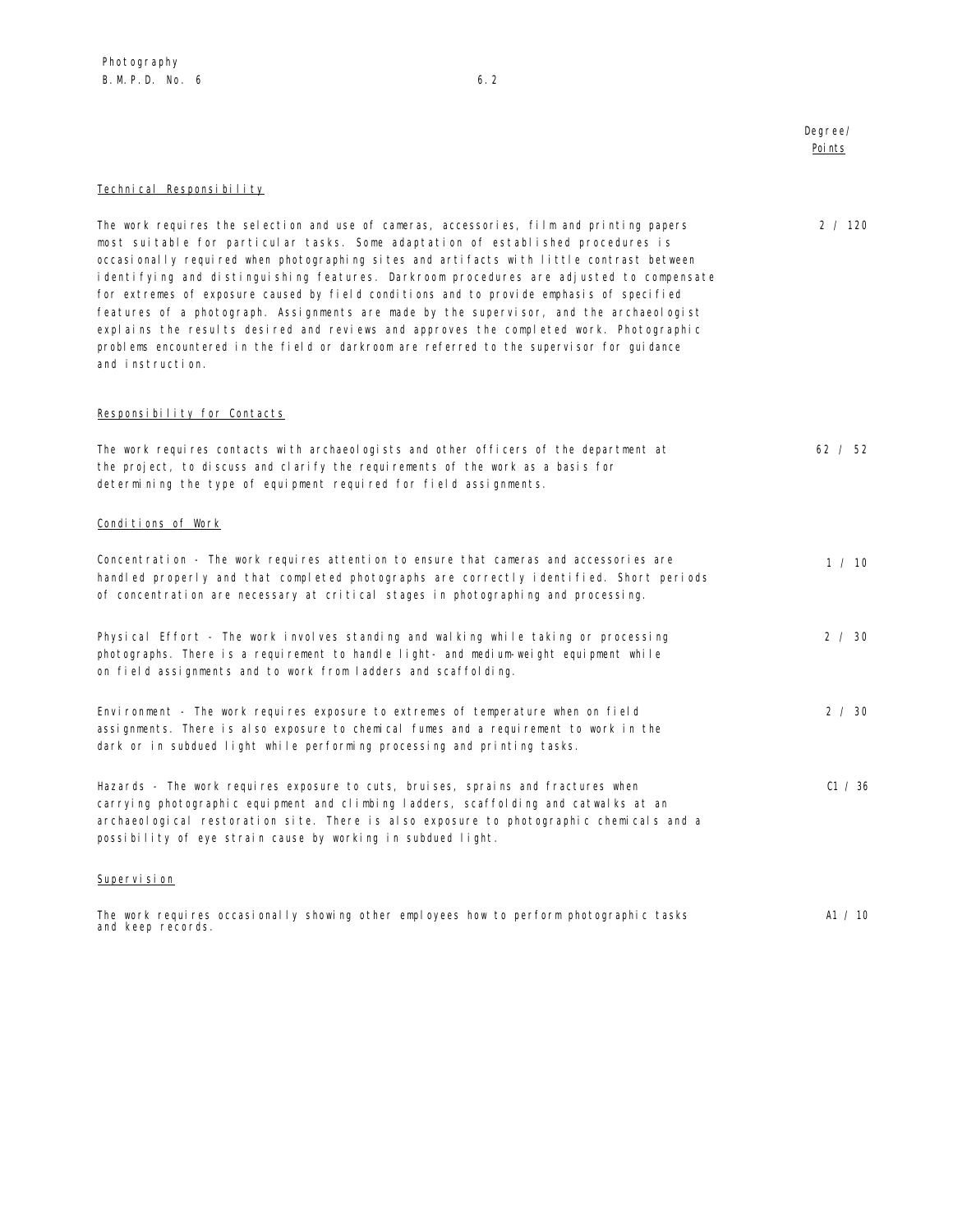| | Degree/ Points |
|---|---|
| **Technical Responsibility** | |
| The work requires the selection and use of cameras, accessories, film and printing papers most suitable for particular tasks. Some adaptation of established procedures is occasionally required when photographing sites and artifacts with little contrast between identifying and distinguishing features. Darkroom procedures are adjusted to compensate for extremes of exposure caused by field conditions and to provide emphasis of specified features of a photograph. Assignments are made by the supervisor, and the archaeologist explains the results desired and reviews and approves the completed work. Photographic problems encountered in the field or darkroom are referred to the supervisor for guidance and instruction. | 2 / 120 |
| **Responsibility for Contacts** | |
| The work requires contacts with archaeologists and other officers of the department at the project, to discuss and clarify the requirements of the work as a basis for determining the type of equipment required for field assignments. | 62 / 52 |
| **Conditions of Work** | |
| Concentration - The work requires attention to ensure that cameras and accessories are handled properly and that completed photographs are correctly identified. Short periods of concentration are necessary at critical stages in photographing and processing. | 1 / 10 |
| Physical Effort - The work involves standing and walking while taking or processing photographs. There is a requirement to handle light- and medium-weight equipment while on field assignments and to work from ladders and scaffolding. | 2 / 30 |
| Environment - The work requires exposure to extremes of temperature when on field assignments. There is also exposure to chemical fumes and a requirement to work in the dark or in subdued light while performing processing and printing tasks. | 2 / 30 |
| Hazards - The work requires exposure to cuts, bruises, sprains and fractures when carrying photographic equipment and climbing ladders, scaffolding and catwalks at an archaeological restoration site. There is also exposure to photographic chemicals and a possibility of eye strain cause by working in subdued light. | C1 / 36 |
| **Supervision** | |
| The work requires occasionally showing other employees how to perform photographic tasks and keep records. | A1 / 10 |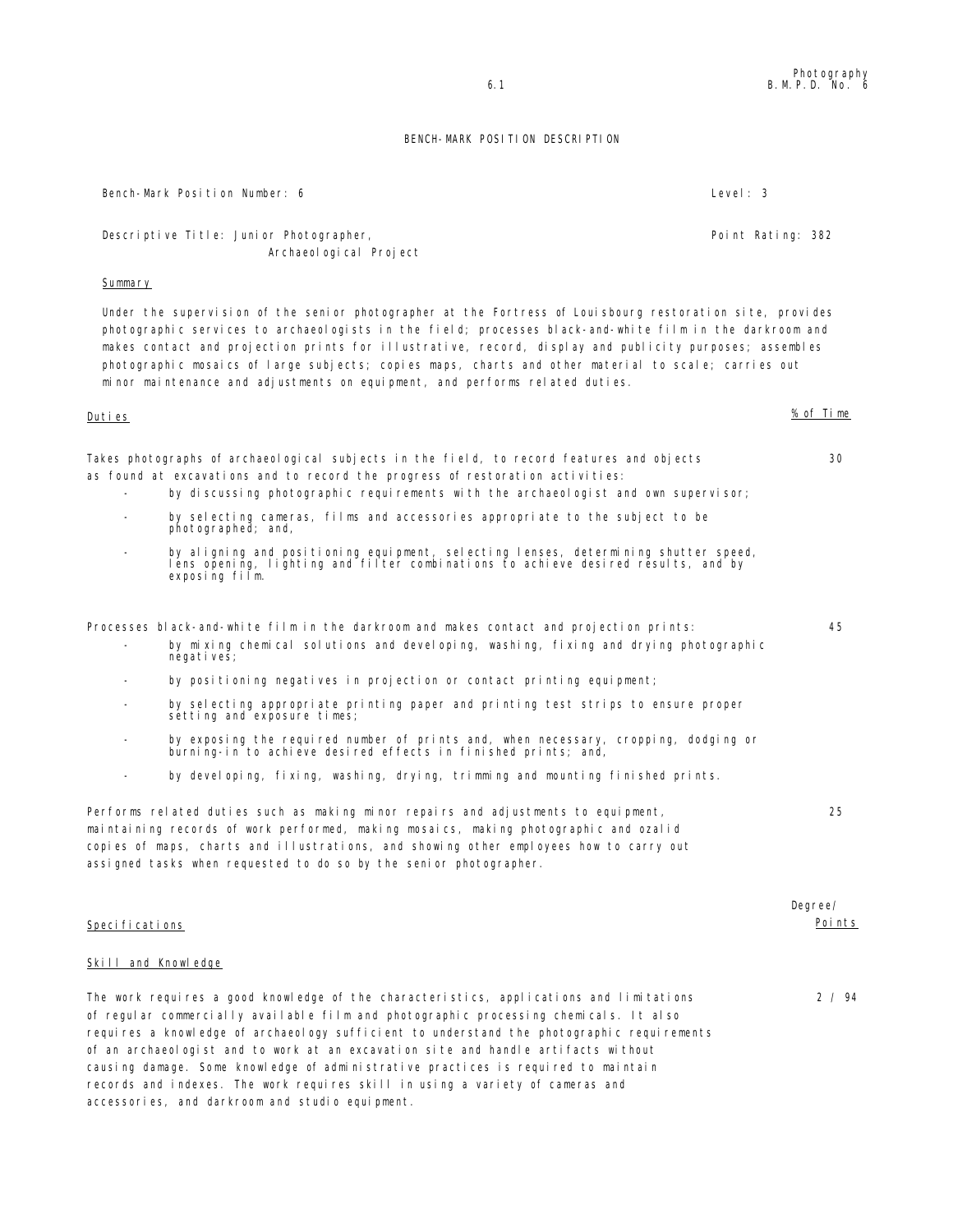# BENCH-MARK POSITION DESCRIPTION

Bench-Mark Position Number: 6 | Level: 3

Descriptive Title: Junior Photographer, Archaeological Project | Point Rating: 382

## Summary

Under the supervision of the senior photographer at the Fortress of Louisbourg restoration site, provides photographic services to archaeologists in the field; processes black-and-white film in the darkroom and makes contact and projection prints for illustrative, record, display and publicity purposes; assembles photographic mosaics of large subjects; copies maps, charts and other material to scale; carries out minor maintenance and adjustments on equipment, and performs related duties.

| Duties | % of Time |
|---|---|
| Takes photographs of archaeological subjects in the field, to record features and objects as found at excavations and to record the progress of restoration activities:<br>- by discussing photographic requirements with the archaeologist and own supervisor;<br>- by selecting cameras, films and accessories appropriate to the subject to be photographed; and,<br>- by aligning and positioning equipment, selecting lenses, determining shutter speed, lens opening, lighting and filter combinations to achieve desired results, and by exposing film. | 30 |
| Processes black-and-white film in the darkroom and makes contact and projection prints:<br>- by mixing chemical solutions and developing, washing, fixing and drying photographic negatives;<br>- by positioning negatives in projection or contact printing equipment;<br>- by selecting appropriate printing paper and printing test strips to ensure proper setting and exposure times;<br>- by exposing the required number of prints and, when necessary, cropping, dodging or burning-in to achieve desired effects in finished prints; and,<br>- by developing, fixing, washing, drying, trimming and mounting finished prints. | 45 |
| Performs related duties such as making minor repairs and adjustments to equipment, maintaining records of work performed, making mosaics, making photographic and ozalid copies of maps, charts and illustrations, and showing other employees how to carry out assigned tasks when requested to do so by the senior photographer. | 25 |

| Specifications | Degree/ Points |
|---|---|
| **Skill and Knowledge** | |
| The work requires a good knowledge of the characteristics, applications and limitations of regular commercially available film and photographic processing chemicals. It also requires a knowledge of archaeology sufficient to understand the photographic requirements of an archaeologist and to work at an excavation site and handle artifacts without causing damage. Some knowledge of administrative practices is required to maintain records and indexes. The work requires skill in using a variety of cameras and accessories, and darkroom and studio equipment. | 2 / 94 |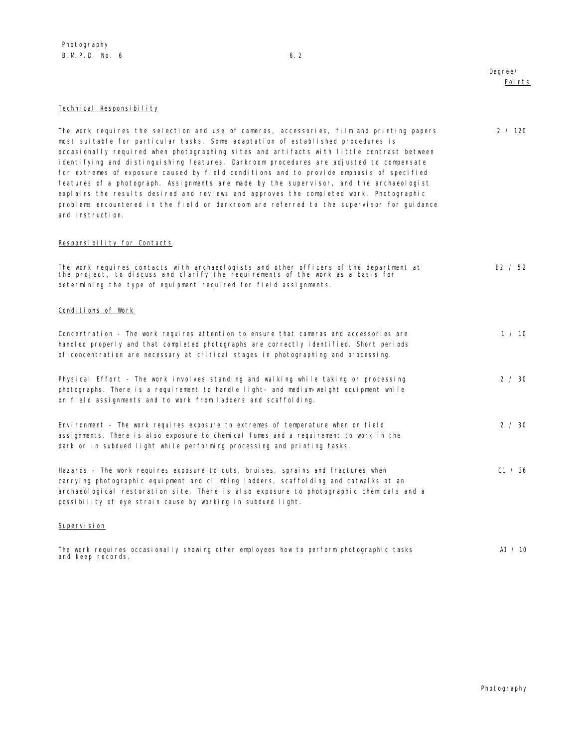| | Degree/ Points |
|---|---|
| **Technical Responsibility** | |
| The work requires the selection and use of cameras, accessories, film and printing papers most suitable for particular tasks. Some adaptation of established procedures is occasionally required when photographing sites and artifacts with little contrast between identifying and distinguishing features. Darkroom procedures are adjusted to compensate for extremes of exposure caused by field conditions and to provide emphasis of specified features of a photograph. Assignments are made by the supervisor, and the archaeologist explains the results desired and reviews and approves the completed work. Photographic problems encountered in the field or darkroom are referred to the supervisor for guidance and instruction. | 2 / 120 |
| **Responsibility for Contacts** | |
| The work requires contacts with archaeologists and other officers of the department at the project, to discuss and clarify the requirements of the work as a basis for determining the type of equipment required for field assignments. | B2 / 52 |
| **Conditions of Work** | |
| Concentration - The work requires attention to ensure that cameras and accessories are handled properly and that completed photographs are correctly identified. Short periods of concentration are necessary at critical stages in photographing and processing. | 1 / 10 |
| Physical Effort - The work involves standing and walking while taking or processing photographs. There is a requirement to handle light- and medium-weight equipment while on field assignments and to work from ladders and scaffolding. | 2 / 30 |
| Environment - The work requires exposure to extremes of temperature when on field assignments. There is also exposure to chemical fumes and a requirement to work in the dark or in subdued light while performing processing and printing tasks. | 2 / 30 |
| Hazards - The work requires exposure to cuts, bruises, sprains and fractures when carrying photographic equipment and climbing ladders, scaffolding and catwalks at an archaeological restoration site. There is also exposure to photographic chemicals and a possibility of eye strain cause by working in subdued light. | C1 / 36 |
| **Supervision** | |
| The work requires occasionally showing other employees how to perform photographic tasks and keep records. | A1 / 10 |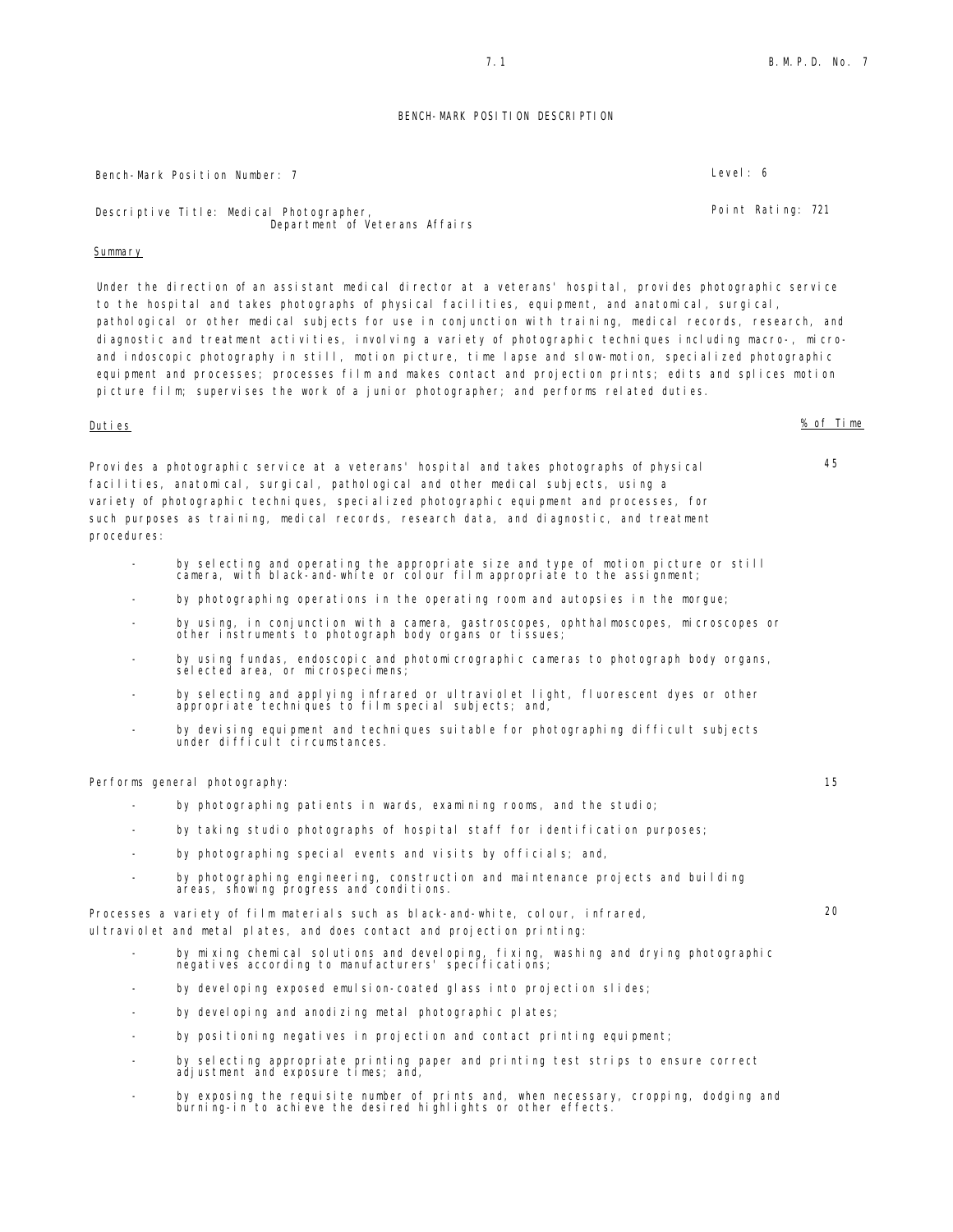# BENCH-MARK POSITION DESCRIPTION

Bench-Mark Position Number: 7

Level: 6

Descriptive Title: Medical Photographer, Department of Veterans Affairs

Point Rating: 721

## Summary

Under the direction of an assistant medical director at a veterans' hospital, provides photographic service to the hospital and takes photographs of physical facilities, equipment, and anatomical, surgical, pathological or other medical subjects for use in conjunction with training, medical records, research, and diagnostic and treatment activities, involving a variety of photographic techniques including macro-, micro- and indoscopic photography in still, motion picture, time lapse and slow-motion, specialized photographic equipment and processes; processes film and makes contact and projection prints; edits and splices motion picture film; supervises the work of a junior photographer; and performs related duties.

| Duties | % of Time |
|---|---|
| Provides a photographic service at a veterans' hospital and takes photographs of physical facilities, anatomical, surgical, pathological and other medical subjects, using a variety of photographic techniques, specialized photographic equipment and processes, for such purposes as training, medical records, research data, and diagnostic, and treatment procedures: | 45 |

- by selecting and operating the appropriate size and type of motion picture or still camera, with black-and-white or colour film appropriate to the assignment;
- by photographing operations in the operating room and autopsies in the morgue;
- by using, in conjunction with a camera, gastroscopes, ophthalmoscopes, microscopes or other instruments to photograph body organs or tissues;
- by using fundas, endoscopic and photomicrographic cameras to photograph body organs, selected area, or microspecimens;
- by selecting and applying infrared or ultraviolet light, fluorescent dyes or other appropriate techniques to film special subjects; and,
- by devising equipment and techniques suitable for photographing difficult subjects under difficult circumstances.

| | |
|---|---|
| Performs general photography: | 15 |

- by photographing patients in wards, examining rooms, and the studio;
- by taking studio photographs of hospital staff for identification purposes;
- by photographing special events and visits by officials; and,
- by photographing engineering, construction and maintenance projects and building areas, showing progress and conditions.

| | |
|---|---|
| Processes a variety of film materials such as black-and-white, colour, infrared, ultraviolet and metal plates, and does contact and projection printing: | 20 |

- by mixing chemical solutions and developing, fixing, washing and drying photographic negatives according to manufacturers' specifications;
- by developing exposed emulsion-coated glass into projection slides;
- by developing and anodizing metal photographic plates;
- by positioning negatives in projection and contact printing equipment;
- by selecting appropriate printing paper and printing test strips to ensure correct adjustment and exposure times; and,
- by exposing the requisite number of prints and, when necessary, cropping, dodging and burning-in to achieve the desired highlights or other effects.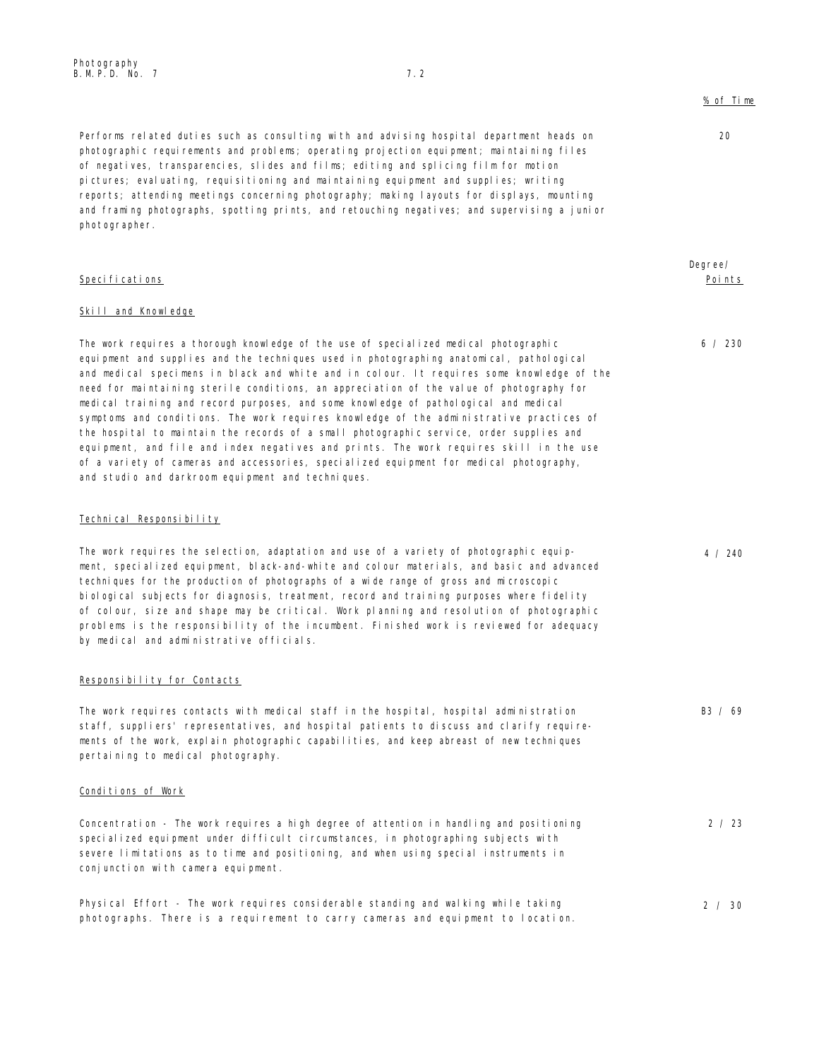% of Time

Performs related duties such as consulting with and advising hospital department heads on photographic requirements and problems; operating projection equipment; maintaining files of negatives, transparencies, slides and films; editing and splicing film for motion pictures; evaluating, requisitioning and maintaining equipment and supplies; writing reports; attending meetings concerning photography; making layouts for displays, mounting and framing photographs, spotting prints, and retouching negatives; and supervising a junior photographer. 20

| Specifications | Degree/ Points |
|---|---|

Skill and Knowledge

The work requires a thorough knowledge of the use of specialized medical photographic equipment and supplies and the techniques used in photographing anatomical, pathological and medical specimens in black and white and in colour. It requires some knowledge of the need for maintaining sterile conditions, an appreciation of the value of photography for medical training and record purposes, and some knowledge of pathological and medical symptoms and conditions. The work requires knowledge of the administrative practices of the hospital to maintain the records of a small photographic service, order supplies and equipment, and file and index negatives and prints. The work requires skill in the use of a variety of cameras and accessories, specialized equipment for medical photography, and studio and darkroom equipment and techniques. 6 / 230

Technical Responsibility

The work requires the selection, adaptation and use of a variety of photographic equipment, specialized equipment, black-and-white and colour materials, and basic and advanced techniques for the production of photographs of a wide range of gross and microscopic biological subjects for diagnosis, treatment, record and training purposes where fidelity of colour, size and shape may be critical. Work planning and resolution of photographic problems is the responsibility of the incumbent. Finished work is reviewed for adequacy by medical and administrative officials. 4 / 240

Responsibility for Contacts

The work requires contacts with medical staff in the hospital, hospital administration staff, suppliers' representatives, and hospital patients to discuss and clarify requirements of the work, explain photographic capabilities, and keep abreast of new techniques pertaining to medical photography. B3 / 69

Conditions of Work

Concentration - The work requires a high degree of attention in handling and positioning specialized equipment under difficult circumstances, in photographing subjects with severe limitations as to time and positioning, and when using special instruments in conjunction with camera equipment. 2 / 23

Physical Effort - The work requires considerable standing and walking while taking photographs. There is a requirement to carry cameras and equipment to location. 2 / 30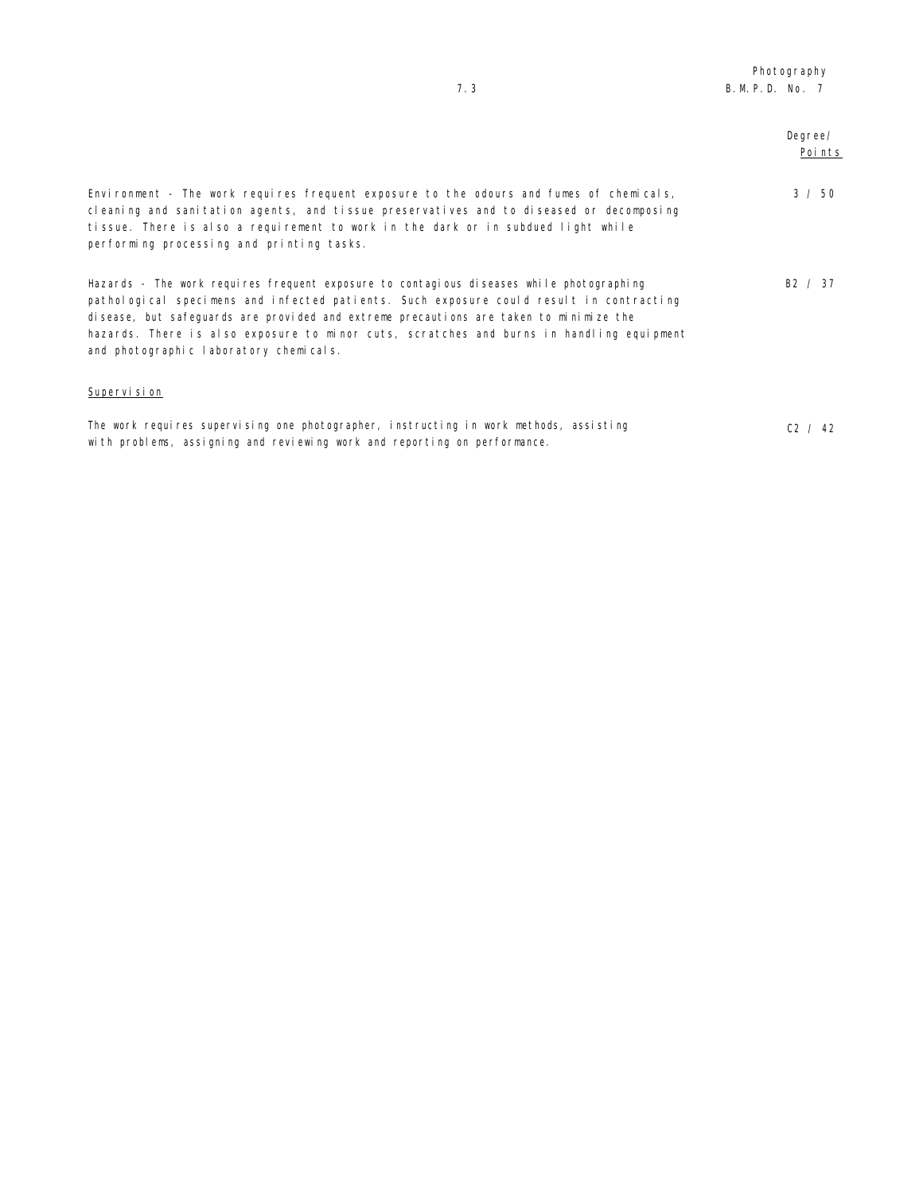| | Degree/ Points |
|---|---|
| Environment - The work requires frequent exposure to the odours and fumes of chemicals, cleaning and sanitation agents, and tissue preservatives and to diseased or decomposing tissue. There is also a requirement to work in the dark or in subdued light while performing processing and printing tasks. | 3 / 50 |
| Hazards - The work requires frequent exposure to contagious diseases while photographing pathological specimens and infected patients. Such exposure could result in contracting disease, but safeguards are provided and extreme precautions are taken to minimize the hazards. There is also exposure to minor cuts, scratches and burns in handling equipment and photographic laboratory chemicals. | B2 / 37 |

<u>Supervision</u>

| | |
|---|---|
| The work requires supervising one photographer, instructing in work methods, assisting with problems, assigning and reviewing work and reporting on performance. | C2 / 42 |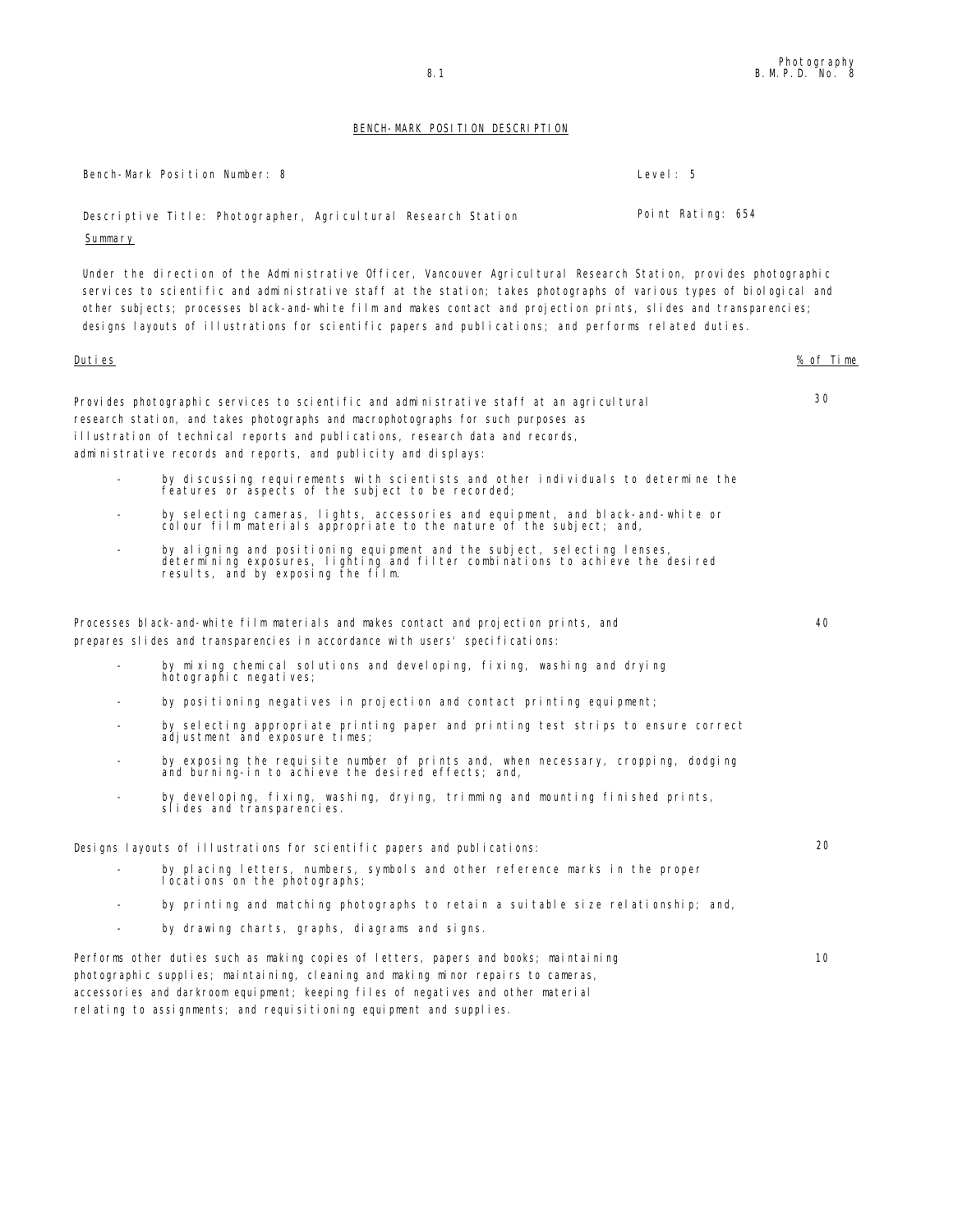## BENCH-MARK POSITION DESCRIPTION

Bench-Mark Position Number: 8 | Level: 5

Descriptive Title: Photographer, Agricultural Research Station | Point Rating: 654

### Summary

Under the direction of the Administrative Officer, Vancouver Agricultural Research Station, provides photographic services to scientific and administrative staff at the station; takes photographs of various types of biological and other subjects; processes black-and-white film and makes contact and projection prints, slides and transparencies; designs layouts of illustrations for scientific papers and publications; and performs related duties.

| Duties | % of Time |
|---|---|
| Provides photographic services to scientific and administrative staff at an agricultural research station, and takes photographs and macrophotographs for such purposes as illustration of technical reports and publications, research data and records, administrative records and reports, and publicity and displays:<br>- by discussing requirements with scientists and other individuals to determine the features or aspects of the subject to be recorded;<br>- by selecting cameras, lights, accessories and equipment, and black-and-white or colour film materials appropriate to the nature of the subject; and,<br>- by aligning and positioning equipment and the subject, selecting lenses, determining exposures, lighting and filter combinations to achieve the desired results, and by exposing the film. | 30 |
| Processes black-and-white film materials and makes contact and projection prints, and prepares slides and transparencies in accordance with users' specifications:<br>- by mixing chemical solutions and developing, fixing, washing and drying hotographic negatives;<br>- by positioning negatives in projection and contact printing equipment;<br>- by selecting appropriate printing paper and printing test strips to ensure correct adjustment and exposure times;<br>- by exposing the requisite number of prints and, when necessary, cropping, dodging and burning-in to achieve the desired effects; and,<br>- by developing, fixing, washing, drying, trimming and mounting finished prints, slides and transparencies. | 40 |
| Designs layouts of illustrations for scientific papers and publications:<br>- by placing letters, numbers, symbols and other reference marks in the proper locations on the photographs;<br>- by printing and matching photographs to retain a suitable size relationship; and,<br>- by drawing charts, graphs, diagrams and signs. | 20 |
| Performs other duties such as making copies of letters, papers and books; maintaining photographic supplies; maintaining, cleaning and making minor repairs to cameras, accessories and darkroom equipment; keeping files of negatives and other material relating to assignments; and requisitioning equipment and supplies. | 10 |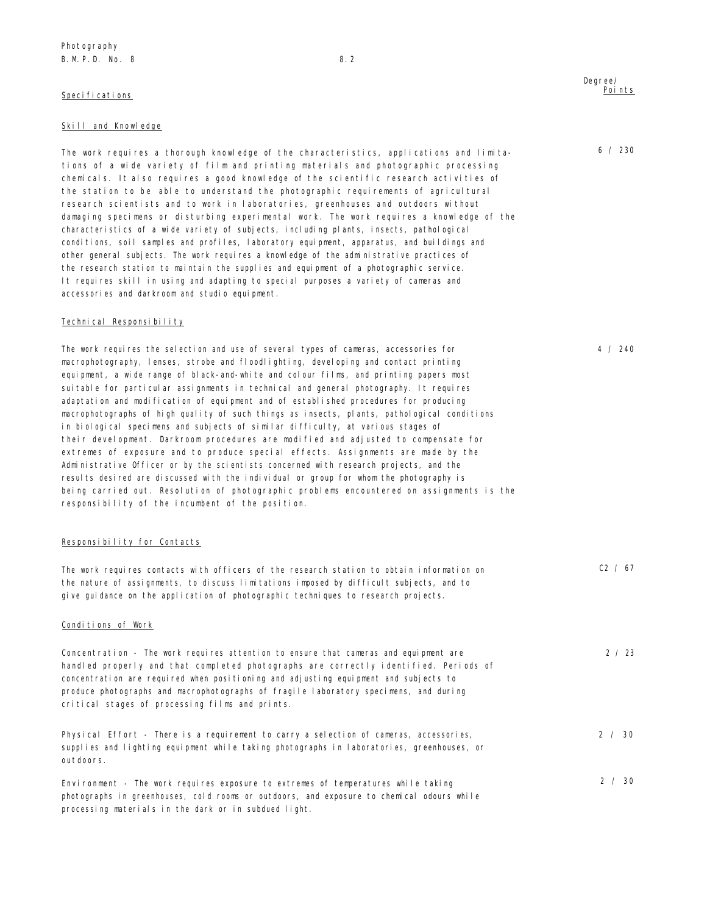## Specifications

| | Degree/ Points |
|---|---|
| **Skill and Knowledge** | |
| The work requires a thorough knowledge of the characteristics, applications and limitations of a wide variety of film and printing materials and photographic processing chemicals. It also requires a good knowledge of the scientific research activities of the station to be able to understand the photographic requirements of agricultural research scientists and to work in laboratories, greenhouses and outdoors without damaging specimens or disturbing experimental work. The work requires a knowledge of the characteristics of a wide variety of subjects, including plants, insects, pathological conditions, soil samples and profiles, laboratory equipment, apparatus, and buildings and other general subjects. The work requires a knowledge of the administrative practices of the research station to maintain the supplies and equipment of a photographic service. It requires skill in using and adapting to special purposes a variety of cameras and accessories and darkroom and studio equipment. | 6 / 230 |
| **Technical Responsibility** | |
| The work requires the selection and use of several types of cameras, accessories for macrophotography, lenses, strobe and floodlighting, developing and contact printing equipment, a wide range of black-and-white and colour films, and printing papers most suitable for particular assignments in technical and general photography. It requires adaptation and modification of equipment and of established procedures for producing macrophotographs of high quality of such things as insects, plants, pathological conditions in biological specimens and subjects of similar difficulty, at various stages of their development. Darkroom procedures are modified and adjusted to compensate for extremes of exposure and to produce special effects. Assignments are made by the Administrative Officer or by the scientists concerned with research projects, and the results desired are discussed with the individual or group for whom the photography is being carried out. Resolution of photographic problems encountered on assignments is the responsibility of the incumbent of the position. | 4 / 240 |
| **Responsibility for Contacts** | |
| The work requires contacts with officers of the research station to obtain information on the nature of assignments, to discuss limitations imposed by difficult subjects, and to give guidance on the application of photographic techniques to research projects. | C2 / 67 |
| **Conditions of Work** | |
| Concentration - The work requires attention to ensure that cameras and equipment are handled properly and that completed photographs are correctly identified. Periods of concentration are required when positioning and adjusting equipment and subjects to produce photographs and macrophotographs of fragile laboratory specimens, and during critical stages of processing films and prints. | 2 / 23 |
| Physical Effort - There is a requirement to carry a selection of cameras, accessories, supplies and lighting equipment while taking photographs in laboratories, greenhouses, or outdoors. | 2 / 30 |
| Environment - The work requires exposure to extremes of temperatures while taking photographs in greenhouses, cold rooms or outdoors, and exposure to chemical odours while processing materials in the dark or in subdued light. | 2 / 30 |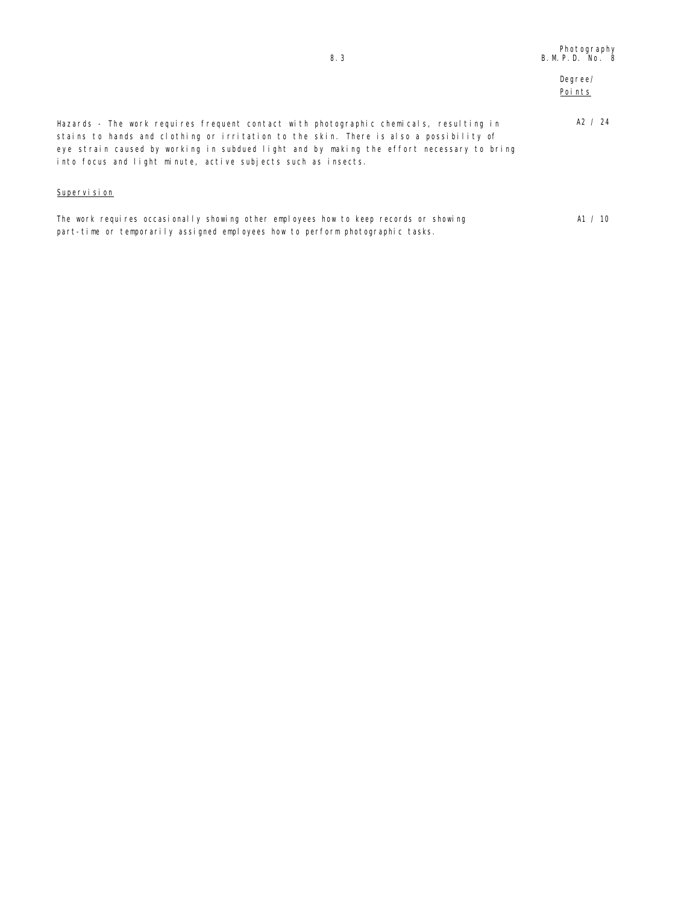| | Degree/ Points |
|---|---|
| Hazards - The work requires frequent contact with photographic chemicals, resulting in stains to hands and clothing or irritation to the skin. There is also a possibility of eye strain caused by working in subdued light and by making the effort necessary to bring into focus and light minute, active subjects such as insects. | A2 / 24 |

<u>Supervision</u>

| | |
|---|---|
| The work requires occasionally showing other employees how to keep records or showing part-time or temporarily assigned employees how to perform photographic tasks. | A1 / 10 |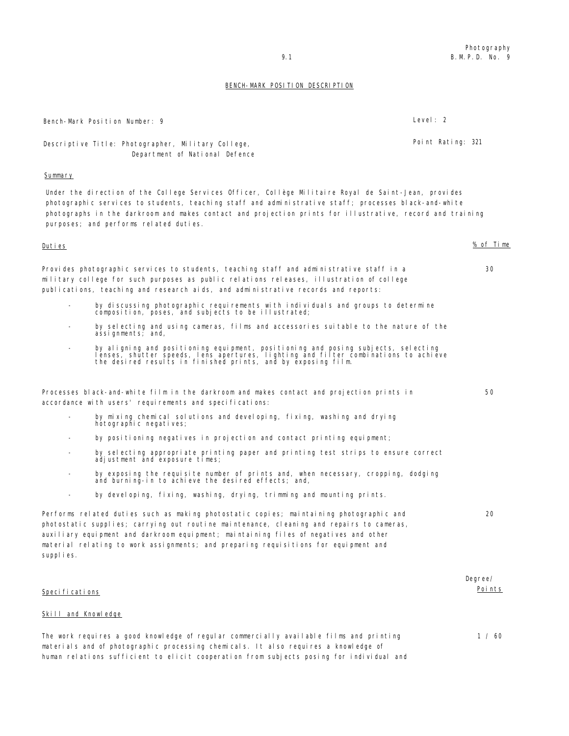## BENCH-MARK POSITION DESCRIPTION

| | |
|---|---|
| Bench-Mark Position Number: 9 | Level: 2 |
| Descriptive Title: Photographer, Military College, Department of National Defence | Point Rating: 321 |

### Summary

Under the direction of the College Services Officer, Collège Militaire Royal de Saint-Jean, provides photographic services to students, teaching staff and administrative staff; processes black-and-white photographs in the darkroom and makes contact and projection prints for illustrative, record and training purposes; and performs related duties.

| Duties | % of Time |
|---|---|
| Provides photographic services to students, teaching staff and administrative staff in a military college for such purposes as public relations releases, illustration of college publications, teaching and research aids, and administrative records and reports:<br>- by discussing photographic requirements with individuals and groups to determine composition, poses, and subjects to be illustrated;<br>- by selecting and using cameras, films and accessories suitable to the nature of the assignments; and,<br>- by aligning and positioning equipment, positioning and posing subjects, selecting lenses, shutter speeds, lens apertures, lighting and filter combinations to achieve the desired results in finished prints, and by exposing film. | 30 |
| Processes black-and-white film in the darkroom and makes contact and projection prints in accordance with users' requirements and specifications:<br>- by mixing chemical solutions and developing, fixing, washing and drying hotographic negatives;<br>- by positioning negatives in projection and contact printing equipment;<br>- by selecting appropriate printing paper and printing test strips to ensure correct adjustment and exposure times;<br>- by exposing the requisite number of prints and, when necessary, cropping, dodging and burning-in to achieve the desired effects; and,<br>- by developing, fixing, washing, drying, trimming and mounting prints. | 50 |
| Performs related duties such as making photostatic copies; maintaining photographic and photostatic supplies; carrying out routine maintenance, cleaning and repairs to cameras, auxiliary equipment and darkroom equipment; maintaining files of negatives and other material relating to work assignments; and preparing requisitions for equipment and supplies. | 20 |

| Specifications | Degree/ Points |
|---|---|

### Skill and Knowledge

| | |
|---|---|
| The work requires a good knowledge of regular commercially available films and printing materials and of photographic processing chemicals. It also requires a knowledge of human relations sufficient to elicit cooperation from subjects posing for individual and | 1 / 60 |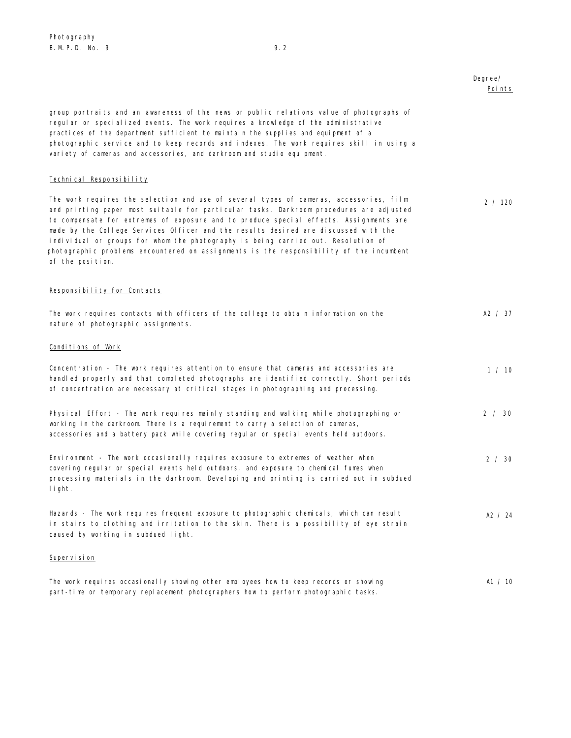Degree/ Points

group portraits and an awareness of the news or public relations value of photographs of regular or specialized events. The work requires a knowledge of the administrative practices of the department sufficient to maintain the supplies and equipment of a photographic service and to keep records and indexes. The work requires skill in using a variety of cameras and accessories, and darkroom and studio equipment.

Technical Responsibility

The work requires the selection and use of several types of cameras, accessories, film and printing paper most suitable for particular tasks. Darkroom procedures are adjusted to compensate for extremes of exposure and to produce special effects. Assignments are made by the College Services Officer and the results desired are discussed with the individual or groups for whom the photography is being carried out. Resolution of photographic problems encountered on assignments is the responsibility of the incumbent of the position. — 2 / 120

Responsibility for Contacts

The work requires contacts with officers of the college to obtain information on the nature of photographic assignments. — A2 / 37

Conditions of Work

Concentration - The work requires attention to ensure that cameras and accessories are handled properly and that completed photographs are identified correctly. Short periods of concentration are necessary at critical stages in photographing and processing. — 1 / 10

Physical Effort - The work requires mainly standing and walking while photographing or working in the darkroom. There is a requirement to carry a selection of cameras, accessories and a battery pack while covering regular or special events held outdoors. — 2 / 30

Environment - The work occasionally requires exposure to extremes of weather when covering regular or special events held outdoors, and exposure to chemical fumes when processing materials in the darkroom. Developing and printing is carried out in subdued light. — 2 / 30

Hazards - The work requires frequent exposure to photographic chemicals, which can result in stains to clothing and irritation to the skin. There is a possibility of eye strain caused by working in subdued light. — A2 / 24

Supervision

The work requires occasionally showing other employees how to keep records or showing part-time or temporary replacement photographers how to perform photographic tasks. — A1 / 10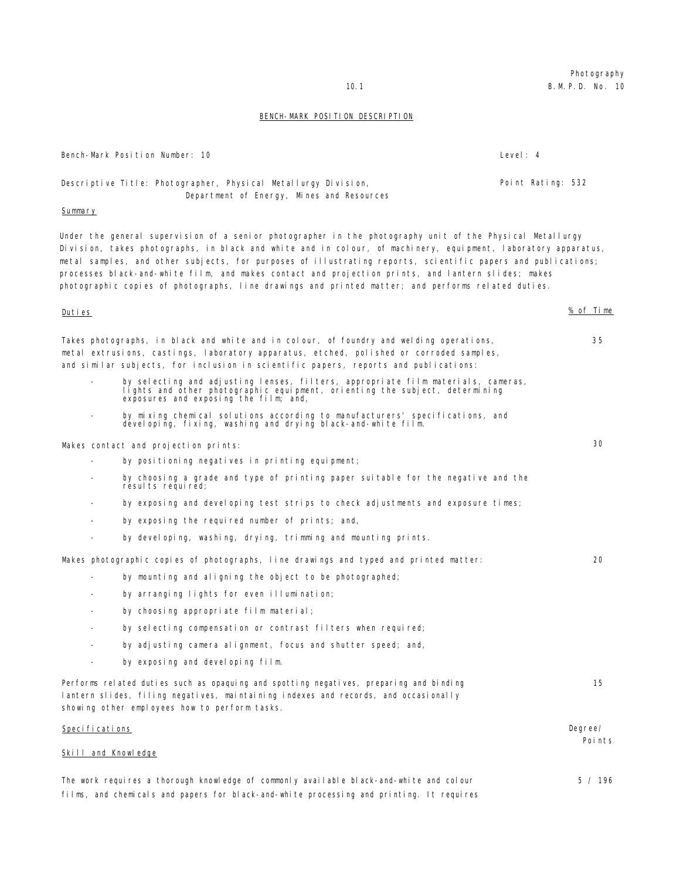## BENCH-MARK POSITION DESCRIPTION

Bench-Mark Position Number: 10 — Level: 4

Descriptive Title: Photographer, Physical Metallurgy Division, Department of Energy, Mines and Resources — Point Rating: 532

### Summary

Under the general supervision of a senior photographer in the photography unit of the Physical Metallurgy Division, takes photographs, in black and white and in colour, of machinery, equipment, laboratory apparatus, metal samples, and other subjects, for purposes of illustrating reports, scientific papers and publications; processes black-and-white film, and makes contact and projection prints, and lantern slides; makes photographic copies of photographs, line drawings and printed matter; and performs related duties.

| Duties | % of Time |
|---|---|
| Takes photographs, in black and white and in colour, of foundry and welding operations, metal extrusions, castings, laboratory apparatus, etched, polished or corroded samples, and similar subjects, for inclusion in scientific papers, reports and publications:<br>- by selecting and adjusting lenses, filters, appropriate film materials, cameras, lights and other photographic equipment, orienting the subject, determining exposures and exposing the film; and,<br>- by mixing chemical solutions according to manufacturers' specifications, and developing, fixing, washing and drying black-and-white film. | 35 |
| Makes contact and projection prints:<br>- by positioning negatives in printing equipment;<br>- by choosing a grade and type of printing paper suitable for the negative and the results required;<br>- by exposing and developing test strips to check adjustments and exposure times;<br>- by exposing the required number of prints; and,<br>- by developing, washing, drying, trimming and mounting prints. | 30 |
| Makes photographic copies of photographs, line drawings and typed and printed matter:<br>- by mounting and aligning the object to be photographed;<br>- by arranging lights for even illumination;<br>- by choosing appropriate film material;<br>- by selecting compensation or contrast filters when required;<br>- by adjusting camera alignment, focus and shutter speed; and,<br>- by exposing and developing film. | 20 |
| Performs related duties such as opaquing and spotting negatives, preparing and binding lantern slides, filing negatives, maintaining indexes and records, and occasionally showing other employees how to perform tasks. | 15 |

### Specifications

| Skill and Knowledge | Degree/ Points |
|---|---|
| The work requires a thorough knowledge of commonly available black-and-white and colour films, and chemicals and papers for black-and-white processing and printing. It requires | 5 / 196 |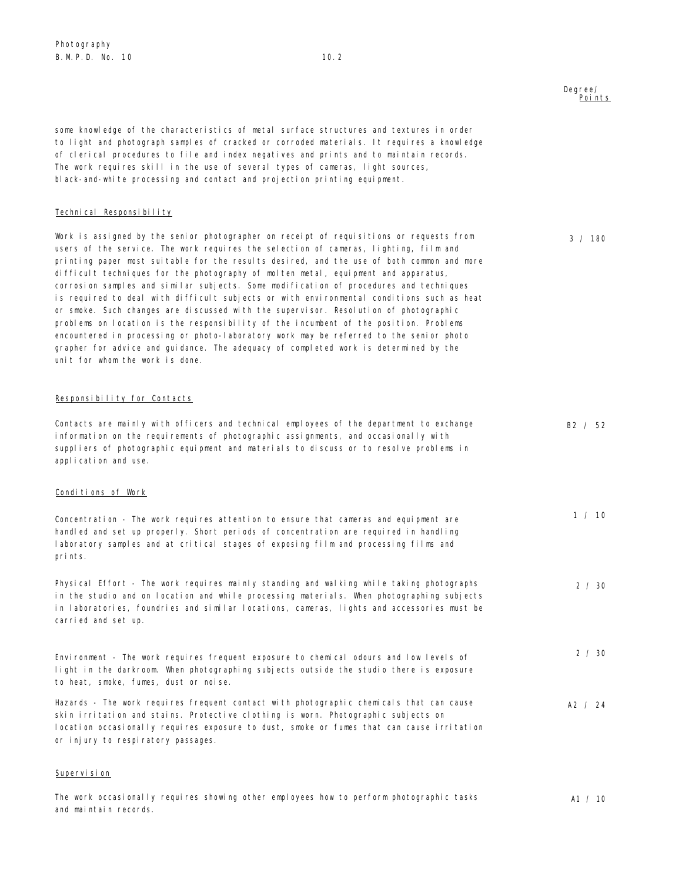Degree/ Points

some knowledge of the characteristics of metal surface structures and textures in order to light and photograph samples of cracked or corroded materials. It requires a knowledge of clerical procedures to file and index negatives and prints and to maintain records. The work requires skill in the use of several types of cameras, light sources, black-and-white processing and contact and projection printing equipment.

## Technical Responsibility

3 / 180

Work is assigned by the senior photographer on receipt of requisitions or requests from users of the service. The work requires the selection of cameras, lighting, film and printing paper most suitable for the results desired, and the use of both common and more difficult techniques for the photography of molten metal, equipment and apparatus, corrosion samples and similar subjects. Some modification of procedures and techniques is required to deal with difficult subjects or with environmental conditions such as heat or smoke. Such changes are discussed with the supervisor. Resolution of photographic problems on location is the responsibility of the incumbent of the position. Problems encountered in processing or photo-laboratory work may be referred to the senior photo grapher for advice and guidance. The adequacy of completed work is determined by the unit for whom the work is done.

## Responsibility for Contacts

B2 / 52

Contacts are mainly with officers and technical employees of the department to exchange information on the requirements of photographic assignments, and occasionally with suppliers of photographic equipment and materials to discuss or to resolve problems in application and use.

## Conditions of Work

1 / 10

Concentration - The work requires attention to ensure that cameras and equipment are handled and set up properly. Short periods of concentration are required in handling laboratory samples and at critical stages of exposing film and processing films and prints.

2 / 30

Physical Effort - The work requires mainly standing and walking while taking photographs in the studio and on location and while processing materials. When photographing subjects in laboratories, foundries and similar locations, cameras, lights and accessories must be carried and set up.

2 / 30

Environment - The work requires frequent exposure to chemical odours and low levels of light in the darkroom. When photographing subjects outside the studio there is exposure to heat, smoke, fumes, dust or noise.

A2 / 24

Hazards - The work requires frequent contact with photographic chemicals that can cause skin irritation and stains. Protective clothing is worn. Photographic subjects on location occasionally requires exposure to dust, smoke or fumes that can cause irritation or injury to respiratory passages.

## Supervision

A1 / 10

The work occasionally requires showing other employees how to perform photographic tasks and maintain records.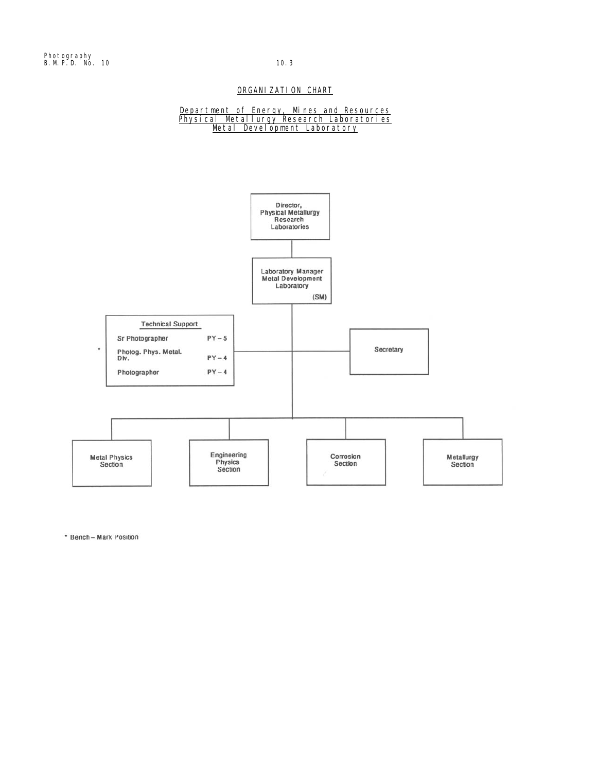# ORGANIZATION CHART

## Department of Energy, Mines and Resources
## Physical Metallurgy Research Laboratories
## Metal Development Laboratory

Director, Physical Metallurgy Research Laboratories

Laboratory Manager Metal Development Laboratory (SM)

**Technical Support**

| | |
|---|---|
| Sr Photographer | PY – 5 |
| * Photog. Phys. Metal. Div. | PY – 4 |
| Photographer | PY – 4 |

Secretary

Metal Physics Section

Engineering Physics Section

Corrosion Section

Metallurgy Section

\* Bench – Mark Position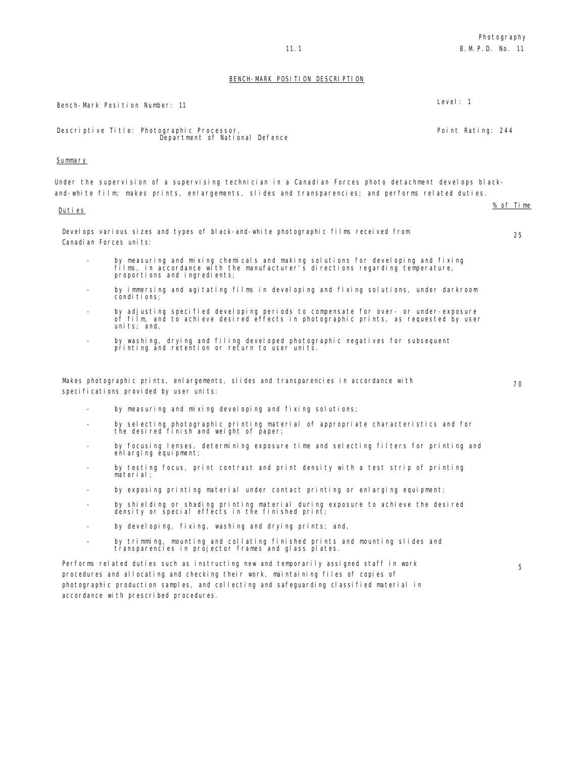## BENCH-MARK POSITION DESCRIPTION

Bench-Mark Position Number: 11 | Level: 1

Descriptive Title: Photographic Processor, Department of National Defence | Point Rating: 244

Summary

Under the supervision of a supervising technician in a Canadian Forces photo detachment develops black-and-white film; makes prints, enlargements, slides and transparencies; and performs related duties.

| Duties | % of Time |
|---|---|
| Develops various sizes and types of black-and-white photographic films received from Canadian Forces units:<br>- by measuring and mixing chemicals and making solutions for developing and fixing films, in accordance with the manufacturer's directions regarding temperature, proportions and ingredients;<br>- by immersing and agitating films in developing and fixing solutions, under darkroom conditions;<br>- by adjusting specified developing periods to compensate for over- or under-exposure of film, and to achieve desired effects in photographic prints, as requested by user units; and,<br>- by washing, drying and filing developed photographic negatives for subsequent printing and retention or return to user units. | 25 |
| Makes photographic prints, enlargements, slides and transparencies in accordance with specifications provided by user units:<br>- by measuring and mixing developing and fixing solutions;<br>- by selecting photographic printing material of appropriate characteristics and for the desired finish and weight of paper;<br>- by focusing lenses, determining exposure time and selecting filters for printing and enlarging equipment;<br>- by testing focus, print contrast and print density with a test strip of printing material;<br>- by exposing printing material under contact printing or enlarging equipment;<br>- by shielding or shading printing material during exposure to achieve the desired density or special effects in the finished print;<br>- by developing, fixing, washing and drying prints; and,<br>- by trimming, mounting and collating finished prints and mounting slides and transparencies in projector frames and glass plates. | 70 |
| Performs related duties such as instructing new and temporarily assigned staff in work procedures and allocating and checking their work, maintaining files of copies of photographic production samples, and collecting and safeguarding classified material in accordance with prescribed procedures. | 5 |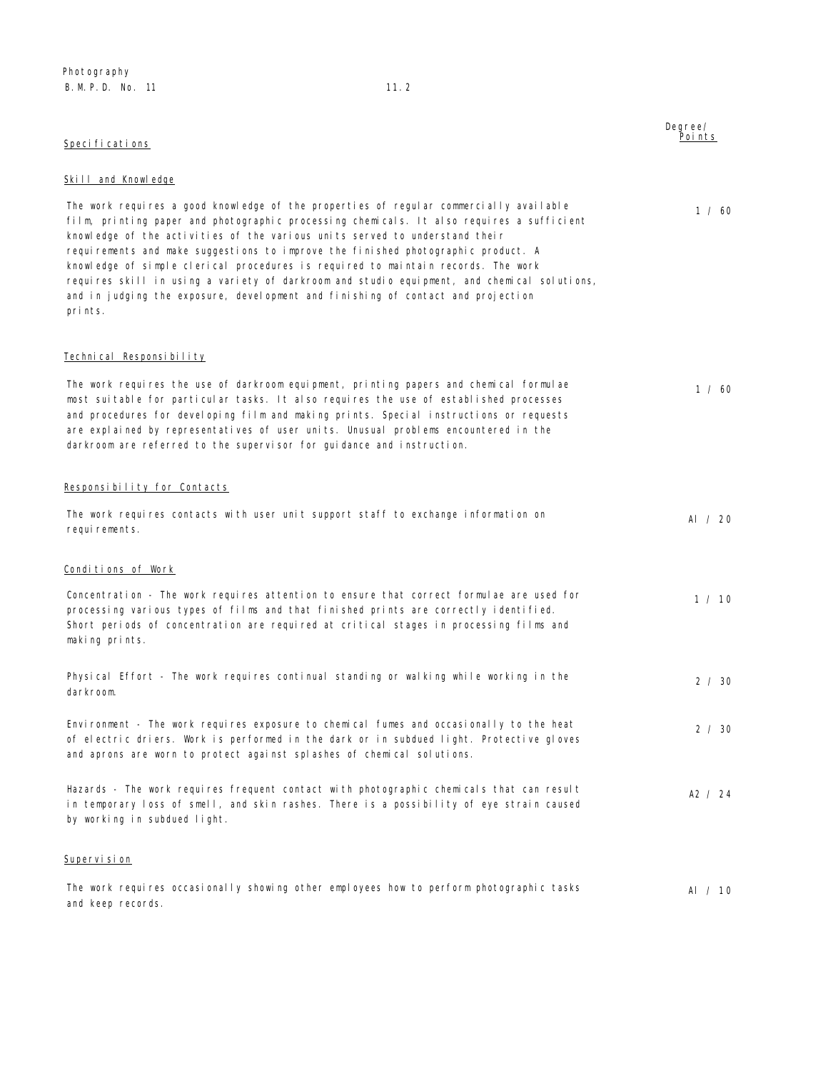| Specifications | Degree/ Points |
|---|---|
| **Skill and Knowledge** | |
| The work requires a good knowledge of the properties of regular commercially available film, printing paper and photographic processing chemicals. It also requires a sufficient knowledge of the activities of the various units served to understand their requirements and make suggestions to improve the finished photographic product. A knowledge of simple clerical procedures is required to maintain records. The work requires skill in using a variety of darkroom and studio equipment, and chemical solutions, and in judging the exposure, development and finishing of contact and projection prints. | 1 / 60 |
| **Technical Responsibility** | |
| The work requires the use of darkroom equipment, printing papers and chemical formulae most suitable for particular tasks. It also requires the use of established processes and procedures for developing film and making prints. Special instructions or requests are explained by representatives of user units. Unusual problems encountered in the darkroom are referred to the supervisor for guidance and instruction. | 1 / 60 |
| **Responsibility for Contacts** | |
| The work requires contacts with user unit support staff to exchange information on requirements. | A1 / 20 |
| **Conditions of Work** | |
| Concentration - The work requires attention to ensure that correct formulae are used for processing various types of films and that finished prints are correctly identified. Short periods of concentration are required at critical stages in processing films and making prints. | 1 / 10 |
| Physical Effort - The work requires continual standing or walking while working in the darkroom. | 2 / 30 |
| Environment - The work requires exposure to chemical fumes and occasionally to the heat of electric driers. Work is performed in the dark or in subdued light. Protective gloves and aprons are worn to protect against splashes of chemical solutions. | 2 / 30 |
| Hazards - The work requires frequent contact with photographic chemicals that can result in temporary loss of smell, and skin rashes. There is a possibility of eye strain caused by working in subdued light. | A2 / 24 |
| **Supervision** | |
| The work requires occasionally showing other employees how to perform photographic tasks and keep records. | A1 / 10 |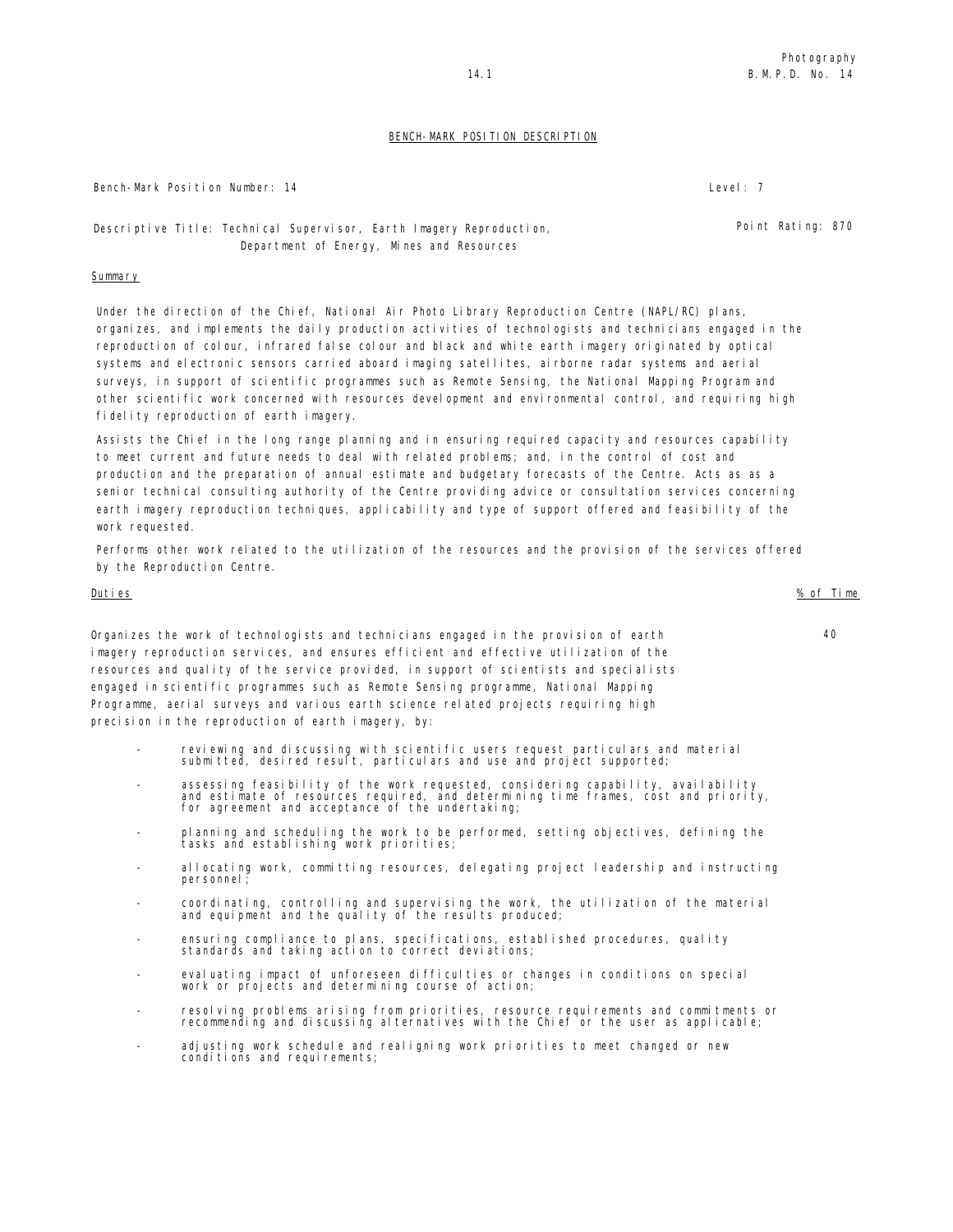## BENCH-MARK POSITION DESCRIPTION

Bench-Mark Position Number: 14

Level: 7

Descriptive Title: Technical Supervisor, Earth Imagery Reproduction, Department of Energy, Mines and Resources

Point Rating: 870

### Summary

Under the direction of the Chief, National Air Photo Library Reproduction Centre (NAPL/RC) plans, organizes, and implements the daily production activities of technologists and technicians engaged in the reproduction of colour, infrared false colour and black and white earth imagery originated by optical systems and electronic sensors carried aboard imaging satellites, airborne radar systems and aerial surveys, in support of scientific programmes such as Remote Sensing, the National Mapping Program and other scientific work concerned with resources development and environmental control, and requiring high fidelity reproduction of earth imagery.

Assists the Chief in the long range planning and in ensuring required capacity and resources capability to meet current and future needs to deal with related problems; and, in the control of cost and production and the preparation of annual estimate and budgetary forecasts of the Centre. Acts as as a senior technical consulting authority of the Centre providing advice or consultation services concerning earth imagery reproduction techniques, applicability and type of support offered and feasibility of the work requested.

Performs other work related to the utilization of the resources and the provision of the services offered by the Reproduction Centre.

### Duties

% of Time

Organizes the work of technologists and technicians engaged in the provision of earth imagery reproduction services, and ensures efficient and effective utilization of the resources and quality of the service provided, in support of scientists and specialists engaged in scientific programmes such as Remote Sensing programme, National Mapping Programme, aerial surveys and various earth science related projects requiring high precision in the reproduction of earth imagery, by: — 40

- reviewing and discussing with scientific users request particulars and material submitted, desired result, particulars and use and project supported;
- assessing feasibility of the work requested, considering capability, availability and estimate of resources required, and determining time frames, cost and priority, for agreement and acceptance of the undertaking;
- planning and scheduling the work to be performed, setting objectives, defining the tasks and establishing work priorities;
- allocating work, committing resources, delegating project leadership and instructing personnel;
- coordinating, controlling and supervising the work, the utilization of the material and equipment and the quality of the results produced;
- ensuring compliance to plans, specifications, established procedures, quality standards and taking action to correct deviations;
- evaluating impact of unforeseen difficulties or changes in conditions on special work or projects and determining course of action;
- resolving problems arising from priorities, resource requirements and commitments or recommending and discussing alternatives with the Chief or the user as applicable;
- adjusting work schedule and realigning work priorities to meet changed or new conditions and requirements;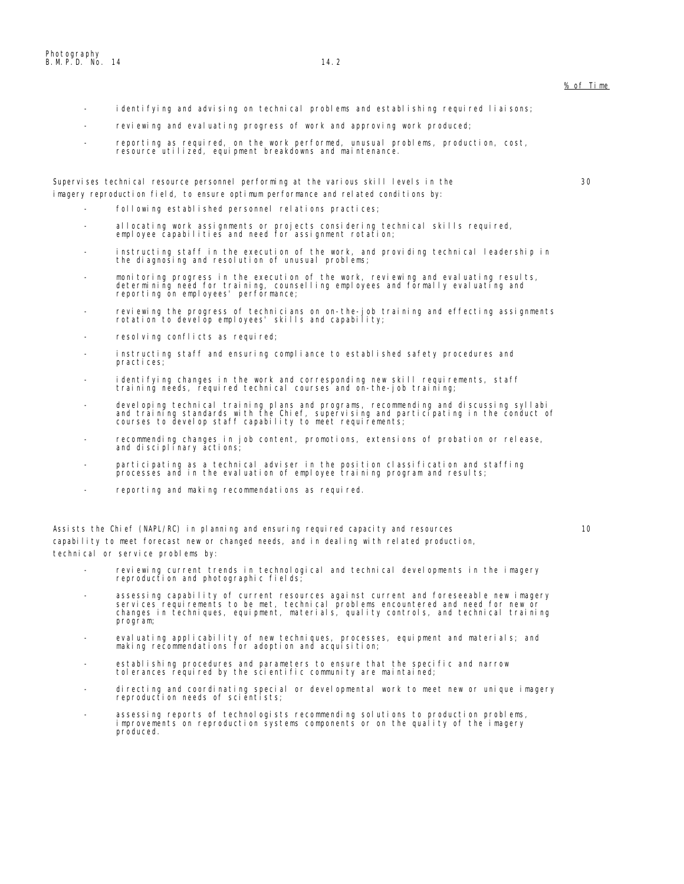% of Time

- identifying and advising on technical problems and establishing required liaisons;
- reviewing and evaluating progress of work and approving work produced;
- reporting as required, on the work performed, unusual problems, production, cost, resource utilized, equipment breakdowns and maintenance.

Supervises technical resource personnel performing at the various skill levels in the imagery reproduction field, to ensure optimum performance and related conditions by: — 30

- following established personnel relations practices;
- allocating work assignments or projects considering technical skills required, employee capabilities and need for assignment rotation;
- instructing staff in the execution of the work, and providing technical leadership in the diagnosing and resolution of unusual problems;
- monitoring progress in the execution of the work, reviewing and evaluating results, determining need for training, counselling employees and formally evaluating and reporting on employees' performance;
- reviewing the progress of technicians on on-the-job training and effecting assignments rotation to develop employees' skills and capability;
- resolving conflicts as required;
- instructing staff and ensuring compliance to established safety procedures and practices;
- identifying changes in the work and corresponding new skill requirements, staff training needs, required technical courses and on-the-job training;
- developing technical training plans and programs, recommending and discussing syllabi and training standards with the Chief, supervising and participating in the conduct of courses to develop staff capability to meet requirements;
- recommending changes in job content, promotions, extensions of probation or release, and disciplinary actions;
- participating as a technical adviser in the position classification and staffing processes and in the evaluation of employee training program and results;
- reporting and making recommendations as required.

Assists the Chief (NAPL/RC) in planning and ensuring required capacity and resources capability to meet forecast new or changed needs, and in dealing with related production, technical or service problems by: — 10

- reviewing current trends in technological and technical developments in the imagery reproduction and photographic fields;
- assessing capability of current resources against current and foreseeable new imagery services requirements to be met, technical problems encountered and need for new or changes in techniques, equipment, materials, quality controls, and technical training program;
- evaluating applicability of new techniques, processes, equipment and materials; and making recommendations for adoption and acquisition;
- establishing procedures and parameters to ensure that the specific and narrow tolerances required by the scientific community are maintained;
- directing and coordinating special or developmental work to meet new or unique imagery reproduction needs of scientists;
- assessing reports of technologists recommending solutions to production problems, improvements on reproduction systems components or on the quality of the imagery produced.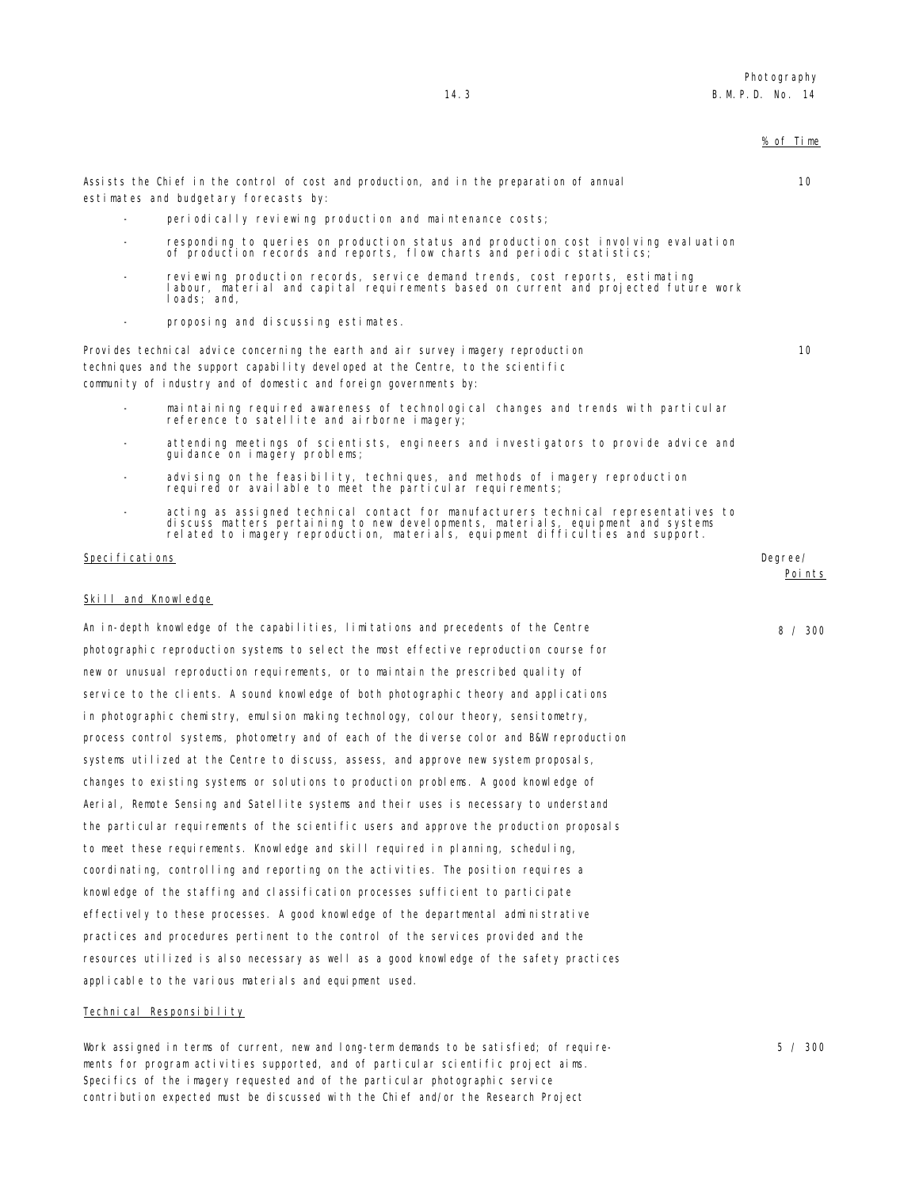% of Time

Assists the Chief in the control of cost and production, and in the preparation of annual estimates and budgetary forecasts by: — 10

- periodically reviewing production and maintenance costs;
- responding to queries on production status and production cost involving evaluation of production records and reports, flow charts and periodic statistics;
- reviewing production records, service demand trends, cost reports, estimating labour, material and capital requirements based on current and projected future work loads; and,
- proposing and discussing estimates.

Provides technical advice concerning the earth and air survey imagery reproduction techniques and the support capability developed at the Centre, to the scientific community of industry and of domestic and foreign governments by: — 10

- maintaining required awareness of technological changes and trends with particular reference to satellite and airborne imagery;
- attending meetings of scientists, engineers and investigators to provide advice and guidance on imagery problems;
- advising on the feasibility, techniques, and methods of imagery reproduction required or available to meet the particular requirements;
- acting as assigned technical contact for manufacturers technical representatives to discuss matters pertaining to new developments, materials, equipment and systems related to imagery reproduction, materials, equipment difficulties and support.

## Specifications

Degree/Points

### Skill and Knowledge

8 / 300

An in-depth knowledge of the capabilities, limitations and precedents of the Centre photographic reproduction systems to select the most effective reproduction course for new or unusual reproduction requirements, or to maintain the prescribed quality of service to the clients. A sound knowledge of both photographic theory and applications in photographic chemistry, emulsion making technology, colour theory, sensitometry, process control systems, photometry and of each of the diverse color and B&W reproduction systems utilized at the Centre to discuss, assess, and approve new system proposals, changes to existing systems or solutions to production problems. A good knowledge of Aerial, Remote Sensing and Satellite systems and their uses is necessary to understand the particular requirements of the scientific users and approve the production proposals to meet these requirements. Knowledge and skill required in planning, scheduling, coordinating, controlling and reporting on the activities. The position requires a knowledge of the staffing and classification processes sufficient to participate effectively to these processes. A good knowledge of the departmental administrative practices and procedures pertinent to the control of the services provided and the resources utilized is also necessary as well as a good knowledge of the safety practices applicable to the various materials and equipment used.

### Technical Responsibility

5 / 300

Work assigned in terms of current, new and long-term demands to be satisfied; of requirements for program activities supported, and of particular scientific project aims. Specifics of the imagery requested and of the particular photographic service contribution expected must be discussed with the Chief and/or the Research Project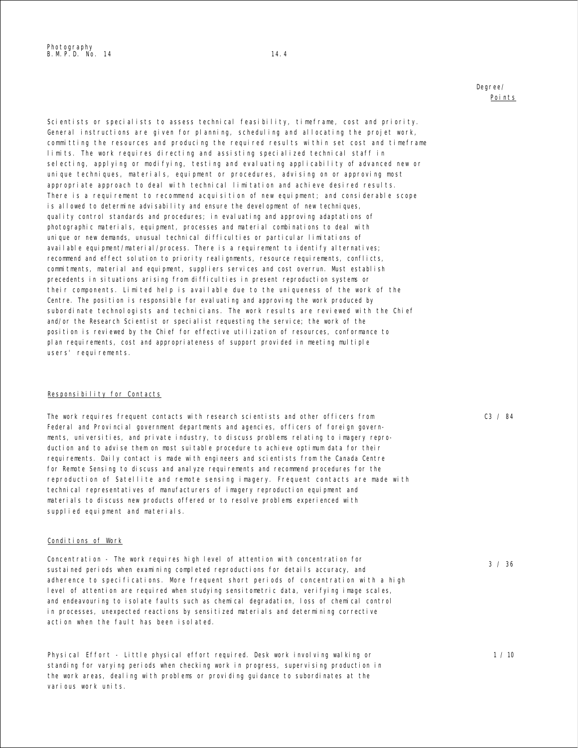Degree/
Points

Scientists or specialists to assess technical feasibility, timeframe, cost and priority. General instructions are given for planning, scheduling and allocating the projet work, committing the resources and producing the required results within set cost and timeframe limits. The work requires directing and assisting specialized technical staff in selecting, applying or modifying, testing and evaluating applicability of advanced new or unique techniques, materials, equipment or procedures, advising on or approving most appropriate approach to deal with technical limitation and achieve desired results. There is a requirement to recommend acquisition of new equipment; and considerable scope is allowed to determine advisability and ensure the development of new techniques, quality control standards and procedures; in evaluating and approving adaptations of photographic materials, equipment, processes and material combinations to deal with unique or new demands, unusual technical difficulties or particular limitations of available equipment/material/process. There is a requirement to identify alternatives; recommend and effect solution to priority realignments, resource requirements, conflicts, commitments, material and equipment, suppliers services and cost overrun. Must establish precedents in situations arising from difficulties in present reproduction systems or their components. Limited help is available due to the uniqueness of the work of the Centre. The position is responsible for evaluating and approving the work produced by subordinate technologists and technicians. The work results are reviewed with the Chief and/or the Research Scientist or specialist requesting the service; the work of the position is reviewed by the Chief for effective utilization of resources, conformance to plan requirements, cost and appropriateness of support provided in meeting multiple users' requirements.

## Responsibility for Contacts

C3 / 84

The work requires frequent contacts with research scientists and other officers from Federal and Provincial government departments and agencies, officers of foreign governments, universities, and private industry, to discuss problems relating to imagery reproduction and to advise them on most suitable procedure to achieve optimum data for their requirements. Daily contact is made with engineers and scientists from the Canada Centre for Remote Sensing to discuss and analyze requirements and recommend procedures for the reproduction of Satellite and remote sensing imagery. Frequent contacts are made with technical representatives of manufacturers of imagery reproduction equipment and materials to discuss new products offered or to resolve problems experienced with supplied equipment and materials.

## Conditions of Work

3 / 36

Concentration - The work requires high level of attention with concentration for sustained periods when examining completed reproductions for details accuracy, and adherence to specifications. More frequent short periods of concentration with a high level of attention are required when studying sensitometric data, verifying image scales, and endeavouring to isolate faults such as chemical degradation, loss of chemical control in processes, unexpected reactions by sensitized materials and determining corrective action when the fault has been isolated.

1 / 10

Physical Effort - Little physical effort required. Desk work involving walking or standing for varying periods when checking work in progress, supervising production in the work areas, dealing with problems or providing guidance to subordinates at the various work units.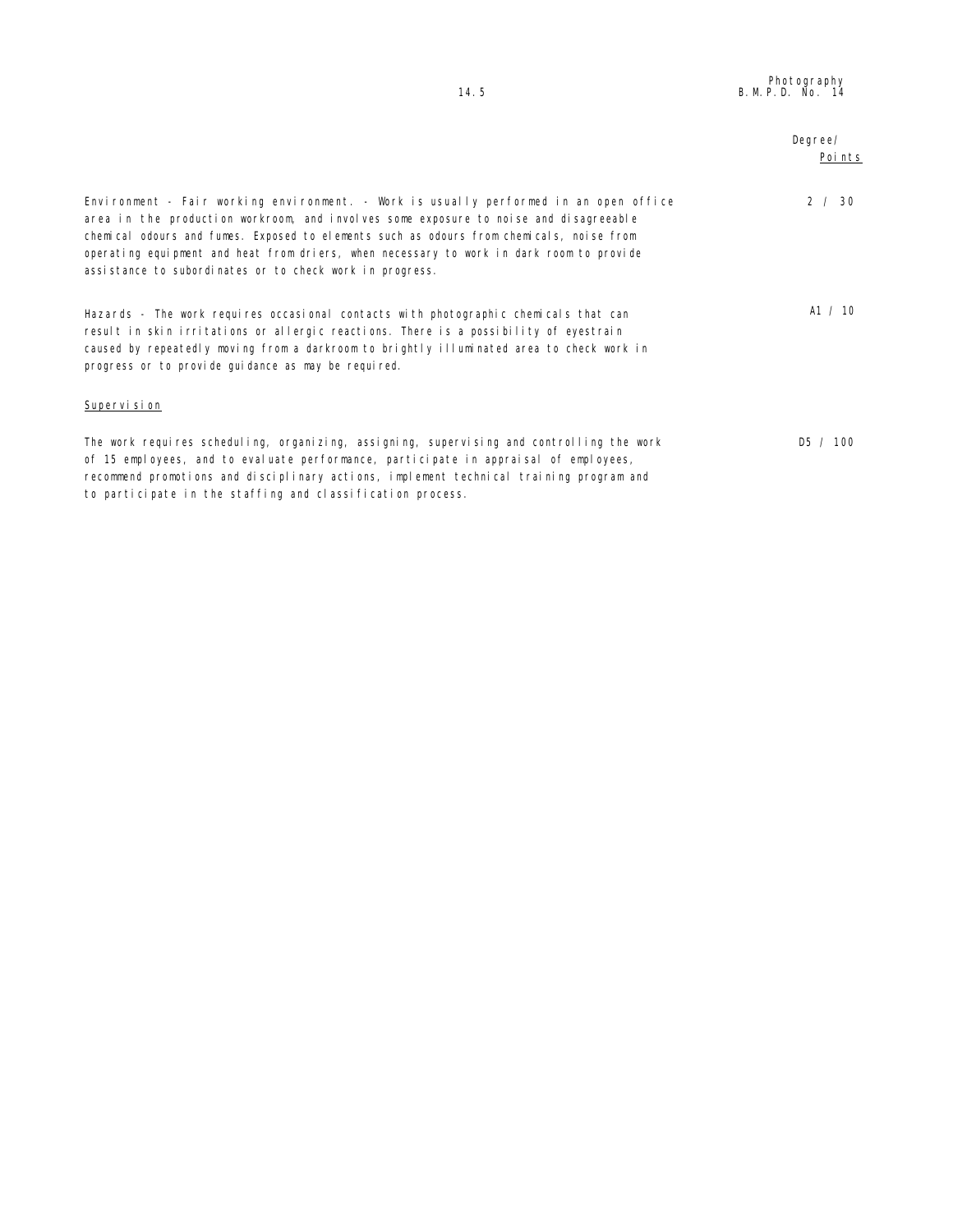| | Degree/ Points |
|---|---|
| Environment - Fair working environment. - Work is usually performed in an open office area in the production workroom, and involves some exposure to noise and disagreeable chemical odours and fumes. Exposed to elements such as odours from chemicals, noise from operating equipment and heat from driers, when necessary to work in dark room to provide assistance to subordinates or to check work in progress. | 2 / 30 |
| Hazards - The work requires occasional contacts with photographic chemicals that can result in skin irritations or allergic reactions. There is a possibility of eyestrain caused by repeatedly moving from a darkroom to brightly illuminated area to check work in progress or to provide guidance as may be required. | A1 / 10 |

<u>Supervision</u>

| | |
|---|---|
| The work requires scheduling, organizing, assigning, supervising and controlling the work of 15 employees, and to evaluate performance, participate in appraisal of employees, recommend promotions and disciplinary actions, implement technical training program and to participate in the staffing and classification process. | D5 / 100 |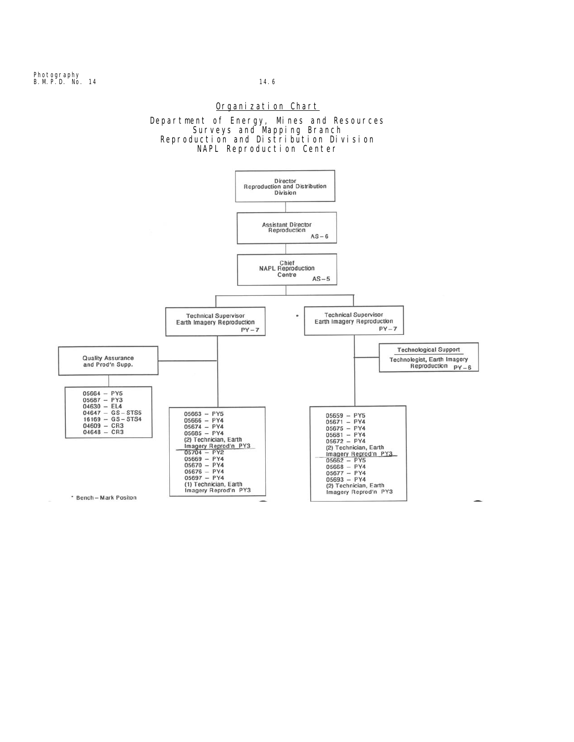## Organization Chart

Department of Energy, Mines and Resources
Surveys and Mapping Branch
Reproduction and Distribution Division
NAPL Reproduction Center

**Director**
Reproduction and Distribution Division

**Assistant Director**
Reproduction
AS – 6

**Chief**
NAPL Reproduction Centre
AS – 5

---

**Technical Supervisor**
Earth Imagery Reproduction
PY – 7

- **Quality Assurance and Prod'n Supp.**
  - 05664 – PY5
  - 05687 – PY3
  - 04630 – EL4
  - 04647 – GS – STS5
  - 16169 – GS – STS4
  - 04609 – CR3
  - 04648 – CR3

- 05663 – PY5
- 05666 – PY4
- 05674 – PY4
- 05685 – PY4
- (2) Technician, Earth Imagery Reprod'n PY3
- 05704 – PY2
- 05669 – PY4
- 05670 – PY4
- 05676 – PY4
- 05697 – PY4
- (1) Technician, Earth Imagery Reprod'n PY3

---

\* **Technical Supervisor**
Earth Imagery Reproduction
PY – 7

- **Technological Support**
  - Technologist, Earth Imagery Reproduction PY – 6

- 05659 – PY5
- 05671 – PY4
- 05675 – PY4
- 05681 – PY4
- 05672 – PY4
- (2) Technician, Earth Imagery Reprod'n PY3
- 05662 – PY5
- 05668 – PY4
- 05677 – PY4
- 05693 – PY4
- (2) Technician, Earth Imagery Reprod'n PY3

\* Bench – Mark Positon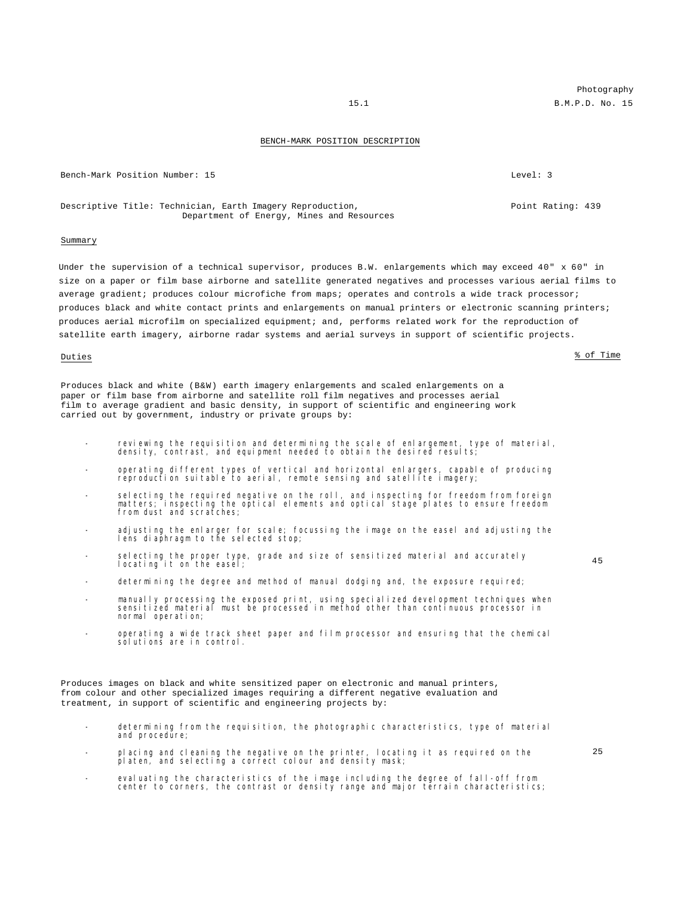## BENCH-MARK POSITION DESCRIPTION

Bench-Mark Position Number: 15 | Level: 3

Descriptive Title: Technician, Earth Imagery Reproduction, Department of Energy, Mines and Resources | Point Rating: 439

### Summary

Under the supervision of a technical supervisor, produces B.W. enlargements which may exceed 40" x 60" in size on a paper or film base airborne and satellite generated negatives and processes various aerial films to average gradient; produces colour microfiche from maps; operates and controls a wide track processor; produces black and white contact prints and enlargements on manual printers or electronic scanning printers; produces aerial microfilm on specialized equipment; and, performs related work for the reproduction of satellite earth imagery, airborne radar systems and aerial surveys in support of scientific projects.

| Duties | % of Time |
|---|---|
| Produces black and white (B&W) earth imagery enlargements and scaled enlargements on a paper or film base from airborne and satellite roll film negatives and processes aerial film to average gradient and basic density, in support of scientific and engineering work carried out by government, industry or private groups by:<br><br>- reviewing the requisition and determining the scale of enlargement, type of material, density, contrast, and equipment needed to obtain the desired results;<br>- operating different types of vertical and horizontal enlargers, capable of producing reproduction suitable to aerial, remote sensing and satellite imagery;<br>- selecting the required negative on the roll, and inspecting for freedom from foreign matters; inspecting the optical elements and optical stage plates to ensure freedom from dust and scratches;<br>- adjusting the enlarger for scale; focussing the image on the easel and adjusting the lens diaphragm to the selected stop;<br>- selecting the proper type, grade and size of sensitized material and accurately locating it on the easel;<br>- determining the degree and method of manual dodging and, the exposure required;<br>- manually processing the exposed print, using specialized development techniques when sensitized material must be processed in method other than continuous processor in normal operation;<br>- operating a wide track sheet paper and film processor and ensuring that the chemical solutions are in control. | 45 |
| Produces images on black and white sensitized paper on electronic and manual printers, from colour and other specialized images requiring a different negative evaluation and treatment, in support of scientific and engineering projects by:<br><br>- determining from the requisition, the photographic characteristics, type of material and procedure;<br>- placing and cleaning the negative on the printer, locating it as required on the platen, and selecting a correct colour and density mask;<br>- evaluating the characteristics of the image including the degree of fall-off from center to corners, the contrast or density range and major terrain characteristics; | 25 |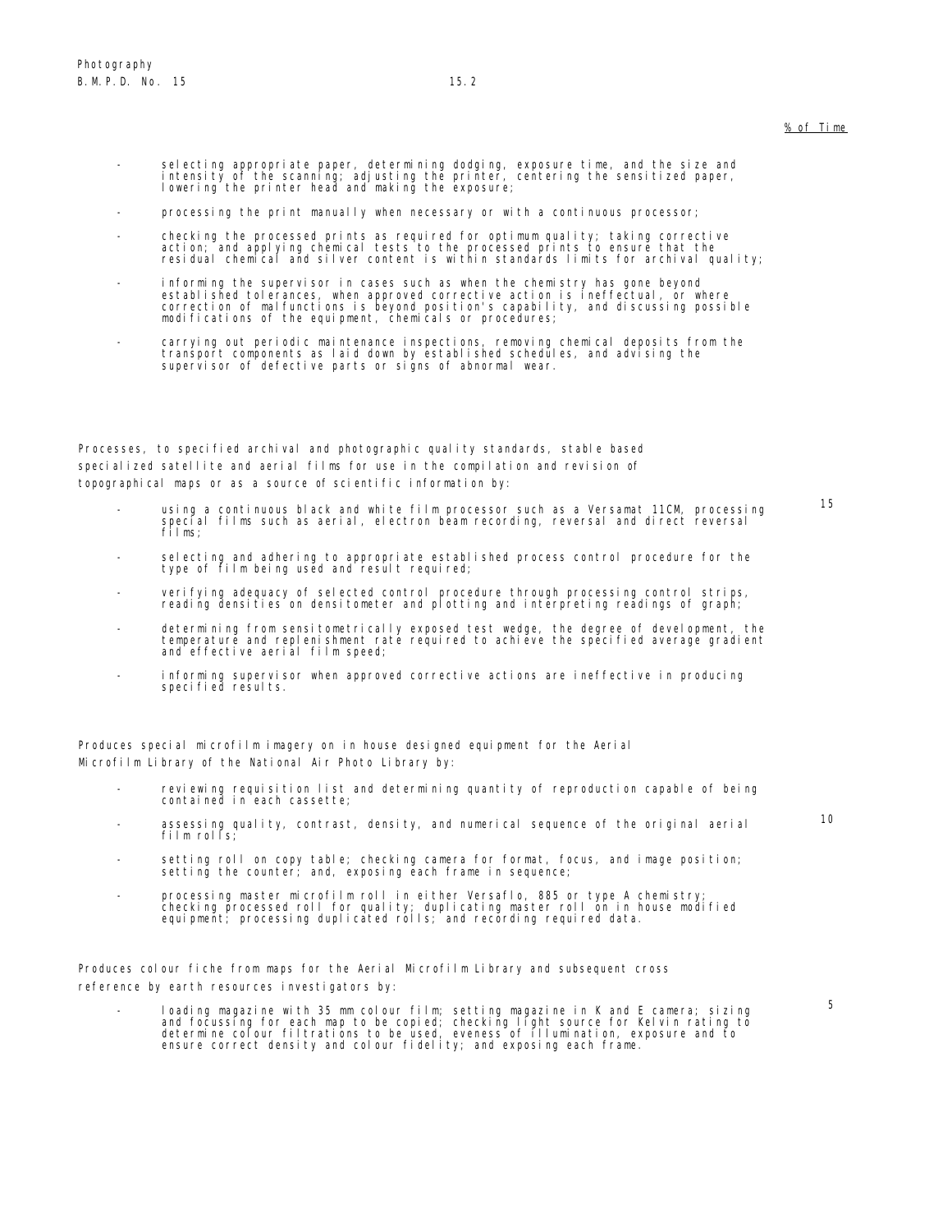% of Time

- selecting appropriate paper, determining dodging, exposure time, and the size and intensity of the scanning; adjusting the printer, centering the sensitized paper, lowering the printer head and making the exposure;
- processing the print manually when necessary or with a continuous processor;
- checking the processed prints as required for optimum quality; taking corrective action; and applying chemical tests to the processed prints to ensure that the residual chemical and silver content is within standards limits for archival quality;
- informing the supervisor in cases such as when the chemistry has gone beyond established tolerances, when approved corrective action is ineffectual, or where correction of malfunctions is beyond position's capability, and discussing possible modifications of the equipment, chemicals or procedures;
- carrying out periodic maintenance inspections, removing chemical deposits from the transport components as laid down by established schedules, and advising the supervisor of defective parts or signs of abnormal wear.

Processes, to specified archival and photographic quality standards, stable based specialized satellite and aerial films for use in the compilation and revision of topographical maps or as a source of scientific information by: 15

- using a continuous black and white film processor such as a Versamat 11CM, processing special films such as aerial, electron beam recording, reversal and direct reversal films;
- selecting and adhering to appropriate established process control procedure for the type of film being used and result required;
- verifying adequacy of selected control procedure through processing control strips, reading densities on densitometer and plotting and interpreting readings of graph;
- determining from sensitometrically exposed test wedge, the degree of development, the temperature and replenishment rate required to achieve the specified average gradient and effective aerial film speed;
- informing supervisor when approved corrective actions are ineffective in producing specified results.

Produces special microfilm imagery on in house designed equipment for the Aerial Microfilm Library of the National Air Photo Library by: 10

- reviewing requisition list and determining quantity of reproduction capable of being contained in each cassette;
- assessing quality, contrast, density, and numerical sequence of the original aerial film rolls;
- setting roll on copy table; checking camera for format, focus, and image position; setting the counter; and, exposing each frame in sequence;
- processing master microfilm roll in either Versaflo, 885 or type A chemistry; checking processed roll for quality; duplicating master roll on in house modified equipment; processing duplicated rolls; and recording required data.

Produces colour fiche from maps for the Aerial Microfilm Library and subsequent cross reference by earth resources investigators by: 5

- loading magazine with 35 mm colour film; setting magazine in K and E camera; sizing and focussing for each map to be copied; checking light source for Kelvin rating to determine colour filtrations to be used, eveness of illumination, exposure and to ensure correct density and colour fidelity; and exposing each frame.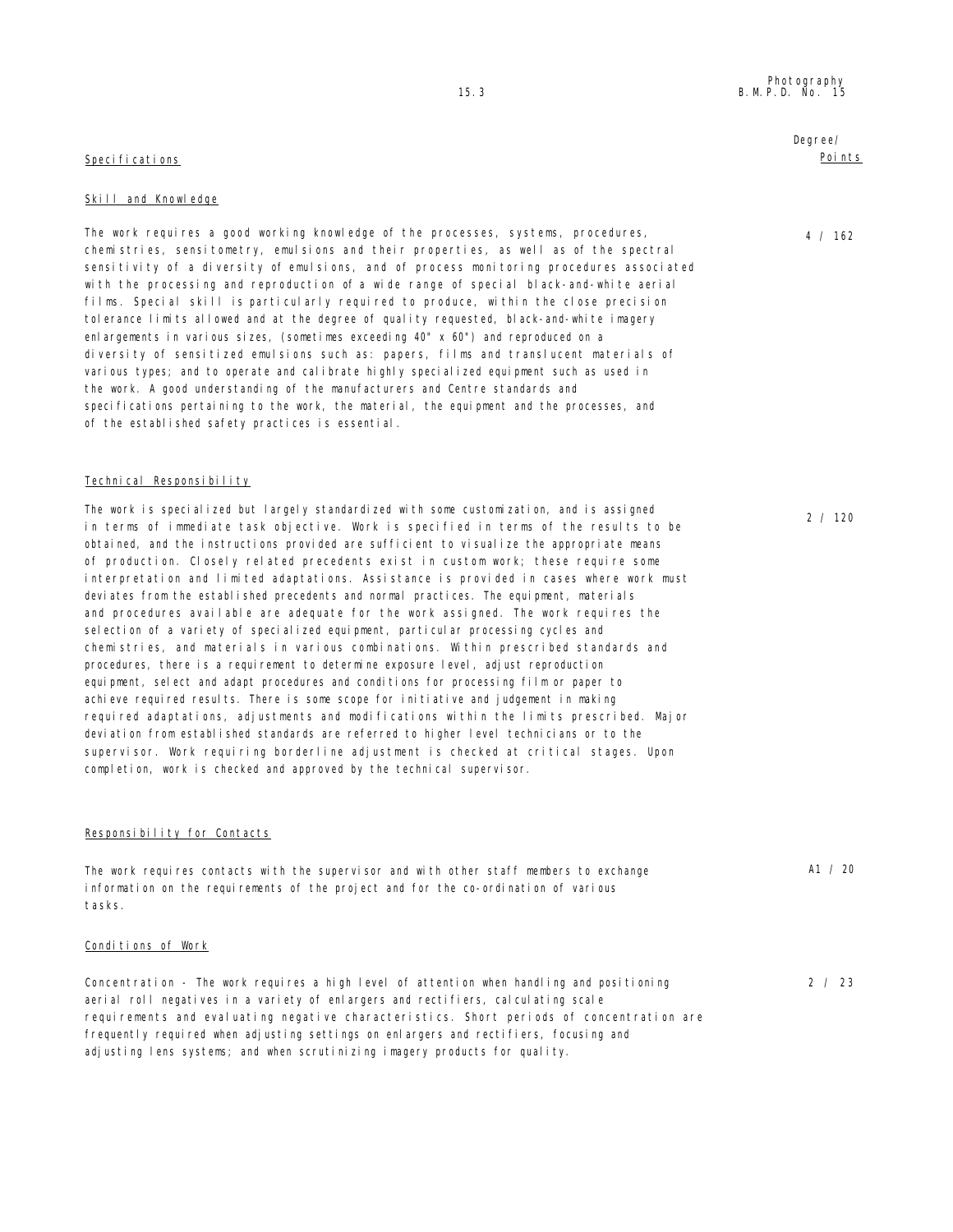| Specifications | Degree/ Points |
|---|---|
| **Skill and Knowledge** | |
| The work requires a good working knowledge of the processes, systems, procedures, chemistries, sensitometry, emulsions and their properties, as well as of the spectral sensitivity of a diversity of emulsions, and of process monitoring procedures associated with the processing and reproduction of a wide range of special black-and-white aerial films. Special skill is particularly required to produce, within the close precision tolerance limits allowed and at the degree of quality requested, black-and-white imagery enlargements in various sizes, (sometimes exceeding 40" x 60") and reproduced on a diversity of sensitized emulsions such as: papers, films and translucent materials of various types; and to operate and calibrate highly specialized equipment such as used in the work. A good understanding of the manufacturers and Centre standards and specifications pertaining to the work, the material, the equipment and the processes, and of the established safety practices is essential. | 4 / 162 |
| **Technical Responsibility** | |
| The work is specialized but largely standardized with some customization, and is assigned in terms of immediate task objective. Work is specified in terms of the results to be obtained, and the instructions provided are sufficient to visualize the appropriate means of production. Closely related precedents exist in custom work; these require some interpretation and limited adaptations. Assistance is provided in cases where work must deviates from the established precedents and normal practices. The equipment, materials and procedures available are adequate for the work assigned. The work requires the selection of a variety of specialized equipment, particular processing cycles and chemistries, and materials in various combinations. Within prescribed standards and procedures, there is a requirement to determine exposure level, adjust reproduction equipment, select and adapt procedures and conditions for processing film or paper to achieve required results. There is some scope for initiative and judgement in making required adaptations, adjustments and modifications within the limits prescribed. Major deviation from established standards are referred to higher level technicians or to the supervisor. Work requiring borderline adjustment is checked at critical stages. Upon completion, work is checked and approved by the technical supervisor. | 2 / 120 |
| **Responsibility for Contacts** | |
| The work requires contacts with the supervisor and with other staff members to exchange information on the requirements of the project and for the co-ordination of various tasks. | A1 / 20 |
| **Conditions of Work** | |
| Concentration - The work requires a high level of attention when handling and positioning aerial roll negatives in a variety of enlargers and rectifiers, calculating scale requirements and evaluating negative characteristics. Short periods of concentration are frequently required when adjusting settings on enlargers and rectifiers, focusing and adjusting lens systems; and when scrutinizing imagery products for quality. | 2 / 23 |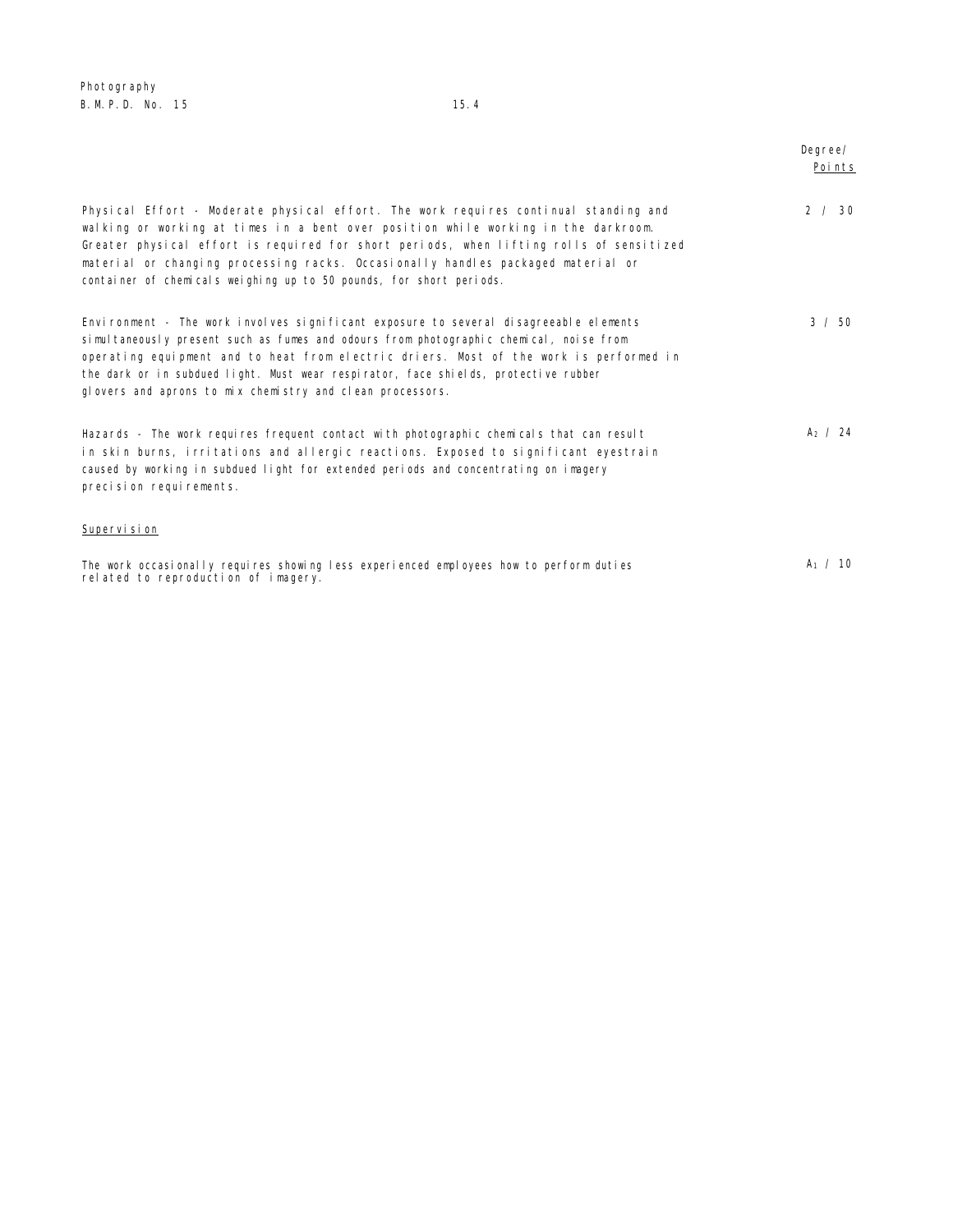| | Degree/ Points |
|---|---|
| Physical Effort - Moderate physical effort. The work requires continual standing and walking or working at times in a bent over position while working in the darkroom. Greater physical effort is required for short periods, when lifting rolls of sensitized material or changing processing racks. Occasionally handles packaged material or container of chemicals weighing up to 50 pounds, for short periods. | 2 / 30 |
| Environment - The work involves significant exposure to several disagreeable elements simultaneously present such as fumes and odours from photographic chemical, noise from operating equipment and to heat from electric driers. Most of the work is performed in the dark or in subdued light. Must wear respirator, face shields, protective rubber glovers and aprons to mix chemistry and clean processors. | 3 / 50 |
| Hazards - The work requires frequent contact with photographic chemicals that can result in skin burns, irritations and allergic reactions. Exposed to significant eyestrain caused by working in subdued light for extended periods and concentrating on imagery precision requirements. | $A_2$ / 24 |

Supervision

| | |
|---|---|
| The work occasionally requires showing less experienced employees how to perform duties related to reproduction of imagery. | $A_1$ / 10 |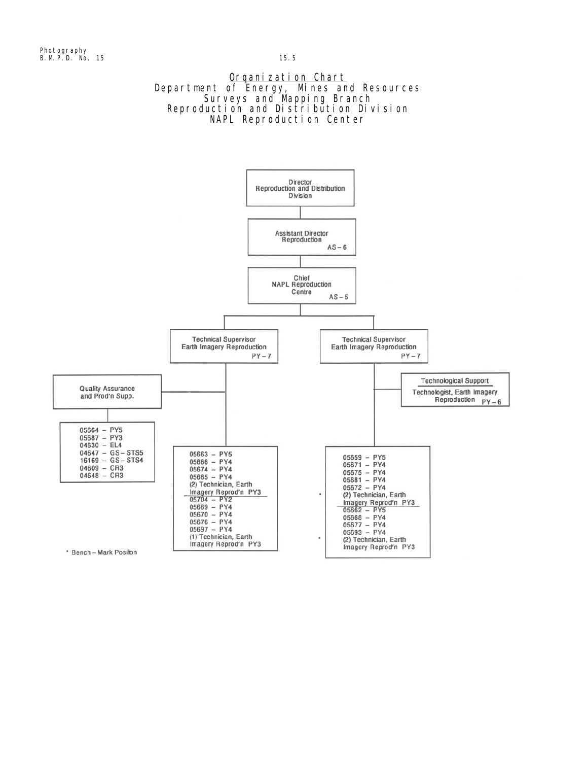## Organization Chart
## Department of Energy, Mines and Resources
## Surveys and Mapping Branch
## Reproduction and Distribution Division
## NAPL Reproduction Center

**Director**
Reproduction and Distribution Division

**Assistant Director**
Reproduction
AS – 6

**Chief**
NAPL Reproduction Centre
AS – 5

**Technical Supervisor**
Earth Imagery Reproduction
PY – 7

- **Quality Assurance and Prod'n Supp.**
  - 05664 – PY5
  - 05687 – PY3
  - 04630 – EL4
  - 04647 – GS – STS5
  - 16169 – GS – STS4
  - 04609 – CR3
  - 04648 – CR3
- 05663 – PY5
- 05666 – PY4
- 05674 – PY4
- 05685 – PY4
- (2) Technician, Earth Imagery Reprod'n PY3

---

- 05704 – PY2
- 05669 – PY4
- 05670 – PY4
- 05676 – PY4
- 05697 – PY4
- (1) Technician, Earth Imagery Reprod'n PY3

**Technical Supervisor**
Earth Imagery Reproduction
PY – 7

- **Technological Support**
  - Technologist, Earth Imagery Reproduction PY – 6
- 05659 – PY5
- 05671 – PY4
- 05675 – PY4
- 05681 – PY4
- 05672 – PY4
- * (2) Technician, Earth Imagery Reprod'n PY3

---

- 05662 – PY5
- 05668 – PY4
- 05677 – PY4
- 05693 – PY4
- * (2) Technician, Earth Imagery Reprod'n PY3

* Bench – Mark Positon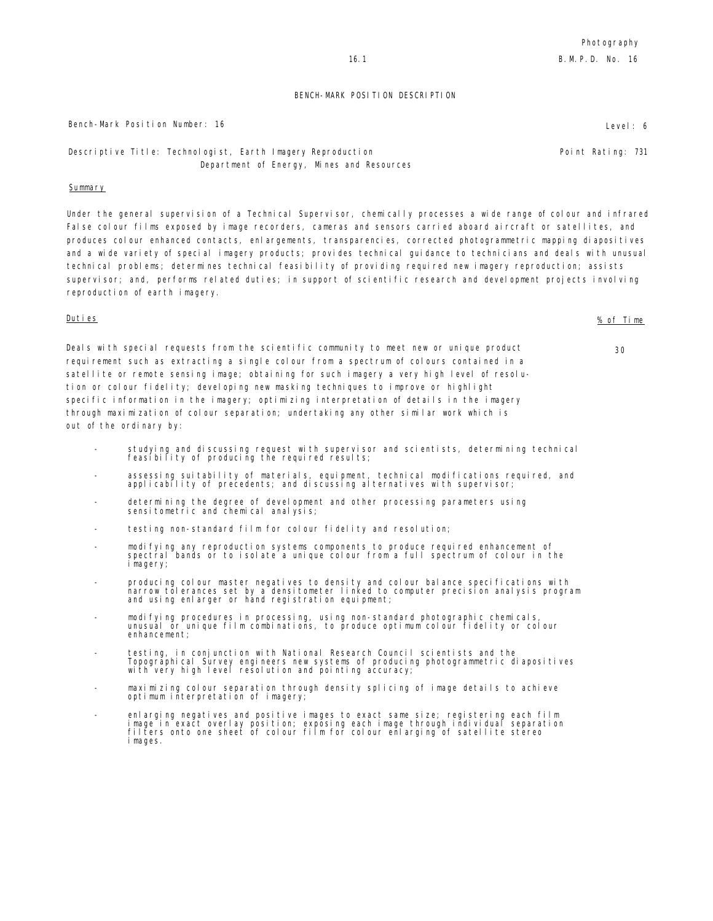## BENCH-MARK POSITION DESCRIPTION

Bench-Mark Position Number: 16 | Level: 6

Descriptive Title: Technologist, Earth Imagery Reproduction
Department of Energy, Mines and Resources | Point Rating: 731

### Summary

Under the general supervision of a Technical Supervisor, chemically processes a wide range of colour and infrared False colour films exposed by image recorders, cameras and sensors carried aboard aircraft or satellites, and produces colour enhanced contacts, enlargements, transparencies, corrected photogrammetric mapping diapositives and a wide variety of special imagery products; provides technical guidance to technicians and deals with unusual technical problems; determines technical feasibility of providing required new imagery reproduction; assists supervisor; and, performs related duties; in support of scientific research and development projects involving reproduction of earth imagery.

### Duties

**% of Time**

Deals with special requests from the scientific community to meet new or unique product requirement such as extracting a single colour from a spectrum of colours contained in a satellite or remote sensing image; obtaining for such imagery a very high level of resolution or colour fidelity; developing new masking techniques to improve or highlight specific information in the imagery; optimizing interpretation of details in the imagery through maximization of colour separation; undertaking any other similar work which is out of the ordinary by: — 30

- studying and discussing request with supervisor and scientists, determining technical feasibility of producing the required results;
- assessing suitability of materials, equipment, technical modifications required, and applicability of precedents; and discussing alternatives with supervisor;
- determining the degree of development and other processing parameters using sensitometric and chemical analysis;
- testing non-standard film for colour fidelity and resolution;
- modifying any reproduction systems components to produce required enhancement of spectral bands or to isolate a unique colour from a full spectrum of colour in the imagery;
- producing colour master negatives to density and colour balance specifications with narrow tolerances set by a densitometer linked to computer precision analysis program and using enlarger or hand registration equipment;
- modifying procedures in processing, using non-standard photographic chemicals, unusual or unique film combinations, to produce optimum colour fidelity or colour enhancement;
- testing, in conjunction with National Research Council scientists and the Topographical Survey engineers new systems of producing photogrammetric diapositives with very high level resolution and pointing accuracy;
- maximizing colour separation through density splicing of image details to achieve optimum interpretation of imagery;
- enlarging negatives and positive images to exact same size; registering each film image in exact overlay position; exposing each image through individual separation filters onto one sheet of colour film for colour enlarging of satellite stereo images.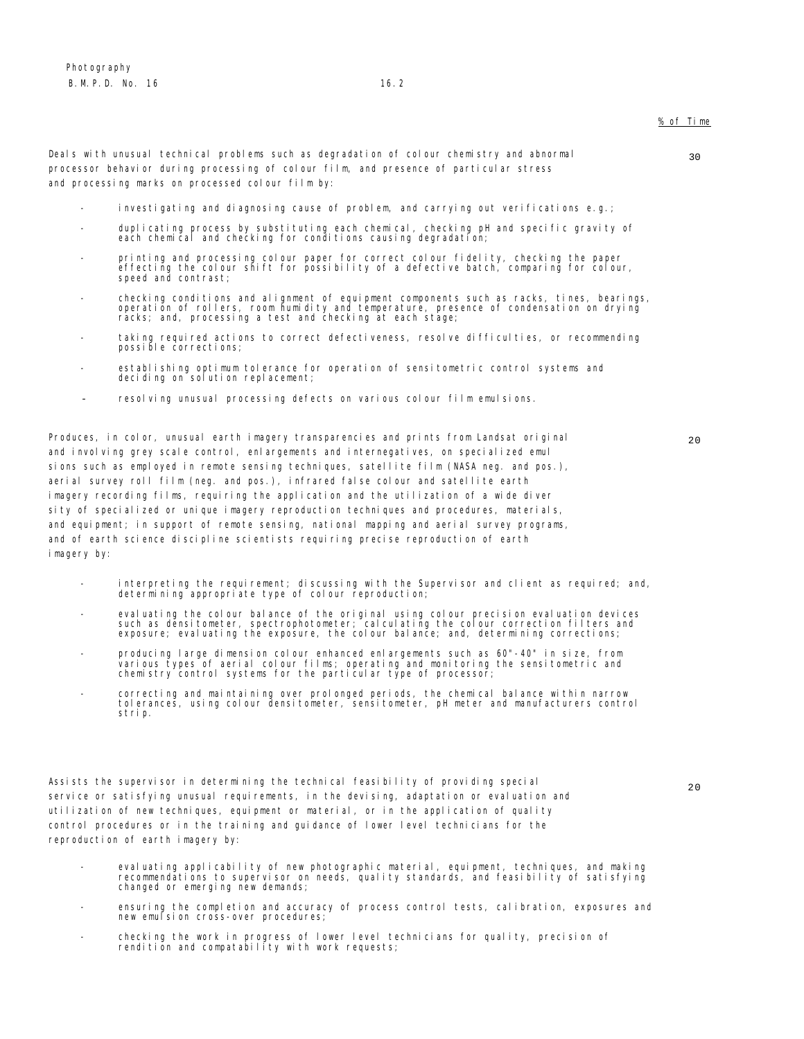% of Time

Deals with unusual technical problems such as degradation of colour chemistry and abnormal processor behavior during processing of colour film, and presence of particular stress and processing marks on processed colour film by: — 30

- investigating and diagnosing cause of problem, and carrying out verifications e.g.;
- duplicating process by substituting each chemical, checking pH and specific gravity of each chemical and checking for conditions causing degradation;
- printing and processing colour paper for correct colour fidelity, checking the paper effecting the colour shift for possibility of a defective batch, comparing for colour, speed and contrast;
- checking conditions and alignment of equipment components such as racks, tines, bearings, operation of rollers, room humidity and temperature, presence of condensation on drying racks; and, processing a test and checking at each stage;
- taking required actions to correct defectiveness, resolve difficulties, or recommending possible corrections;
- establishing optimum tolerance for operation of sensitometric control systems and deciding on solution replacement;
- resolving unusual processing defects on various colour film emulsions.

Produces, in color, unusual earth imagery transparencies and prints from Landsat original and involving grey scale control, enlargements and internegatives, on specialized emul sions such as employed in remote sensing techniques, satellite film (NASA neg. and pos.), aerial survey roll film (neg. and pos.), infrared false colour and satellite earth imagery recording films, requiring the application and the utilization of a wide diver sity of specialized or unique imagery reproduction techniques and procedures, materials, and equipment; in support of remote sensing, national mapping and aerial survey programs, and of earth science discipline scientists requiring precise reproduction of earth imagery by: — 20

- interpreting the requirement; discussing with the Supervisor and client as required; and, determining appropriate type of colour reproduction;
- evaluating the colour balance of the original using colour precision evaluation devices such as densitometer, spectrophotometer; calculating the colour correction filters and exposure; evaluating the exposure, the colour balance; and, determining corrections;
- producing large dimension colour enhanced enlargements such as 60"-40" in size, from various types of aerial colour films; operating and monitoring the sensitometric and chemistry control systems for the particular type of processor;
- correcting and maintaining over prolonged periods, the chemical balance within narrow tolerances, using colour densitometer, sensitometer, pH meter and manufacturers control strip.

Assists the supervisor in determining the technical feasibility of providing special service or satisfying unusual requirements, in the devising, adaptation or evaluation and utilization of new techniques, equipment or material, or in the application of quality control procedures or in the training and guidance of lower level technicians for the reproduction of earth imagery by: — 20

- evaluating applicability of new photographic material, equipment, techniques, and making recommendations to supervisor on needs, quality standards, and feasibility of satisfying changed or emerging new demands;
- ensuring the completion and accuracy of process control tests, calibration, exposures and new emulsion cross-over procedures;
- checking the work in progress of lower level technicians for quality, precision of rendition and compatability with work requests;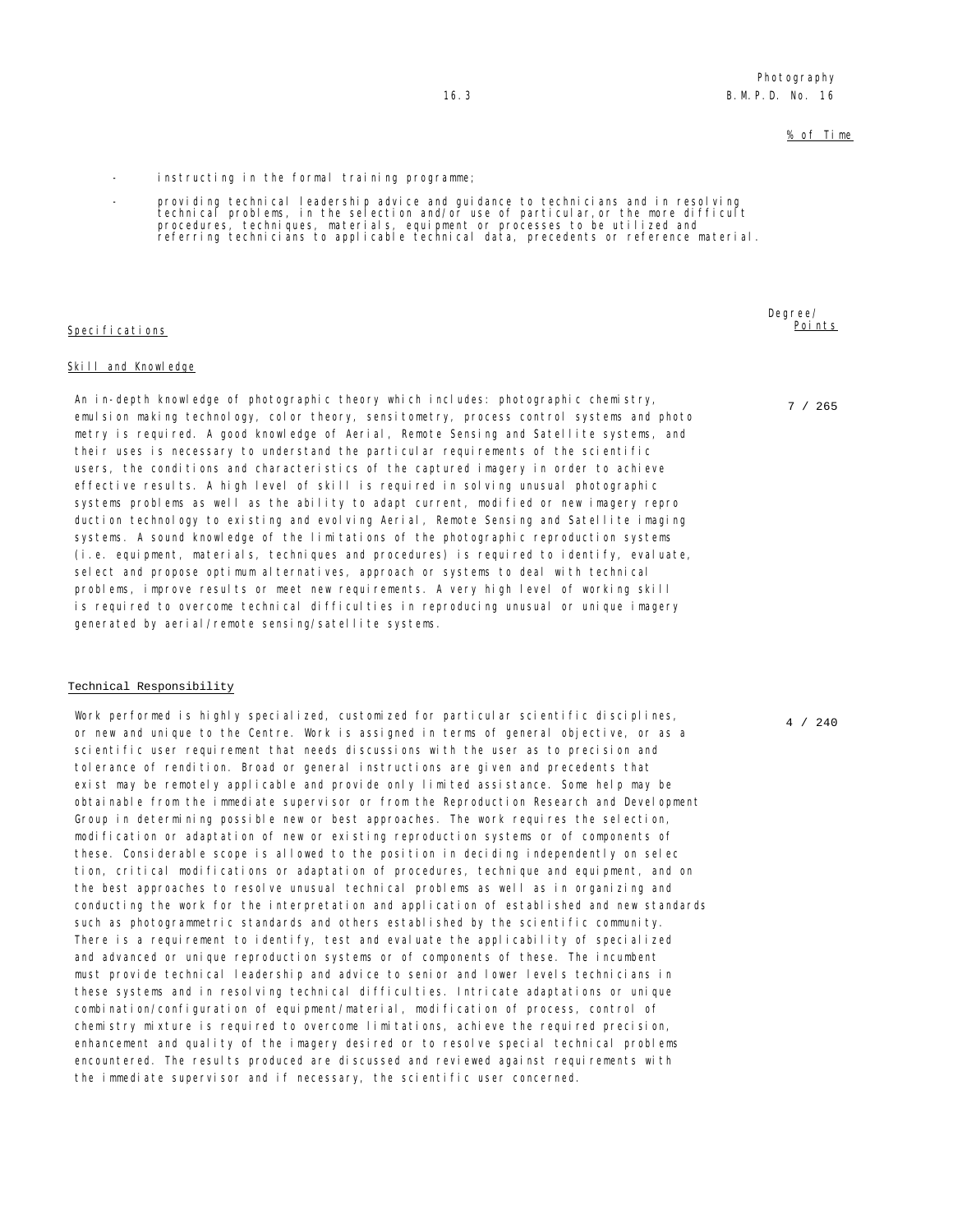% of Time

- instructing in the formal training programme;
- providing technical leadership advice and guidance to technicians and in resolving technical problems, in the selection and/or use of particular,or the more difficult procedures, techniques, materials, equipment or processes to be utilized and referring technicians to applicable technical data, precedents or reference material.

| Specifications | Degree/ Points |
|---|---|

### Skill and Knowledge

7 / 265

An in-depth knowledge of photographic theory which includes: photographic chemistry, emulsion making technology, color theory, sensitometry, process control systems and photo metry is required. A good knowledge of Aerial, Remote Sensing and Satellite systems, and their uses is necessary to understand the particular requirements of the scientific users, the conditions and characteristics of the captured imagery in order to achieve effective results. A high level of skill is required in solving unusual photographic systems problems as well as the ability to adapt current, modified or new imagery repro duction technology to existing and evolving Aerial, Remote Sensing and Satellite imaging systems. A sound knowledge of the limitations of the photographic reproduction systems (i.e. equipment, materials, techniques and procedures) is required to identify, evaluate, select and propose optimum alternatives, approach or systems to deal with technical problems, improve results or meet new requirements. A very high level of working skill is required to overcome technical difficulties in reproducing unusual or unique imagery generated by aerial/remote sensing/satellite systems.

### Technical Responsibility

4 / 240

Work performed is highly specialized, customized for particular scientific disciplines, or new and unique to the Centre. Work is assigned in terms of general objective, or as a scientific user requirement that needs discussions with the user as to precision and tolerance of rendition. Broad or general instructions are given and precedents that exist may be remotely applicable and provide only limited assistance. Some help may be obtainable from the immediate supervisor or from the Reproduction Research and Development Group in determining possible new or best approaches. The work requires the selection, modification or adaptation of new or existing reproduction systems or of components of these. Considerable scope is allowed to the position in deciding independently on selec tion, critical modifications or adaptation of procedures, technique and equipment, and on the best approaches to resolve unusual technical problems as well as in organizing and conducting the work for the interpretation and application of established and new standards such as photogrammetric standards and others established by the scientific community. There is a requirement to identify, test and evaluate the applicability of specialized and advanced or unique reproduction systems or of components of these. The incumbent must provide technical leadership and advice to senior and lower levels technicians in these systems and in resolving technical difficulties. Intricate adaptations or unique combination/configuration of equipment/material, modification of process, control of chemistry mixture is required to overcome limitations, achieve the required precision, enhancement and quality of the imagery desired or to resolve special technical problems encountered. The results produced are discussed and reviewed against requirements with the immediate supervisor and if necessary, the scientific user concerned.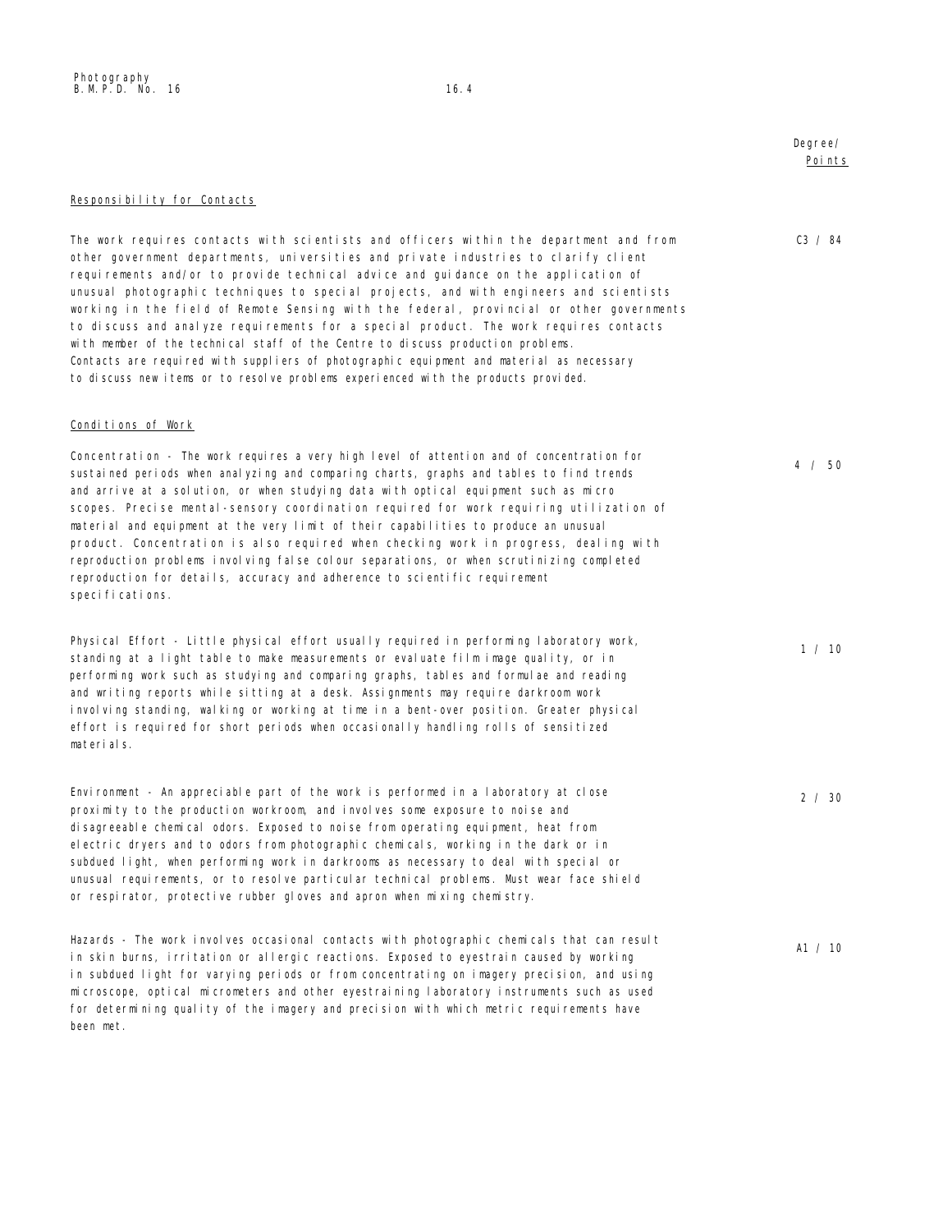Degree/ Points

Responsibility for Contacts

The work requires contacts with scientists and officers within the department and from other government departments, universities and private industries to clarify client requirements and/or to provide technical advice and guidance on the application of unusual photographic techniques to special projects, and with engineers and scientists working in the field of Remote Sensing with the federal, provincial or other governments to discuss and analyze requirements for a special product. The work requires contacts with member of the technical staff of the Centre to discuss production problems. Contacts are required with suppliers of photographic equipment and material as necessary to discuss new items or to resolve problems experienced with the products provided. C3 / 84

Conditions of Work

Concentration - The work requires a very high level of attention and of concentration for sustained periods when analyzing and comparing charts, graphs and tables to find trends and arrive at a solution, or when studying data with optical equipment such as micro scopes. Precise mental-sensory coordination required for work requiring utilization of material and equipment at the very limit of their capabilities to produce an unusual product. Concentration is also required when checking work in progress, dealing with reproduction problems involving false colour separations, or when scrutinizing completed reproduction for details, accuracy and adherence to scientific requirement specifications. 4 / 50

Physical Effort - Little physical effort usually required in performing laboratory work, standing at a light table to make measurements or evaluate film image quality, or in performing work such as studying and comparing graphs, tables and formulae and reading and writing reports while sitting at a desk. Assignments may require darkroom work involving standing, walking or working at time in a bent-over position. Greater physical effort is required for short periods when occasionally handling rolls of sensitized materials. 1 / 10

Environment - An appreciable part of the work is performed in a laboratory at close proximity to the production workroom, and involves some exposure to noise and disagreeable chemical odors. Exposed to noise from operating equipment, heat from electric dryers and to odors from photographic chemicals, working in the dark or in subdued light, when performing work in darkrooms as necessary to deal with special or unusual requirements, or to resolve particular technical problems. Must wear face shield or respirator, protective rubber gloves and apron when mixing chemistry. 2 / 30

Hazards - The work involves occasional contacts with photographic chemicals that can result in skin burns, irritation or allergic reactions. Exposed to eyestrain caused by working in subdued light for varying periods or from concentrating on imagery precision, and using microscope, optical micrometers and other eyestraining laboratory instruments such as used for determining quality of the imagery and precision with which metric requirements have been met. A1 / 10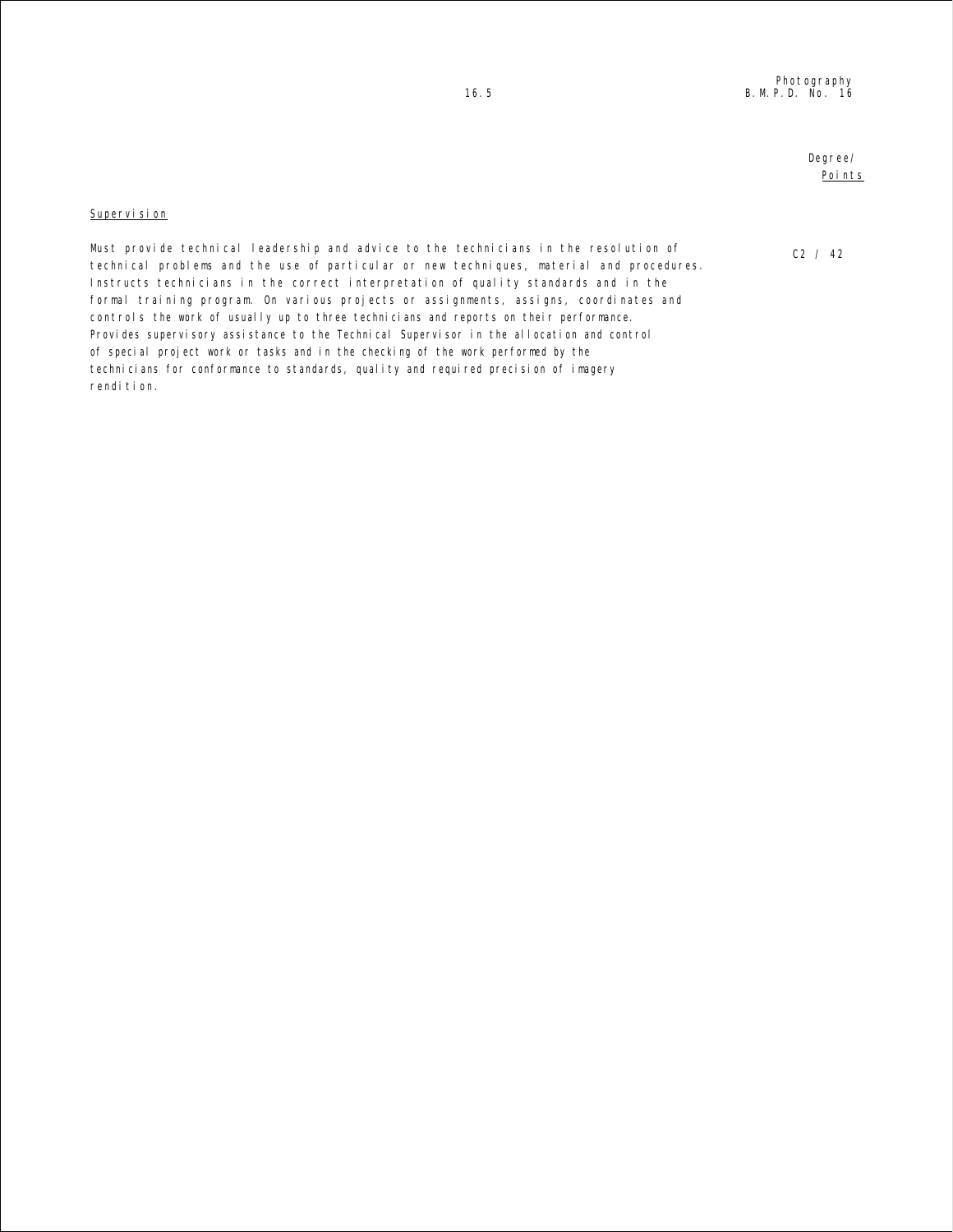Degree/ Points

Supervision

| | Degree/Points |
|---|---|
| Must provide technical leadership and advice to the technicians in the resolution of technical problems and the use of particular or new techniques, material and procedures. Instructs technicians in the correct interpretation of quality standards and in the formal training program. On various projects or assignments, assigns, coordinates and controls the work of usually up to three technicians and reports on their performance. Provides supervisory assistance to the Technical Supervisor in the allocation and control of special project work or tasks and in the checking of the work performed by the technicians for conformance to standards, quality and required precision of imagery rendition. | C2 / 42 |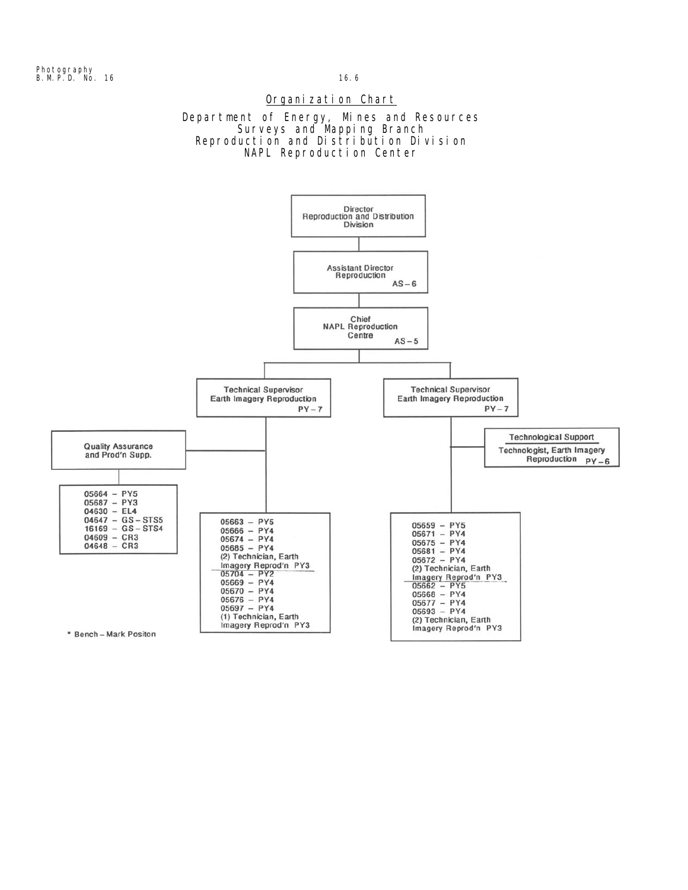## Organization Chart

Department of Energy, Mines and Resources
Surveys and Mapping Branch
Reproduction and Distribution Division
NAPL Reproduction Center

Director
Reproduction and Distribution Division

Assistant Director
Reproduction
AS – 6

Chief
NAPL Reproduction Centre
AS – 5

Technical Supervisor
Earth Imagery Reproduction
PY – 7

Technical Supervisor
Earth Imagery Reproduction
PY – 7

Quality Assurance and Prod'n Supp.

05664 – PY5
05687 – PY3
04630 – EL4
04647 – GS – STS5
16169 – GS – STS4
04609 – CR3
04648 – CR3

05663 – PY5
05666 – PY4
05674 – PY4
05685 – PY4
(2) Technician, Earth Imagery Reprod'n PY3
05704 – PY2
05669 – PY4
05670 – PY4
05676 – PY4
05697 – PY4
(1) Technician, Earth Imagery Reprod'n PY3

Technological Support
Technologist, Earth Imagery Reproduction PY – 6

05659 – PY5
05671 – PY4
05675 – PY4
05681 – PY4
05672 – PY4
(2) Technician, Earth Imagery Reprod'n PY3
05662 – PY5
05668 – PY4
05677 – PY4
05693 – PY4
(2) Technician, Earth Imagery Reprod'n PY3

* Bench – Mark Positon